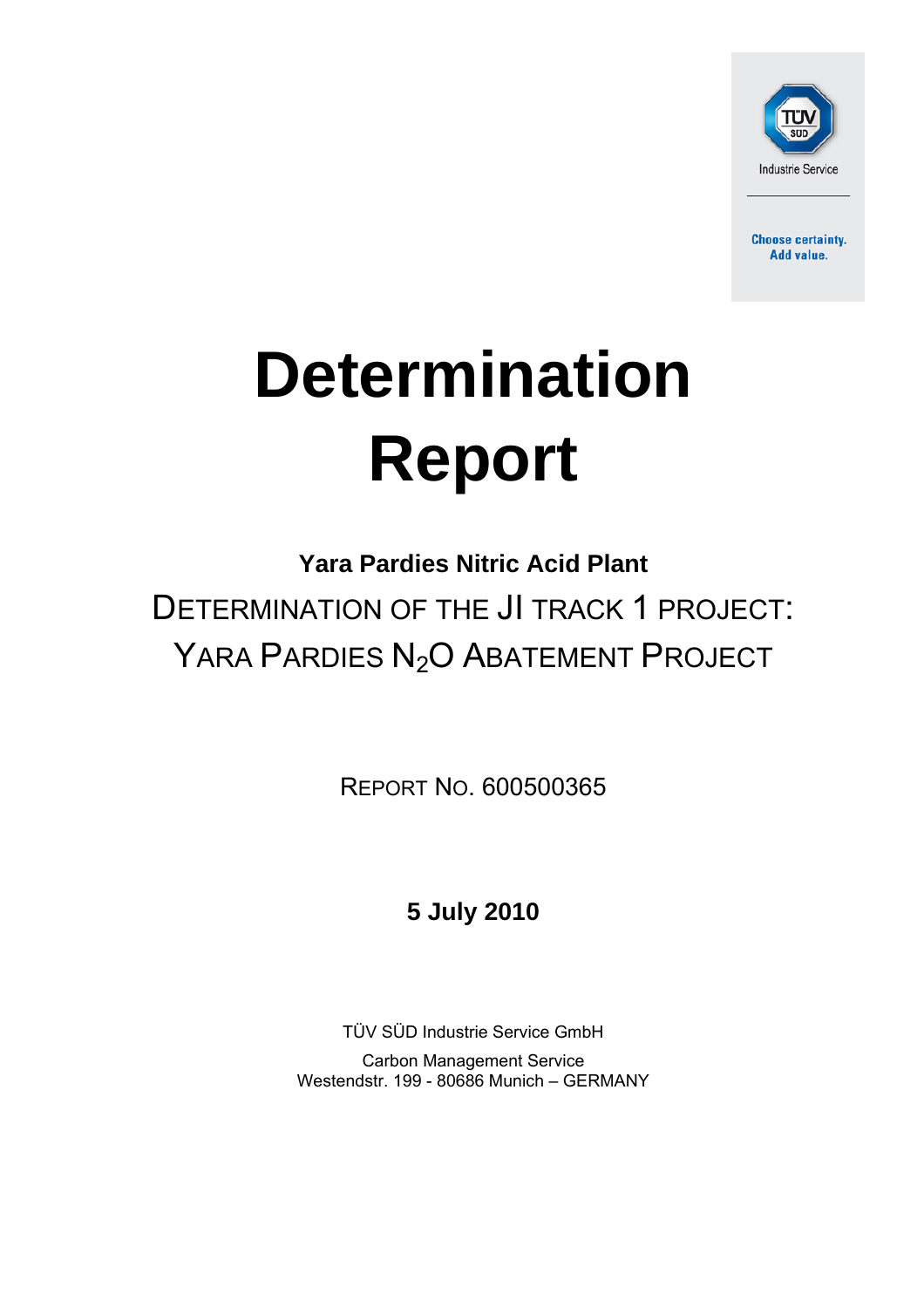TÜV SÜD

Industrie Service

Choose certainty.
Add value.

# Determination Report

**Yara Pardies Nitric Acid Plant**

DETERMINATION OF THE JI TRACK 1 PROJECT:
YARA PARDIES $N_2O$ ABATEMENT PROJECT

REPORT NO. 600500365

**5 July 2010**

TÜV SÜD Industrie Service GmbH

Carbon Management Service
Westendstr. 199 - 80686 Munich – GERMANY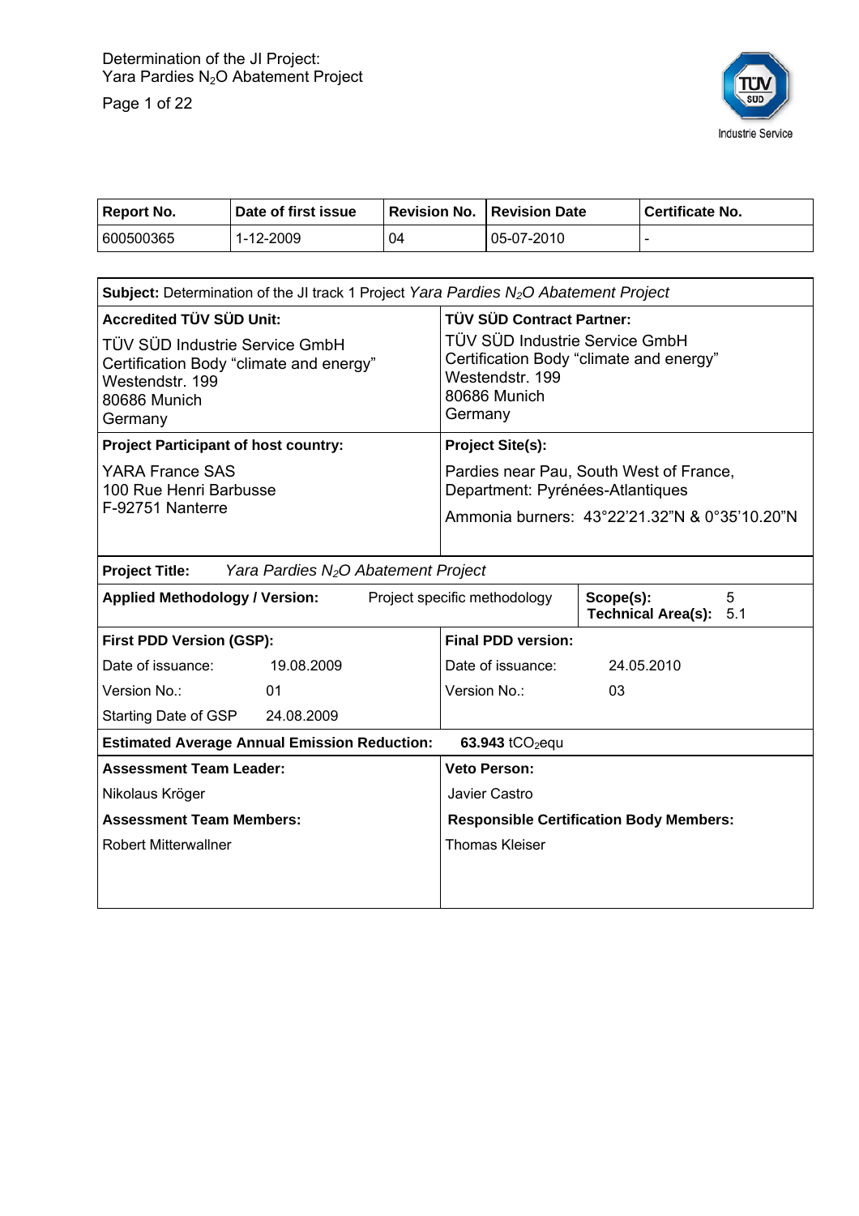| Report No. | Date of first issue | Revision No. | Revision Date | Certificate No. |
|---|---|---|---|---|
| 600500365 | 1-12-2009 | 04 | 05-07-2010 | - |

| **Subject:** Determination of the JI track 1 Project *Yara Pardies $N_2O$ Abatement Project* | |
|---|---|
| **Accredited TÜV SÜD Unit:**<br>TÜV SÜD Industrie Service GmbH<br>Certification Body "climate and energy"<br>Westendstr. 199<br>80686 Munich<br>Germany | **TÜV SÜD Contract Partner:**<br>TÜV SÜD Industrie Service GmbH<br>Certification Body "climate and energy"<br>Westendstr. 199<br>80686 Munich<br>Germany |
| **Project Participant of host country:**<br>YARA France SAS<br>100 Rue Henri Barbusse<br>F-92751 Nanterre | **Project Site(s):**<br>Pardies near Pau, South West of France, Department: Pyrénées-Atlantiques<br>Ammonia burners: 43°22'21.32"N & 0°35'10.20"N |
| **Project Title:** *Yara Pardies $N_2O$ Abatement Project* | |
| **Applied Methodology / Version:** Project specific methodology | **Scope(s):** 5<br>**Technical Area(s):** 5.1 |
| **First PDD Version (GSP):**<br>Date of issuance: 19.08.2009<br>Version No.: 01<br>Starting Date of GSP 24.08.2009 | **Final PDD version:**<br>Date of issuance: 24.05.2010<br>Version No.: 03 |
| **Estimated Average Annual Emission Reduction:** | **63.943** $tCO_2$equ |
| **Assessment Team Leader:**<br>Nikolaus Kröger | **Veto Person:**<br>Javier Castro |
| **Assessment Team Members:**<br>Robert Mitterwallner | **Responsible Certification Body Members:**<br>Thomas Kleiser |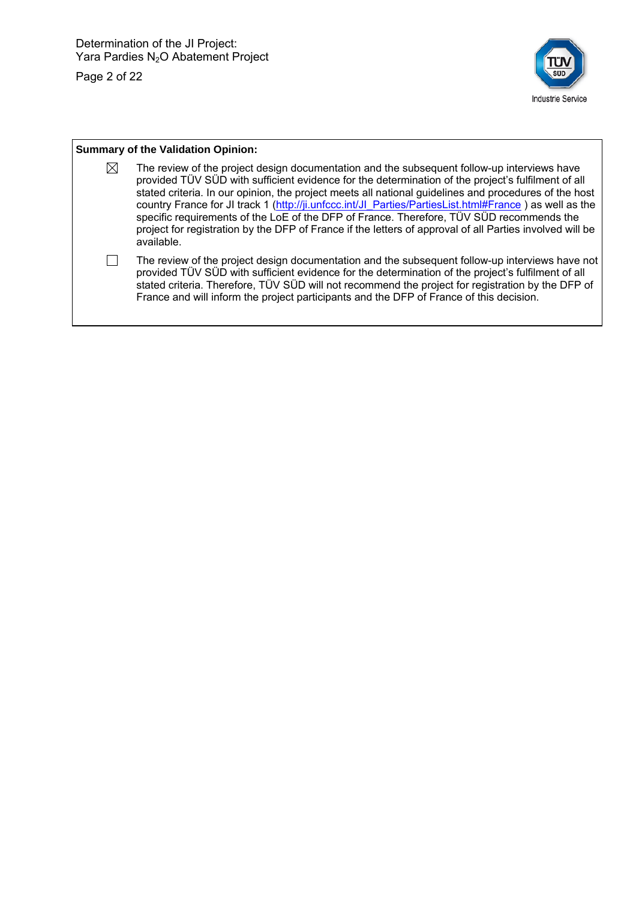**Summary of the Validation Opinion:**

- [x] The review of the project design documentation and the subsequent follow-up interviews have provided TÜV SÜD with sufficient evidence for the determination of the project's fulfilment of all stated criteria. In our opinion, the project meets all national guidelines and procedures of the host country France for JI track 1 (http://ji.unfccc.int/JI_Parties/PartiesList.html#France ) as well as the specific requirements of the LoE of the DFP of France. Therefore, TÜV SÜD recommends the project for registration by the DFP of France if the letters of approval of all Parties involved will be available.

- [ ] The review of the project design documentation and the subsequent follow-up interviews have not provided TÜV SÜD with sufficient evidence for the determination of the project's fulfilment of all stated criteria. Therefore, TÜV SÜD will not recommend the project for registration by the DFP of France and will inform the project participants and the DFP of France of this decision.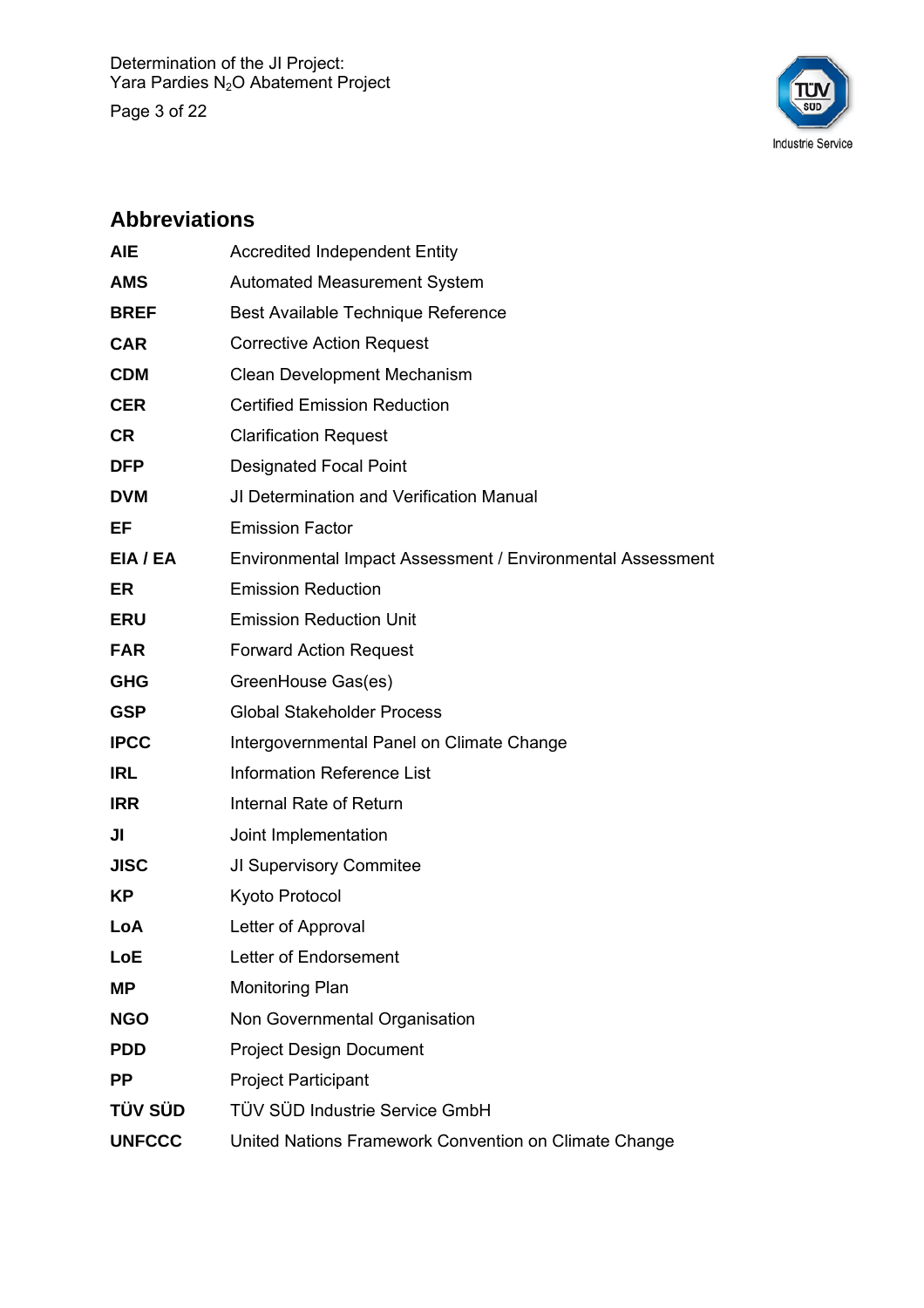## Abbreviations

| | |
|---|---|
| **AIE** | Accredited Independent Entity |
| **AMS** | Automated Measurement System |
| **BREF** | Best Available Technique Reference |
| **CAR** | Corrective Action Request |
| **CDM** | Clean Development Mechanism |
| **CER** | Certified Emission Reduction |
| **CR** | Clarification Request |
| **DFP** | Designated Focal Point |
| **DVM** | JI Determination and Verification Manual |
| **EF** | Emission Factor |
| **EIA / EA** | Environmental Impact Assessment / Environmental Assessment |
| **ER** | Emission Reduction |
| **ERU** | Emission Reduction Unit |
| **FAR** | Forward Action Request |
| **GHG** | GreenHouse Gas(es) |
| **GSP** | Global Stakeholder Process |
| **IPCC** | Intergovernmental Panel on Climate Change |
| **IRL** | Information Reference List |
| **IRR** | Internal Rate of Return |
| **JI** | Joint Implementation |
| **JISC** | JI Supervisory Commitee |
| **KP** | Kyoto Protocol |
| **LoA** | Letter of Approval |
| **LoE** | Letter of Endorsement |
| **MP** | Monitoring Plan |
| **NGO** | Non Governmental Organisation |
| **PDD** | Project Design Document |
| **PP** | Project Participant |
| **TÜV SÜD** | TÜV SÜD Industrie Service GmbH |
| **UNFCCC** | United Nations Framework Convention on Climate Change |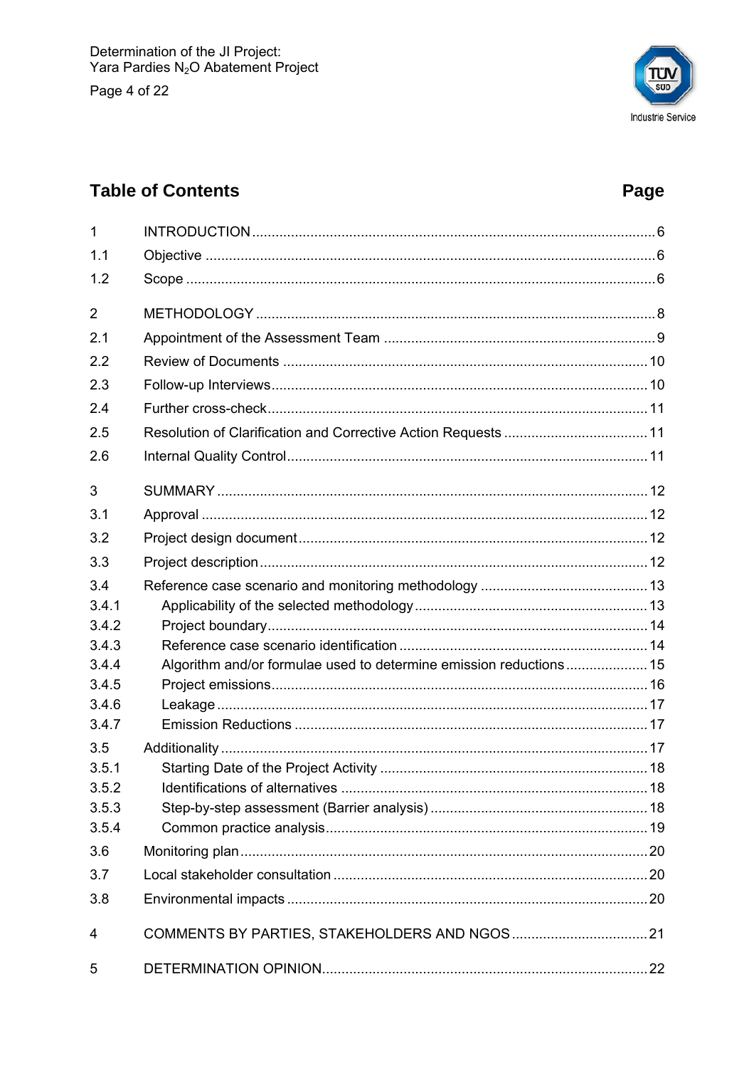## Table of Contents

| | | Page |
|---|---|---|
| 1 | INTRODUCTION | 6 |
| 1.1 | Objective | 6 |
| 1.2 | Scope | 6 |
| 2 | METHODOLOGY | 8 |
| 2.1 | Appointment of the Assessment Team | 9 |
| 2.2 | Review of Documents | 10 |
| 2.3 | Follow-up Interviews | 10 |
| 2.4 | Further cross-check | 11 |
| 2.5 | Resolution of Clarification and Corrective Action Requests | 11 |
| 2.6 | Internal Quality Control | 11 |
| 3 | SUMMARY | 12 |
| 3.1 | Approval | 12 |
| 3.2 | Project design document | 12 |
| 3.3 | Project description | 12 |
| 3.4 | Reference case scenario and monitoring methodology | 13 |
| 3.4.1 | Applicability of the selected methodology | 13 |
| 3.4.2 | Project boundary | 14 |
| 3.4.3 | Reference case scenario identification | 14 |
| 3.4.4 | Algorithm and/or formulae used to determine emission reductions | 15 |
| 3.4.5 | Project emissions | 16 |
| 3.4.6 | Leakage | 17 |
| 3.4.7 | Emission Reductions | 17 |
| 3.5 | Additionality | 17 |
| 3.5.1 | Starting Date of the Project Activity | 18 |
| 3.5.2 | Identifications of alternatives | 18 |
| 3.5.3 | Step-by-step assessment (Barrier analysis) | 18 |
| 3.5.4 | Common practice analysis | 19 |
| 3.6 | Monitoring plan | 20 |
| 3.7 | Local stakeholder consultation | 20 |
| 3.8 | Environmental impacts | 20 |
| 4 | COMMENTS BY PARTIES, STAKEHOLDERS AND NGOS | 21 |
| 5 | DETERMINATION OPINION | 22 |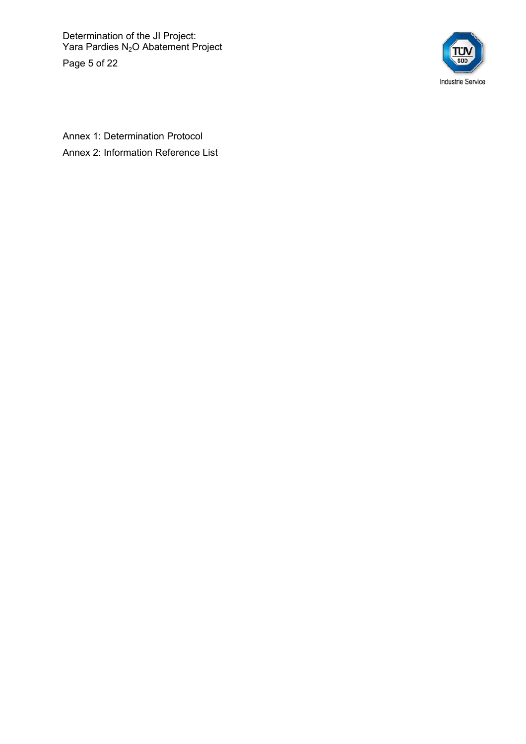Annex 1: Determination Protocol

Annex 2: Information Reference List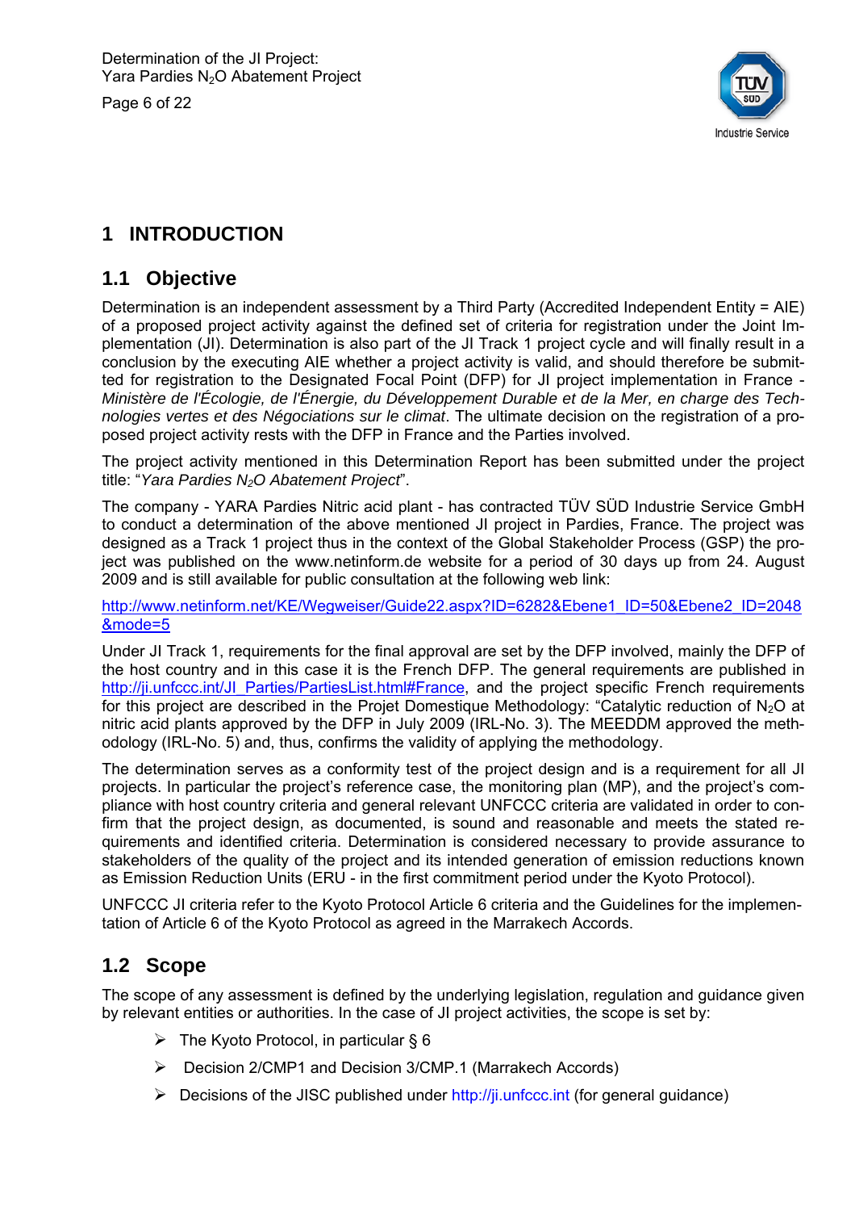# 1 INTRODUCTION

## 1.1 Objective

Determination is an independent assessment by a Third Party (Accredited Independent Entity = AIE) of a proposed project activity against the defined set of criteria for registration under the Joint Implementation (JI). Determination is also part of the JI Track 1 project cycle and will finally result in a conclusion by the executing AIE whether a project activity is valid, and should therefore be submitted for registration to the Designated Focal Point (DFP) for JI project implementation in France - *Ministère de l'Écologie, de l'Énergie, du Développement Durable et de la Mer, en charge des Technologies vertes et des Négociations sur le climat*. The ultimate decision on the registration of a proposed project activity rests with the DFP in France and the Parties involved.

The project activity mentioned in this Determination Report has been submitted under the project title: "*Yara Pardies $N_2O$ Abatement Project*".

The company - YARA Pardies Nitric acid plant - has contracted TÜV SÜD Industrie Service GmbH to conduct a determination of the above mentioned JI project in Pardies, France. The project was designed as a Track 1 project thus in the context of the Global Stakeholder Process (GSP) the project was published on the www.netinform.de website for a period of 30 days up from 24. August 2009 and is still available for public consultation at the following web link:

http://www.netinform.net/KE/Wegweiser/Guide22.aspx?ID=6282&Ebene1_ID=50&Ebene2_ID=2048&mode=5

Under JI Track 1, requirements for the final approval are set by the DFP involved, mainly the DFP of the host country and in this case it is the French DFP. The general requirements are published in http://ji.unfccc.int/JI_Parties/PartiesList.html#France, and the project specific French requirements for this project are described in the Projet Domestique Methodology: "Catalytic reduction of $N_2O$ at nitric acid plants approved by the DFP in July 2009 (IRL-No. 3). The MEEDDM approved the methodology (IRL-No. 5) and, thus, confirms the validity of applying the methodology.

The determination serves as a conformity test of the project design and is a requirement for all JI projects. In particular the project's reference case, the monitoring plan (MP), and the project's compliance with host country criteria and general relevant UNFCCC criteria are validated in order to confirm that the project design, as documented, is sound and reasonable and meets the stated requirements and identified criteria. Determination is considered necessary to provide assurance to stakeholders of the quality of the project and its intended generation of emission reductions known as Emission Reduction Units (ERU - in the first commitment period under the Kyoto Protocol).

UNFCCC JI criteria refer to the Kyoto Protocol Article 6 criteria and the Guidelines for the implementation of Article 6 of the Kyoto Protocol as agreed in the Marrakech Accords.

## 1.2 Scope

The scope of any assessment is defined by the underlying legislation, regulation and guidance given by relevant entities or authorities. In the case of JI project activities, the scope is set by:

- The Kyoto Protocol, in particular § 6
- Decision 2/CMP1 and Decision 3/CMP.1 (Marrakech Accords)
- Decisions of the JISC published under http://ji.unfccc.int (for general guidance)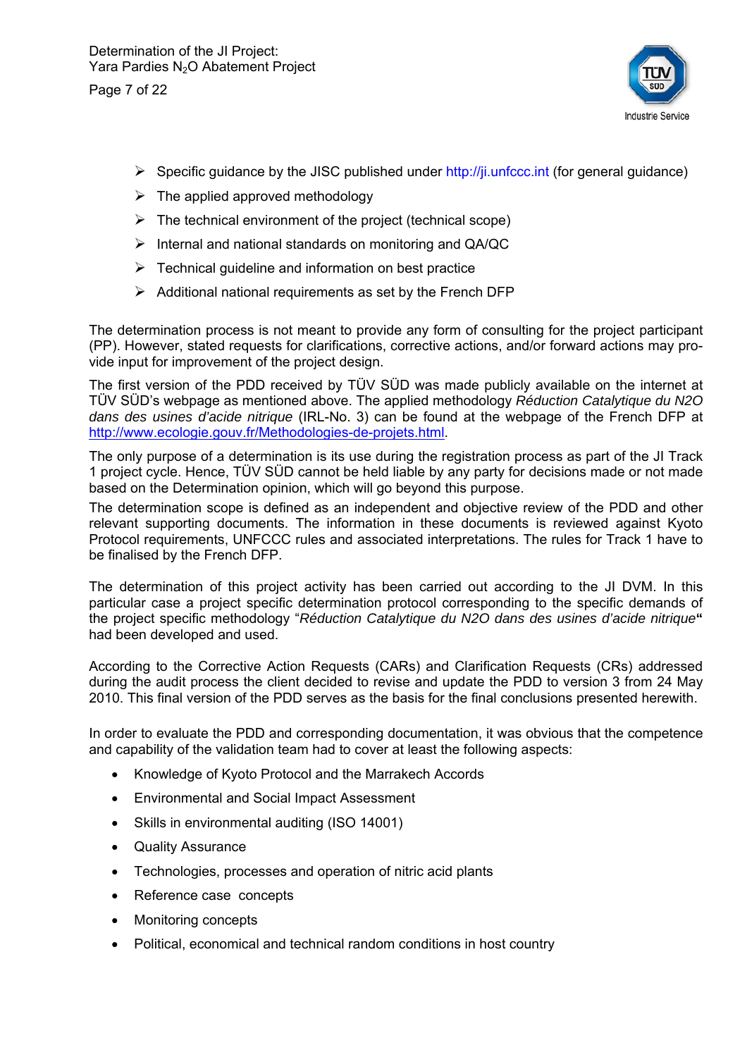- Specific guidance by the JISC published under http://ji.unfccc.int (for general guidance)
- The applied approved methodology
- The technical environment of the project (technical scope)
- Internal and national standards on monitoring and QA/QC
- Technical guideline and information on best practice
- Additional national requirements as set by the French DFP

The determination process is not meant to provide any form of consulting for the project participant (PP). However, stated requests for clarifications, corrective actions, and/or forward actions may provide input for improvement of the project design.

The first version of the PDD received by TÜV SÜD was made publicly available on the internet at TÜV SÜD's webpage as mentioned above. The applied methodology *Réduction Catalytique du N2O dans des usines d'acide nitrique* (IRL-No. 3) can be found at the webpage of the French DFP at http://www.ecologie.gouv.fr/Methodologies-de-projets.html.

The only purpose of a determination is its use during the registration process as part of the JI Track 1 project cycle. Hence, TÜV SÜD cannot be held liable by any party for decisions made or not made based on the Determination opinion, which will go beyond this purpose.

The determination scope is defined as an independent and objective review of the PDD and other relevant supporting documents. The information in these documents is reviewed against Kyoto Protocol requirements, UNFCCC rules and associated interpretations. The rules for Track 1 have to be finalised by the French DFP.

The determination of this project activity has been carried out according to the JI DVM. In this particular case a project specific determination protocol corresponding to the specific demands of the project specific methodology "*Réduction Catalytique du N2O dans des usines d'acide nitrique*" had been developed and used.

According to the Corrective Action Requests (CARs) and Clarification Requests (CRs) addressed during the audit process the client decided to revise and update the PDD to version 3 from 24 May 2010. This final version of the PDD serves as the basis for the final conclusions presented herewith.

In order to evaluate the PDD and corresponding documentation, it was obvious that the competence and capability of the validation team had to cover at least the following aspects:

- Knowledge of Kyoto Protocol and the Marrakech Accords
- Environmental and Social Impact Assessment
- Skills in environmental auditing (ISO 14001)
- Quality Assurance
- Technologies, processes and operation of nitric acid plants
- Reference case concepts
- Monitoring concepts
- Political, economical and technical random conditions in host country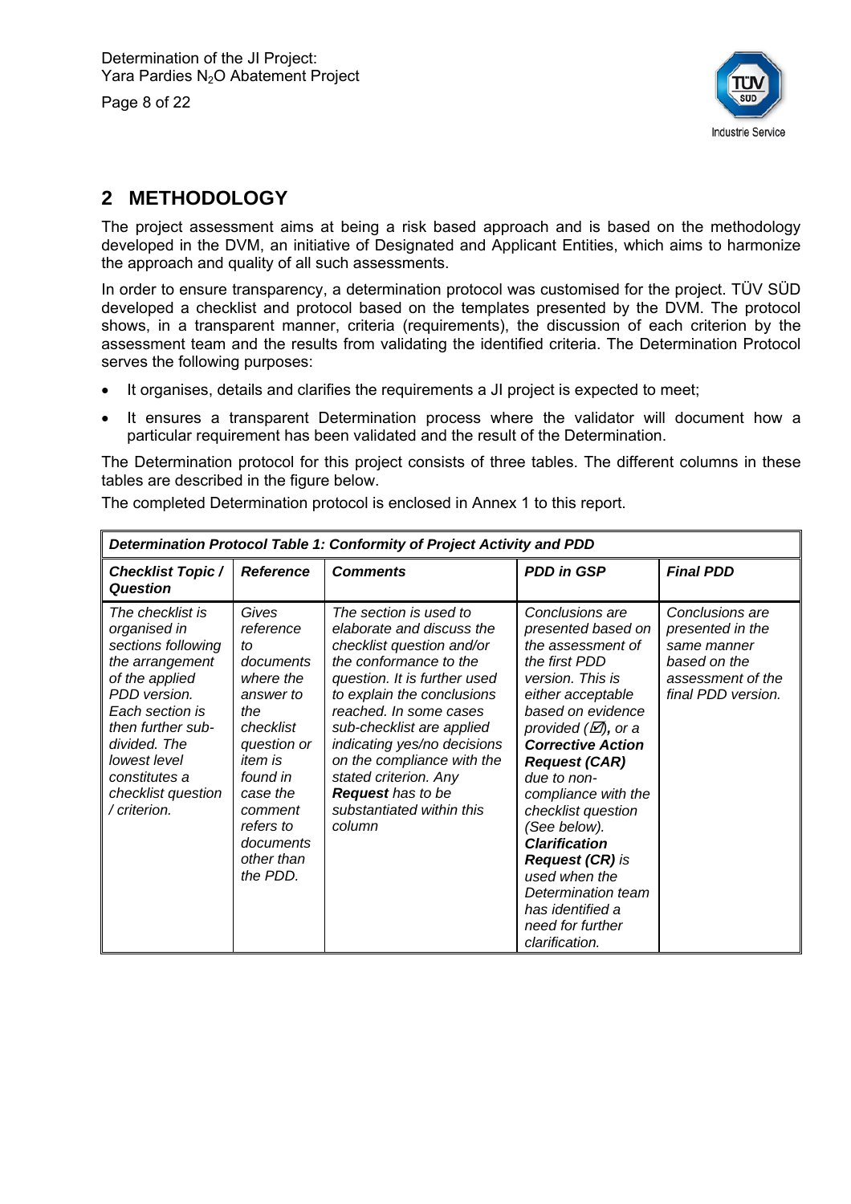## 2 METHODOLOGY

The project assessment aims at being a risk based approach and is based on the methodology developed in the DVM, an initiative of Designated and Applicant Entities, which aims to harmonize the approach and quality of all such assessments.

In order to ensure transparency, a determination protocol was customised for the project. TÜV SÜD developed a checklist and protocol based on the templates presented by the DVM. The protocol shows, in a transparent manner, criteria (requirements), the discussion of each criterion by the assessment team and the results from validating the identified criteria. The Determination Protocol serves the following purposes:

- It organises, details and clarifies the requirements a JI project is expected to meet;
- It ensures a transparent Determination process where the validator will document how a particular requirement has been validated and the result of the Determination.

The Determination protocol for this project consists of three tables. The different columns in these tables are described in the figure below.

The completed Determination protocol is enclosed in Annex 1 to this report.

| ***Determination Protocol Table 1: Conformity of Project Activity and PDD*** | | | | |
|---|---|---|---|---|
| ***Checklist Topic / Question*** | ***Reference*** | ***Comments*** | ***PDD in GSP*** | ***Final PDD*** |
| *The checklist is organised in sections following the arrangement of the applied PDD version. Each section is then further sub-divided. The lowest level constitutes a checklist question / criterion.* | *Gives reference to documents where the answer to the checklist question or item is found in case the comment refers to documents other than the PDD.* | *The section is used to elaborate and discuss the checklist question and/or the conformance to the question. It is further used to explain the conclusions reached. In some cases sub-checklist are applied indicating yes/no decisions on the compliance with the stated criterion. Any* ***Request*** *has to be substantiated within this column* | *Conclusions are presented based on the assessment of the first PDD version. This is either acceptable based on evidence provided (☑),* *or a* ***Corrective Action Request (CAR)*** *due to non-compliance with the checklist question (See below).* ***Clarification Request (CR)*** *is used when the Determination team has identified a need for further clarification.* | *Conclusions are presented in the same manner based on the assessment of the final PDD version.* |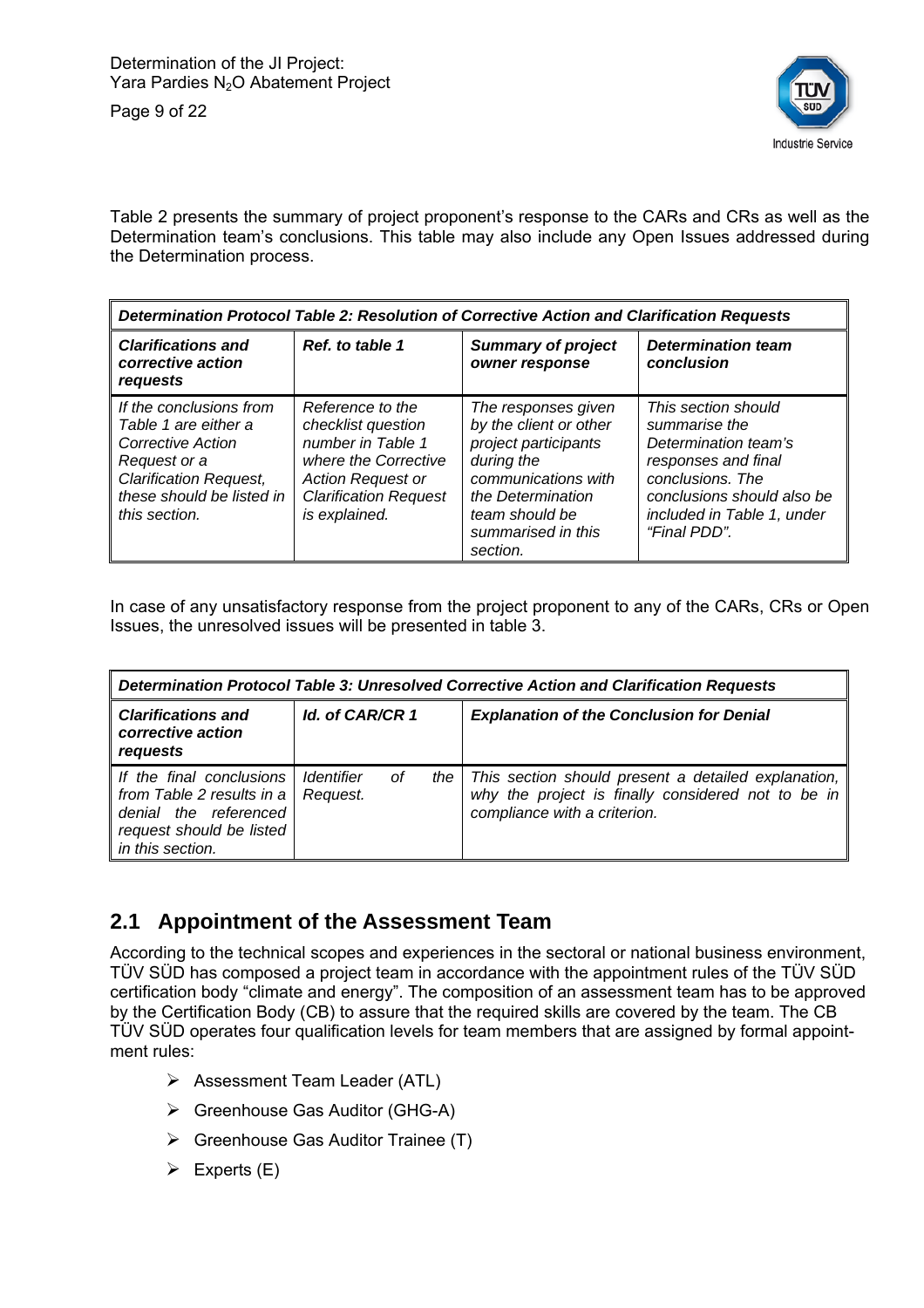Table 2 presents the summary of project proponent's response to the CARs and CRs as well as the Determination team's conclusions. This table may also include any Open Issues addressed during the Determination process.

| ***Determination Protocol Table 2: Resolution of Corrective Action and Clarification Requests*** | | | |
|---|---|---|---|
| ***Clarifications and corrective action requests*** | ***Ref. to table 1*** | ***Summary of project owner response*** | ***Determination team conclusion*** |
| *If the conclusions from Table 1 are either a Corrective Action Request or a Clarification Request, these should be listed in this section.* | *Reference to the checklist question number in Table 1 where the Corrective Action Request or Clarification Request is explained.* | *The responses given by the client or other project participants during the communications with the Determination team should be summarised in this section.* | *This section should summarise the Determination team's responses and final conclusions. The conclusions should also be included in Table 1, under "Final PDD".* |

In case of any unsatisfactory response from the project proponent to any of the CARs, CRs or Open Issues, the unresolved issues will be presented in table 3.

| ***Determination Protocol Table 3: Unresolved Corrective Action and Clarification Requests*** | | |
|---|---|---|
| ***Clarifications and corrective action requests*** | ***Id. of CAR/CR 1*** | ***Explanation of the Conclusion for Denial*** |
| *If the final conclusions from Table 2 results in a denial the referenced request should be listed in this section.* | *Identifier of the Request.* | *This section should present a detailed explanation, why the project is finally considered not to be in compliance with a criterion.* |

## 2.1 Appointment of the Assessment Team

According to the technical scopes and experiences in the sectoral or national business environment, TÜV SÜD has composed a project team in accordance with the appointment rules of the TÜV SÜD certification body "climate and energy". The composition of an assessment team has to be approved by the Certification Body (CB) to assure that the required skills are covered by the team. The CB TÜV SÜD operates four qualification levels for team members that are assigned by formal appointment rules:

- Assessment Team Leader (ATL)
- Greenhouse Gas Auditor (GHG-A)
- Greenhouse Gas Auditor Trainee (T)
- Experts (E)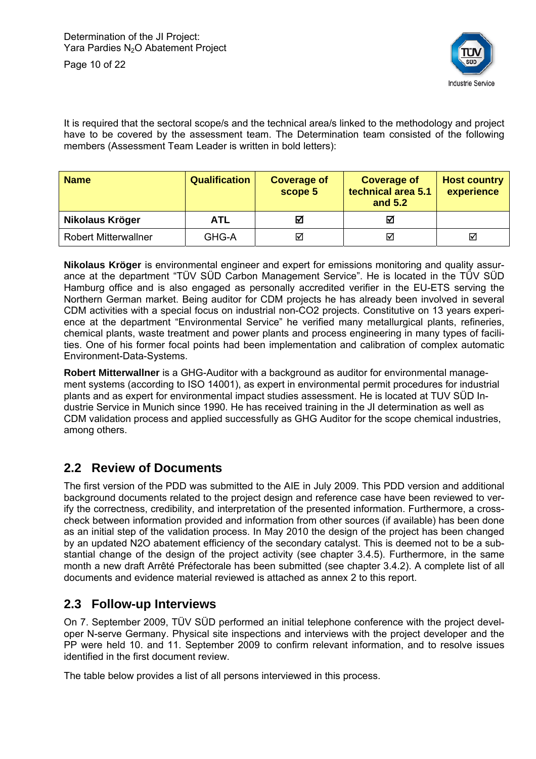It is required that the sectoral scope/s and the technical area/s linked to the methodology and project have to be covered by the assessment team. The Determination team consisted of the following members (Assessment Team Leader is written in bold letters):

| Name | Qualification | Coverage of scope 5 | Coverage of technical area 5.1 and 5.2 | Host country experience |
|---|---|---|---|---|
| **Nikolaus Kröger** | **ATL** | ☑ | ☑ | |
| Robert Mitterwallner | GHG-A | ☑ | ☑ | ☑ |

**Nikolaus Kröger** is environmental engineer and expert for emissions monitoring and quality assurance at the department “TÜV SÜD Carbon Management Service”. He is located in the TÜV SÜD Hamburg office and is also engaged as personally accredited verifier in the EU-ETS serving the Northern German market. Being auditor for CDM projects he has already been involved in several CDM activities with a special focus on industrial non-CO2 projects. Constitutive on 13 years experience at the department “Environmental Service” he verified many metallurgical plants, refineries, chemical plants, waste treatment and power plants and process engineering in many types of facilities. One of his former focal points had been implementation and calibration of complex automatic Environment-Data-Systems.

**Robert Mitterwallner** is a GHG-Auditor with a background as auditor for environmental management systems (according to ISO 14001), as expert in environmental permit procedures for industrial plants and as expert for environmental impact studies assessment. He is located at TUV SÜD Industrie Service in Munich since 1990. He has received training in the JI determination as well as CDM validation process and applied successfully as GHG Auditor for the scope chemical industries, among others.

## 2.2 Review of Documents

The first version of the PDD was submitted to the AIE in July 2009. This PDD version and additional background documents related to the project design and reference case have been reviewed to verify the correctness, credibility, and interpretation of the presented information. Furthermore, a cross-check between information provided and information from other sources (if available) has been done as an initial step of the validation process. In May 2010 the design of the project has been changed by an updated N2O abatement efficiency of the secondary catalyst. This is deemed not to be a substantial change of the design of the project activity (see chapter 3.4.5). Furthermore, in the same month a new draft Arrêté Préfectorale has been submitted (see chapter 3.4.2). A complete list of all documents and evidence material reviewed is attached as annex 2 to this report.

## 2.3 Follow-up Interviews

On 7. September 2009, TÜV SÜD performed an initial telephone conference with the project developer N-serve Germany. Physical site inspections and interviews with the project developer and the PP were held 10. and 11. September 2009 to confirm relevant information, and to resolve issues identified in the first document review.

The table below provides a list of all persons interviewed in this process.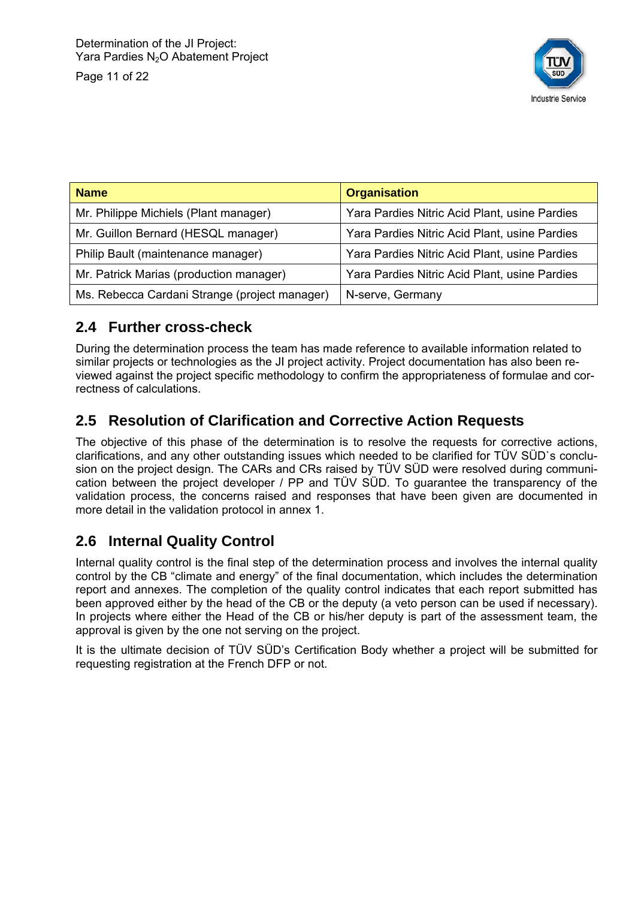| Name | Organisation |
|---|---|
| Mr. Philippe Michiels (Plant manager) | Yara Pardies Nitric Acid Plant, usine Pardies |
| Mr. Guillon Bernard (HESQL manager) | Yara Pardies Nitric Acid Plant, usine Pardies |
| Philip Bault (maintenance manager) | Yara Pardies Nitric Acid Plant, usine Pardies |
| Mr. Patrick Marias (production manager) | Yara Pardies Nitric Acid Plant, usine Pardies |
| Ms. Rebecca Cardani Strange (project manager) | N-serve, Germany |

## 2.4 Further cross-check

During the determination process the team has made reference to available information related to similar projects or technologies as the JI project activity. Project documentation has also been reviewed against the project specific methodology to confirm the appropriateness of formulae and correctness of calculations.

## 2.5 Resolution of Clarification and Corrective Action Requests

The objective of this phase of the determination is to resolve the requests for corrective actions, clarifications, and any other outstanding issues which needed to be clarified for TÜV SÜD`s conclusion on the project design. The CARs and CRs raised by TÜV SÜD were resolved during communication between the project developer / PP and TÜV SÜD. To guarantee the transparency of the validation process, the concerns raised and responses that have been given are documented in more detail in the validation protocol in annex 1.

## 2.6 Internal Quality Control

Internal quality control is the final step of the determination process and involves the internal quality control by the CB "climate and energy" of the final documentation, which includes the determination report and annexes. The completion of the quality control indicates that each report submitted has been approved either by the head of the CB or the deputy (a veto person can be used if necessary). In projects where either the Head of the CB or his/her deputy is part of the assessment team, the approval is given by the one not serving on the project.

It is the ultimate decision of TÜV SÜD's Certification Body whether a project will be submitted for requesting registration at the French DFP or not.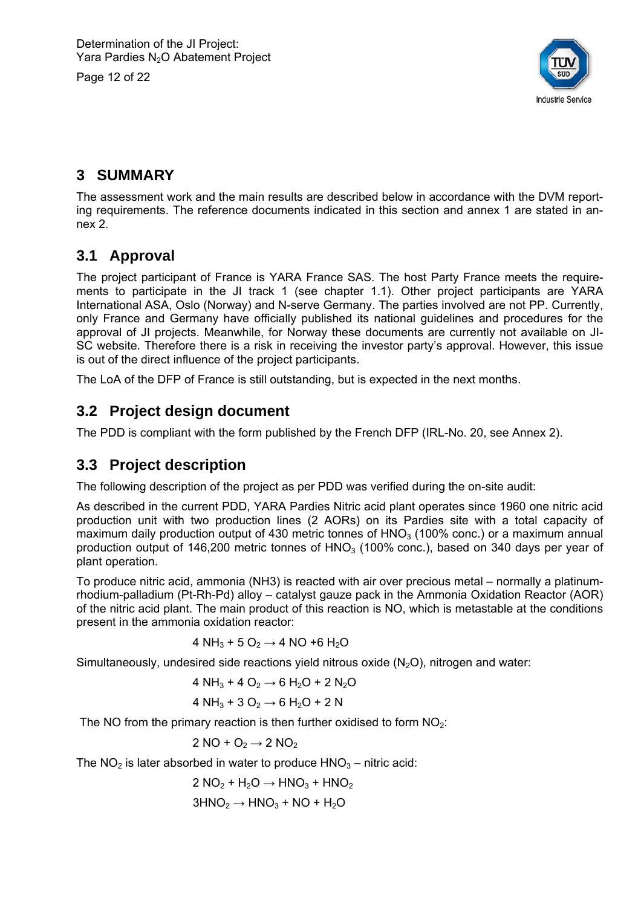# 3 SUMMARY

The assessment work and the main results are described below in accordance with the DVM reporting requirements. The reference documents indicated in this section and annex 1 are stated in annex 2.

## 3.1 Approval

The project participant of France is YARA France SAS. The host Party France meets the requirements to participate in the JI track 1 (see chapter 1.1). Other project participants are YARA International ASA, Oslo (Norway) and N-serve Germany. The parties involved are not PP. Currently, only France and Germany have officially published its national guidelines and procedures for the approval of JI projects. Meanwhile, for Norway these documents are currently not available on JI-SC website. Therefore there is a risk in receiving the investor party's approval. However, this issue is out of the direct influence of the project participants.

The LoA of the DFP of France is still outstanding, but is expected in the next months.

## 3.2 Project design document

The PDD is compliant with the form published by the French DFP (IRL-No. 20, see Annex 2).

## 3.3 Project description

The following description of the project as per PDD was verified during the on-site audit:

As described in the current PDD, YARA Pardies Nitric acid plant operates since 1960 one nitric acid production unit with two production lines (2 AORs) on its Pardies site with a total capacity of maximum daily production output of 430 metric tonnes of $HNO_3$ (100% conc.) or a maximum annual production output of 146,200 metric tonnes of $HNO_3$ (100% conc.), based on 340 days per year of plant operation.

To produce nitric acid, ammonia (NH3) is reacted with air over precious metal – normally a platinum-rhodium-palladium (Pt-Rh-Pd) alloy – catalyst gauze pack in the Ammonia Oxidation Reactor (AOR) of the nitric acid plant. The main product of this reaction is NO, which is metastable at the conditions present in the ammonia oxidation reactor:

$$4\ NH_3 + 5\ O_2 \rightarrow 4\ NO + 6\ H_2O$$

Simultaneously, undesired side reactions yield nitrous oxide ($N_2O$), nitrogen and water:

$$4\ NH_3 + 4\ O_2 \rightarrow 6\ H_2O + 2\ N_2O$$

$$4\ NH_3 + 3\ O_2 \rightarrow 6\ H_2O + 2\ N$$

The NO from the primary reaction is then further oxidised to form $NO_2$:

$$2\ NO + O_2 \rightarrow 2\ NO_2$$

The $NO_2$ is later absorbed in water to produce $HNO_3$ – nitric acid:

$$2\ NO_2 + H_2O \rightarrow HNO_3 + HNO_2$$

$$3HNO_2 \rightarrow HNO_3 + NO + H_2O$$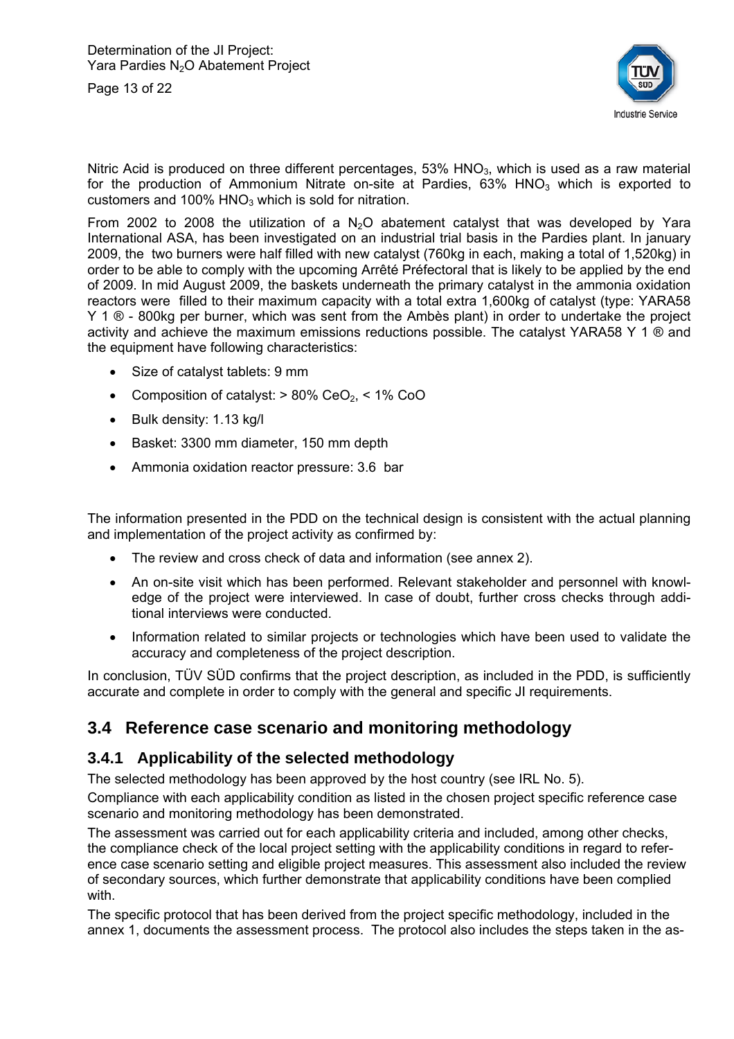Nitric Acid is produced on three different percentages, 53% $HNO_3$, which is used as a raw material for the production of Ammonium Nitrate on-site at Pardies, 63% $HNO_3$ which is exported to customers and 100% $HNO_3$ which is sold for nitration.

From 2002 to 2008 the utilization of a $N_2O$ abatement catalyst that was developed by Yara International ASA, has been investigated on an industrial trial basis in the Pardies plant. In january 2009, the two burners were half filled with new catalyst (760kg in each, making a total of 1,520kg) in order to be able to comply with the upcoming Arrêté Préfectoral that is likely to be applied by the end of 2009. In mid August 2009, the baskets underneath the primary catalyst in the ammonia oxidation reactors were filled to their maximum capacity with a total extra 1,600kg of catalyst (type: YARA58 Y 1 ® - 800kg per burner, which was sent from the Ambès plant) in order to undertake the project activity and achieve the maximum emissions reductions possible. The catalyst YARA58 Y 1 ® and the equipment have following characteristics:

- Size of catalyst tablets: 9 mm
- Composition of catalyst: > 80% $CeO_2$, < 1% CoO
- Bulk density: 1.13 kg/l
- Basket: 3300 mm diameter, 150 mm depth
- Ammonia oxidation reactor pressure: 3.6 bar

The information presented in the PDD on the technical design is consistent with the actual planning and implementation of the project activity as confirmed by:

- The review and cross check of data and information (see annex 2).
- An on-site visit which has been performed. Relevant stakeholder and personnel with knowledge of the project were interviewed. In case of doubt, further cross checks through additional interviews were conducted.
- Information related to similar projects or technologies which have been used to validate the accuracy and completeness of the project description.

In conclusion, TÜV SÜD confirms that the project description, as included in the PDD, is sufficiently accurate and complete in order to comply with the general and specific JI requirements.

## 3.4 Reference case scenario and monitoring methodology

### 3.4.1 Applicability of the selected methodology

The selected methodology has been approved by the host country (see IRL No. 5).

Compliance with each applicability condition as listed in the chosen project specific reference case scenario and monitoring methodology has been demonstrated.

The assessment was carried out for each applicability criteria and included, among other checks, the compliance check of the local project setting with the applicability conditions in regard to reference case scenario setting and eligible project measures. This assessment also included the review of secondary sources, which further demonstrate that applicability conditions have been complied with.

The specific protocol that has been derived from the project specific methodology, included in the annex 1, documents the assessment process. The protocol also includes the steps taken in the as-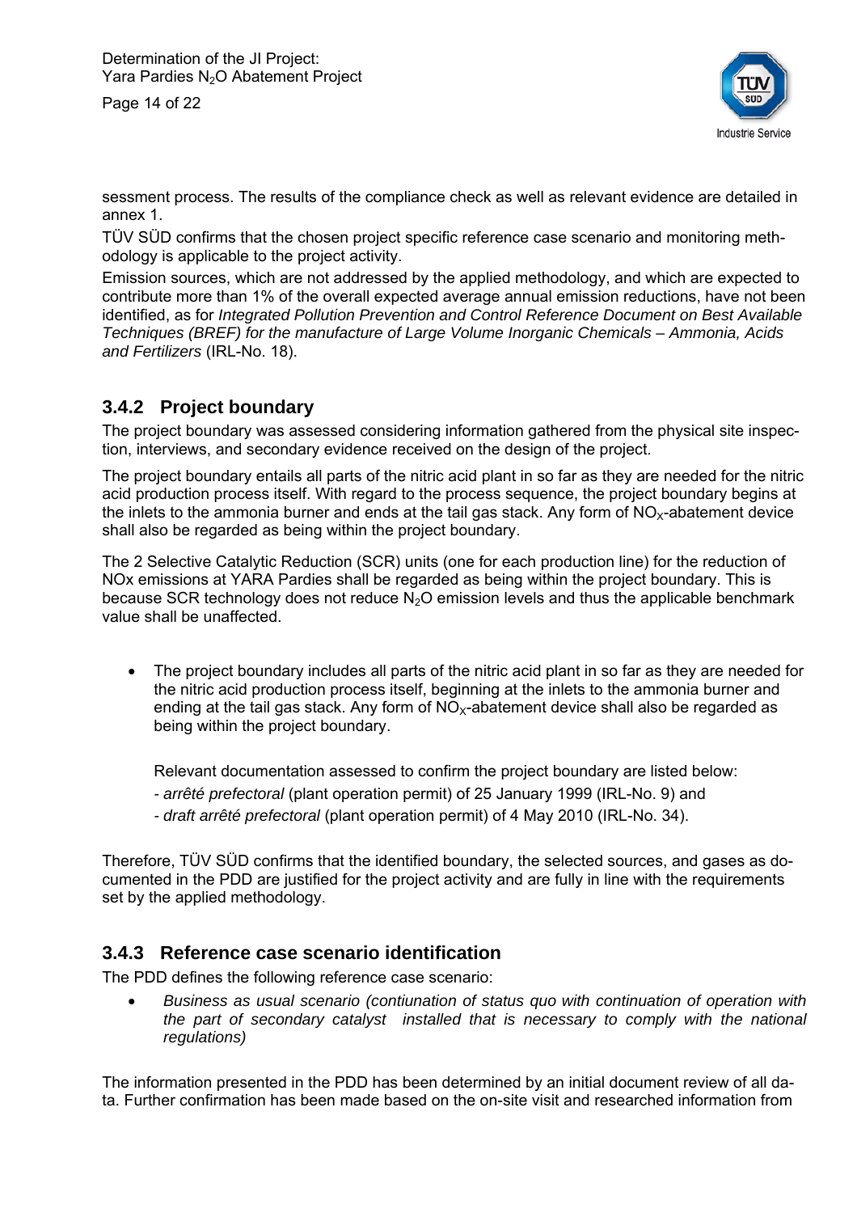sessment process. The results of the compliance check as well as relevant evidence are detailed in annex 1.

TÜV SÜD confirms that the chosen project specific reference case scenario and monitoring methodology is applicable to the project activity.

Emission sources, which are not addressed by the applied methodology, and which are expected to contribute more than 1% of the overall expected average annual emission reductions, have not been identified, as for *Integrated Pollution Prevention and Control Reference Document on Best Available Techniques (BREF) for the manufacture of Large Volume Inorganic Chemicals – Ammonia, Acids and Fertilizers* (IRL-No. 18).

### 3.4.2 Project boundary

The project boundary was assessed considering information gathered from the physical site inspection, interviews, and secondary evidence received on the design of the project.

The project boundary entails all parts of the nitric acid plant in so far as they are needed for the nitric acid production process itself. With regard to the process sequence, the project boundary begins at the inlets to the ammonia burner and ends at the tail gas stack. Any form of $NO_X$-abatement device shall also be regarded as being within the project boundary.

The 2 Selective Catalytic Reduction (SCR) units (one for each production line) for the reduction of NOx emissions at YARA Pardies shall be regarded as being within the project boundary. This is because SCR technology does not reduce $N_2O$ emission levels and thus the applicable benchmark value shall be unaffected.

- The project boundary includes all parts of the nitric acid plant in so far as they are needed for the nitric acid production process itself, beginning at the inlets to the ammonia burner and ending at the tail gas stack. Any form of $NO_X$-abatement device shall also be regarded as being within the project boundary.

  Relevant documentation assessed to confirm the project boundary are listed below:
  - *arrêté prefectoral* (plant operation permit) of 25 January 1999 (IRL-No. 9) and
  - *draft arrêté prefectoral* (plant operation permit) of 4 May 2010 (IRL-No. 34).

Therefore, TÜV SÜD confirms that the identified boundary, the selected sources, and gases as documented in the PDD are justified for the project activity and are fully in line with the requirements set by the applied methodology.

### 3.4.3 Reference case scenario identification

The PDD defines the following reference case scenario:

- *Business as usual scenario (contiunation of status quo with continuation of operation with the part of secondary catalyst installed that is necessary to comply with the national regulations)*

The information presented in the PDD has been determined by an initial document review of all data. Further confirmation has been made based on the on-site visit and researched information from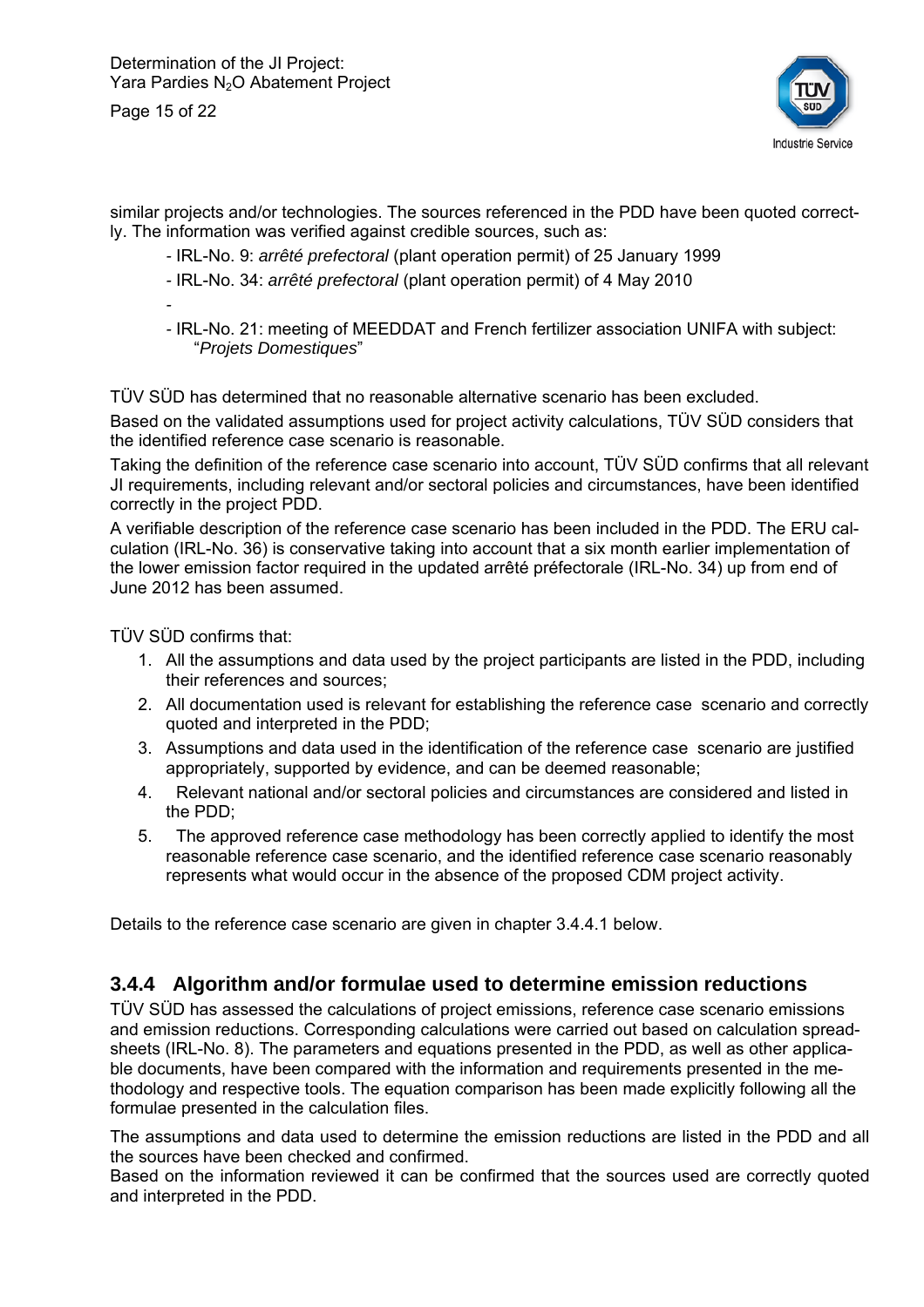similar projects and/or technologies. The sources referenced in the PDD have been quoted correctly. The information was verified against credible sources, such as:

- IRL-No. 9: *arrêté prefectoral* (plant operation permit) of 25 January 1999
- IRL-No. 34: *arrêté prefectoral* (plant operation permit) of 4 May 2010
- 
- IRL-No. 21: meeting of MEEDDAT and French fertilizer association UNIFA with subject: "*Projets Domestiques*"

TÜV SÜD has determined that no reasonable alternative scenario has been excluded.

Based on the validated assumptions used for project activity calculations, TÜV SÜD considers that the identified reference case scenario is reasonable.

Taking the definition of the reference case scenario into account, TÜV SÜD confirms that all relevant JI requirements, including relevant and/or sectoral policies and circumstances, have been identified correctly in the project PDD.

A verifiable description of the reference case scenario has been included in the PDD. The ERU calculation (IRL-No. 36) is conservative taking into account that a six month earlier implementation of the lower emission factor required in the updated arrêté préfectorale (IRL-No. 34) up from end of June 2012 has been assumed.

TÜV SÜD confirms that:

1. All the assumptions and data used by the project participants are listed in the PDD, including their references and sources;
2. All documentation used is relevant for establishing the reference case scenario and correctly quoted and interpreted in the PDD;
3. Assumptions and data used in the identification of the reference case scenario are justified appropriately, supported by evidence, and can be deemed reasonable;
4. Relevant national and/or sectoral policies and circumstances are considered and listed in the PDD;
5. The approved reference case methodology has been correctly applied to identify the most reasonable reference case scenario, and the identified reference case scenario reasonably represents what would occur in the absence of the proposed CDM project activity.

Details to the reference case scenario are given in chapter 3.4.4.1 below.

### 3.4.4 Algorithm and/or formulae used to determine emission reductions

TÜV SÜD has assessed the calculations of project emissions, reference case scenario emissions and emission reductions. Corresponding calculations were carried out based on calculation spreadsheets (IRL-No. 8). The parameters and equations presented in the PDD, as well as other applicable documents, have been compared with the information and requirements presented in the methodology and respective tools. The equation comparison has been made explicitly following all the formulae presented in the calculation files.

The assumptions and data used to determine the emission reductions are listed in the PDD and all the sources have been checked and confirmed.

Based on the information reviewed it can be confirmed that the sources used are correctly quoted and interpreted in the PDD.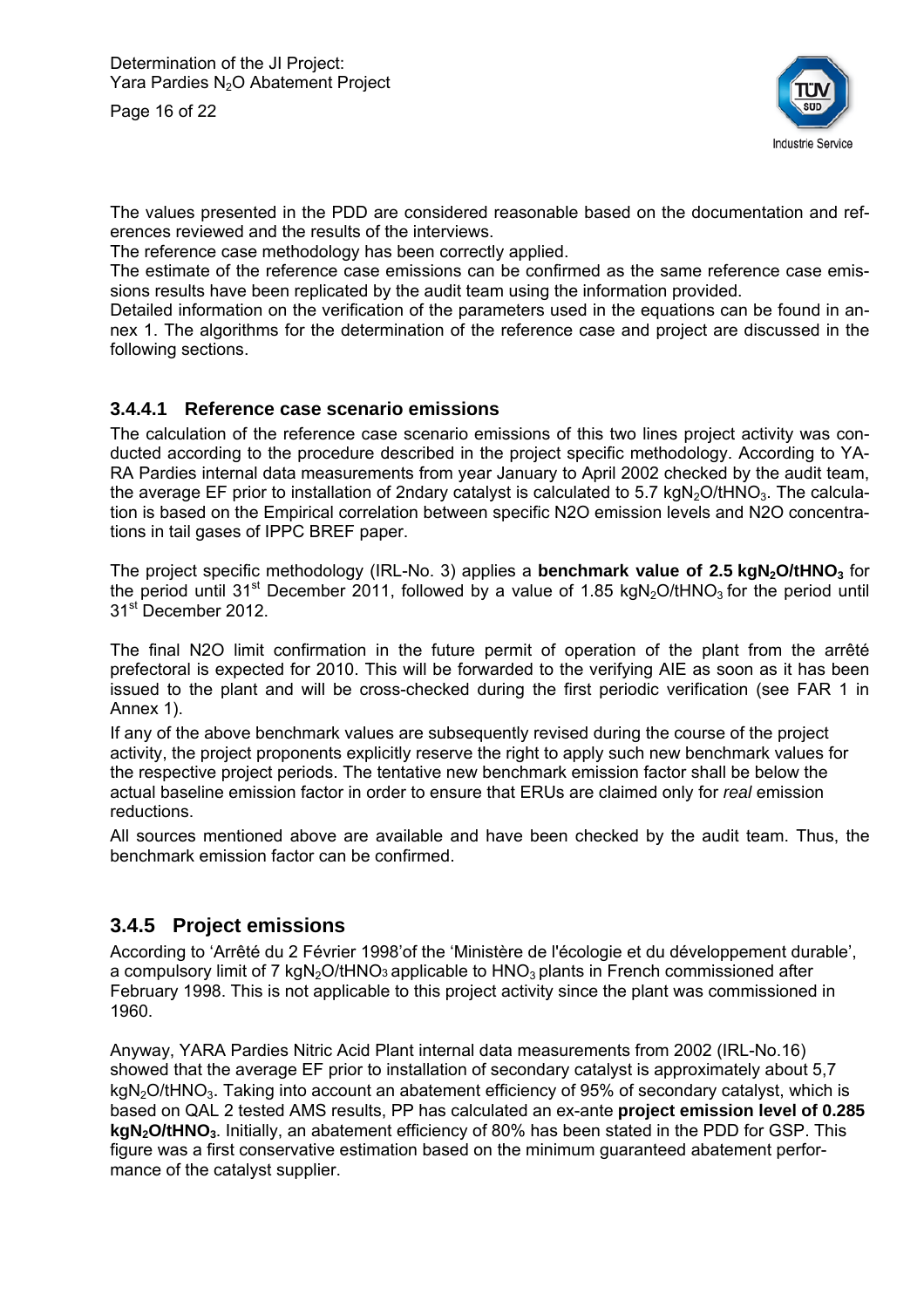The values presented in the PDD are considered reasonable based on the documentation and references reviewed and the results of the interviews.

The reference case methodology has been correctly applied.

The estimate of the reference case emissions can be confirmed as the same reference case emissions results have been replicated by the audit team using the information provided.

Detailed information on the verification of the parameters used in the equations can be found in annex 1. The algorithms for the determination of the reference case and project are discussed in the following sections.

#### 3.4.4.1 Reference case scenario emissions

The calculation of the reference case scenario emissions of this two lines project activity was conducted according to the procedure described in the project specific methodology. According to YARA Pardies internal data measurements from year January to April 2002 checked by the audit team, the average EF prior to installation of 2ndary catalyst is calculated to 5.7 $kgN_2O/tHNO_3$. The calculation is based on the Empirical correlation between specific N2O emission levels and N2O concentrations in tail gases of IPPC BREF paper.

The project specific methodology (IRL-No. 3) applies a **benchmark value of 2.5 $kgN_2O/tHNO_3$** for the period until 31st December 2011, followed by a value of 1.85 $kgN_2O/tHNO_3$ for the period until 31st December 2012.

The final N2O limit confirmation in the future permit of operation of the plant from the arrêté prefectoral is expected for 2010. This will be forwarded to the verifying AIE as soon as it has been issued to the plant and will be cross-checked during the first periodic verification (see FAR 1 in Annex 1).

If any of the above benchmark values are subsequently revised during the course of the project activity, the project proponents explicitly reserve the right to apply such new benchmark values for the respective project periods. The tentative new benchmark emission factor shall be below the actual baseline emission factor in order to ensure that ERUs are claimed only for *real* emission reductions.

All sources mentioned above are available and have been checked by the audit team. Thus, the benchmark emission factor can be confirmed.

### 3.4.5 Project emissions

According to 'Arrêté du 2 Février 1998'of the 'Ministère de l'écologie et du développement durable', a compulsory limit of 7 $kgN_2O/tHNO_3$ applicable to $HNO_3$ plants in French commissioned after February 1998. This is not applicable to this project activity since the plant was commissioned in 1960.

Anyway, YARA Pardies Nitric Acid Plant internal data measurements from 2002 (IRL-No.16) showed that the average EF prior to installation of secondary catalyst is approximately about 5,7 $kgN_2O/tHNO_3$. Taking into account an abatement efficiency of 95% of secondary catalyst, which is based on QAL 2 tested AMS results, PP has calculated an ex-ante **project emission level of 0.285 $kgN_2O/tHNO_3$**. Initially, an abatement efficiency of 80% has been stated in the PDD for GSP. This figure was a first conservative estimation based on the minimum guaranteed abatement performance of the catalyst supplier.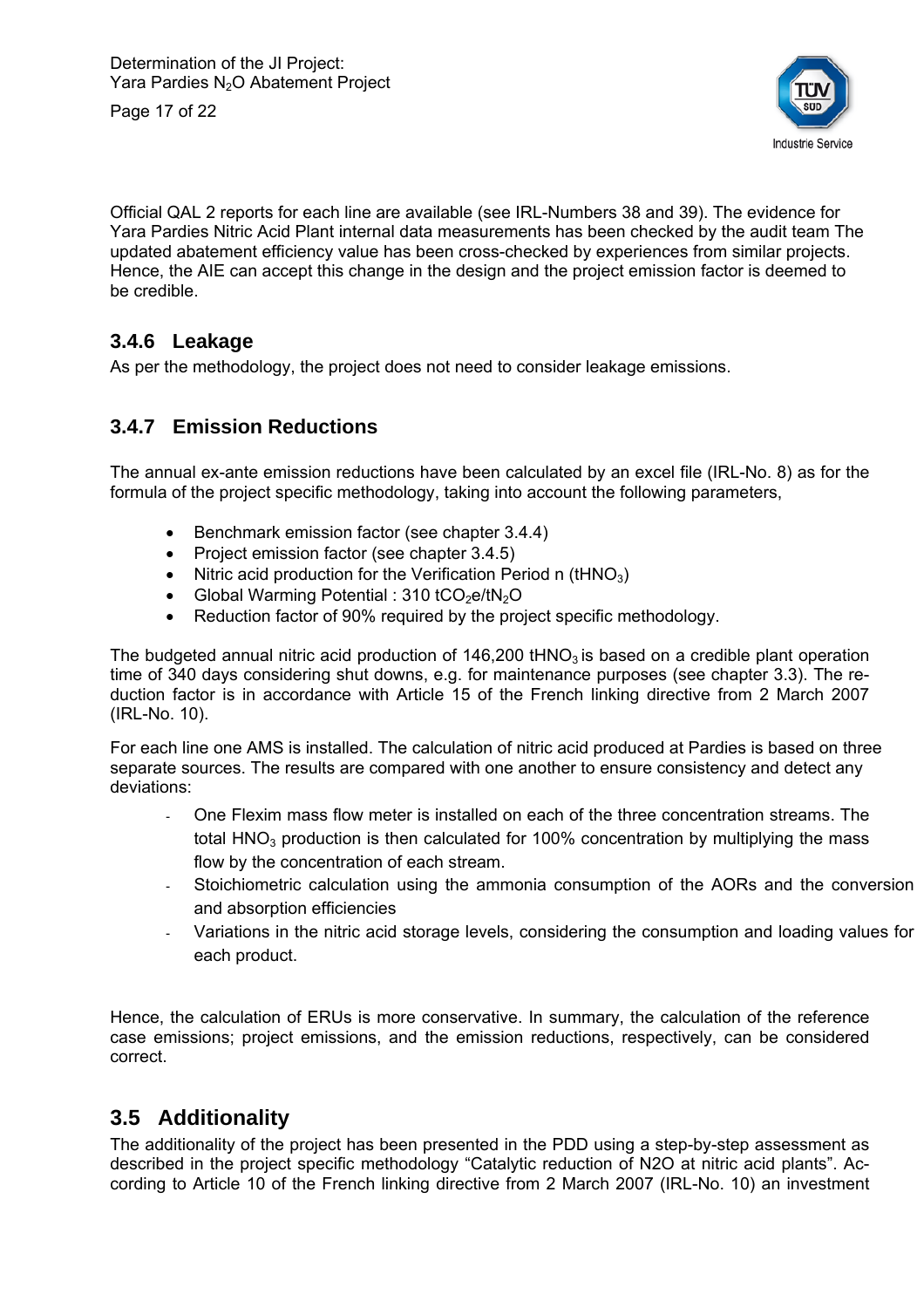Official QAL 2 reports for each line are available (see IRL-Numbers 38 and 39). The evidence for Yara Pardies Nitric Acid Plant internal data measurements has been checked by the audit team The updated abatement efficiency value has been cross-checked by experiences from similar projects. Hence, the AIE can accept this change in the design and the project emission factor is deemed to be credible.

### 3.4.6 Leakage

As per the methodology, the project does not need to consider leakage emissions.

### 3.4.7 Emission Reductions

The annual ex-ante emission reductions have been calculated by an excel file (IRL-No. 8) as for the formula of the project specific methodology, taking into account the following parameters,

- Benchmark emission factor (see chapter 3.4.4)
- Project emission factor (see chapter 3.4.5)
- Nitric acid production for the Verification Period n ($tHNO_3$)
- Global Warming Potential : 310 $tCO_2e/tN_2O$
- Reduction factor of 90% required by the project specific methodology.

The budgeted annual nitric acid production of 146,200 $tHNO_3$ is based on a credible plant operation time of 340 days considering shut downs, e.g. for maintenance purposes (see chapter 3.3). The reduction factor is in accordance with Article 15 of the French linking directive from 2 March 2007 (IRL-No. 10).

For each line one AMS is installed. The calculation of nitric acid produced at Pardies is based on three separate sources. The results are compared with one another to ensure consistency and detect any deviations:

- One Flexim mass flow meter is installed on each of the three concentration streams. The total $HNO_3$ production is then calculated for 100% concentration by multiplying the mass flow by the concentration of each stream.
- Stoichiometric calculation using the ammonia consumption of the AORs and the conversion and absorption efficiencies
- Variations in the nitric acid storage levels, considering the consumption and loading values for each product.

Hence, the calculation of ERUs is more conservative. In summary, the calculation of the reference case emissions; project emissions, and the emission reductions, respectively, can be considered correct.

## 3.5 Additionality

The additionality of the project has been presented in the PDD using a step-by-step assessment as described in the project specific methodology "Catalytic reduction of N2O at nitric acid plants". According to Article 10 of the French linking directive from 2 March 2007 (IRL-No. 10) an investment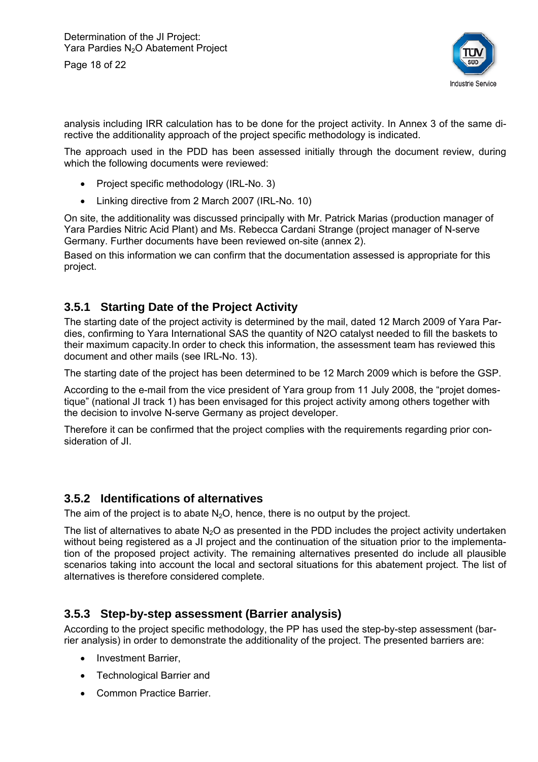analysis including IRR calculation has to be done for the project activity. In Annex 3 of the same directive the additionality approach of the project specific methodology is indicated.

The approach used in the PDD has been assessed initially through the document review, during which the following documents were reviewed:

- Project specific methodology (IRL-No. 3)
- Linking directive from 2 March 2007 (IRL-No. 10)

On site, the additionality was discussed principally with Mr. Patrick Marias (production manager of Yara Pardies Nitric Acid Plant) and Ms. Rebecca Cardani Strange (project manager of N-serve Germany. Further documents have been reviewed on-site (annex 2).

Based on this information we can confirm that the documentation assessed is appropriate for this project.

### 3.5.1 Starting Date of the Project Activity

The starting date of the project activity is determined by the mail, dated 12 March 2009 of Yara Pardies, confirming to Yara International SAS the quantity of N2O catalyst needed to fill the baskets to their maximum capacity.In order to check this information, the assessment team has reviewed this document and other mails (see IRL-No. 13).

The starting date of the project has been determined to be 12 March 2009 which is before the GSP.

According to the e-mail from the vice president of Yara group from 11 July 2008, the "projet domestique" (national JI track 1) has been envisaged for this project activity among others together with the decision to involve N-serve Germany as project developer.

Therefore it can be confirmed that the project complies with the requirements regarding prior consideration of JI.

### 3.5.2 Identifications of alternatives

The aim of the project is to abate $N_2O$, hence, there is no output by the project.

The list of alternatives to abate $N_2O$ as presented in the PDD includes the project activity undertaken without being registered as a JI project and the continuation of the situation prior to the implementation of the proposed project activity. The remaining alternatives presented do include all plausible scenarios taking into account the local and sectoral situations for this abatement project. The list of alternatives is therefore considered complete.

### 3.5.3 Step-by-step assessment (Barrier analysis)

According to the project specific methodology, the PP has used the step-by-step assessment (barrier analysis) in order to demonstrate the additionality of the project. The presented barriers are:

- Investment Barrier,
- Technological Barrier and
- Common Practice Barrier.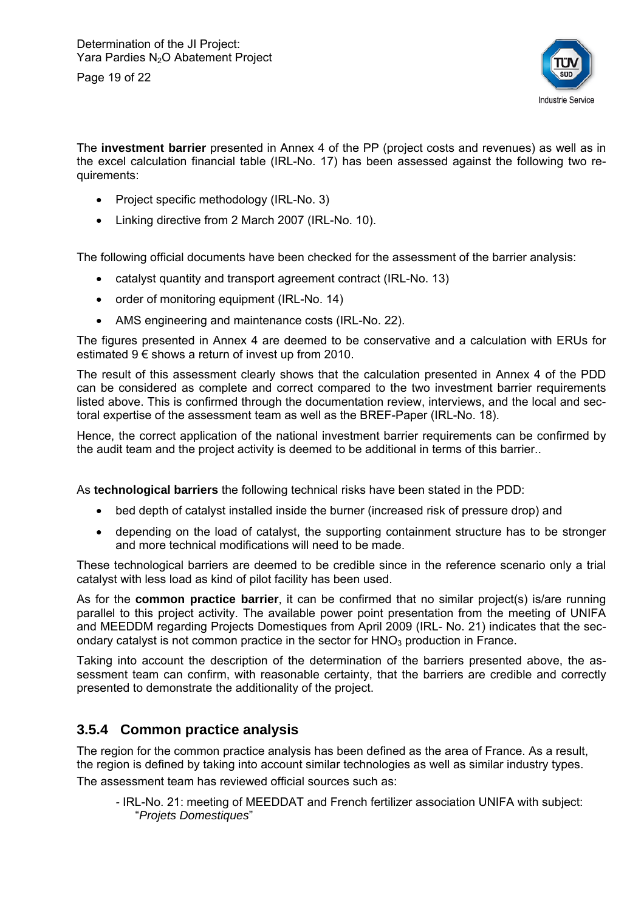The **investment barrier** presented in Annex 4 of the PP (project costs and revenues) as well as in the excel calculation financial table (IRL-No. 17) has been assessed against the following two requirements:

- Project specific methodology (IRL-No. 3)
- Linking directive from 2 March 2007 (IRL-No. 10).

The following official documents have been checked for the assessment of the barrier analysis:

- catalyst quantity and transport agreement contract (IRL-No. 13)
- order of monitoring equipment (IRL-No. 14)
- AMS engineering and maintenance costs (IRL-No. 22).

The figures presented in Annex 4 are deemed to be conservative and a calculation with ERUs for estimated 9 € shows a return of invest up from 2010.

The result of this assessment clearly shows that the calculation presented in Annex 4 of the PDD can be considered as complete and correct compared to the two investment barrier requirements listed above. This is confirmed through the documentation review, interviews, and the local and sectoral expertise of the assessment team as well as the BREF-Paper (IRL-No. 18).

Hence, the correct application of the national investment barrier requirements can be confirmed by the audit team and the project activity is deemed to be additional in terms of this barrier..

As **technological barriers** the following technical risks have been stated in the PDD:

- bed depth of catalyst installed inside the burner (increased risk of pressure drop) and
- depending on the load of catalyst, the supporting containment structure has to be stronger and more technical modifications will need to be made.

These technological barriers are deemed to be credible since in the reference scenario only a trial catalyst with less load as kind of pilot facility has been used.

As for the **common practice barrier**, it can be confirmed that no similar project(s) is/are running parallel to this project activity. The available power point presentation from the meeting of UNIFA and MEEDDM regarding Projects Domestiques from April 2009 (IRL- No. 21) indicates that the secondary catalyst is not common practice in the sector for $HNO_3$ production in France.

Taking into account the description of the determination of the barriers presented above, the assessment team can confirm, with reasonable certainty, that the barriers are credible and correctly presented to demonstrate the additionality of the project.

### 3.5.4 Common practice analysis

The region for the common practice analysis has been defined as the area of France. As a result, the region is defined by taking into account similar technologies as well as similar industry types.

The assessment team has reviewed official sources such as:

- IRL-No. 21: meeting of MEEDDAT and French fertilizer association UNIFA with subject: "*Projets Domestiques*"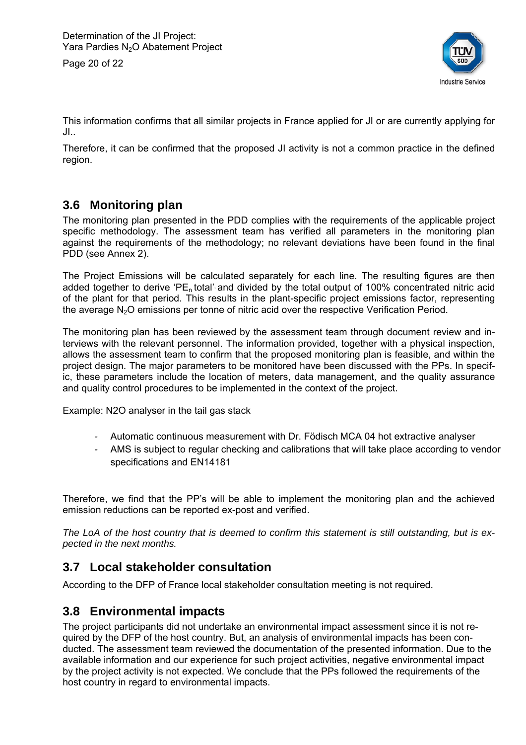This information confirms that all similar projects in France applied for JI or are currently applying for JI..

Therefore, it can be confirmed that the proposed JI activity is not a common practice in the defined region.

## 3.6 Monitoring plan

The monitoring plan presented in the PDD complies with the requirements of the applicable project specific methodology. The assessment team has verified all parameters in the monitoring plan against the requirements of the methodology; no relevant deviations have been found in the final PDD (see Annex 2).

The Project Emissions will be calculated separately for each line. The resulting figures are then added together to derive '$PE_n$ total' and divided by the total output of 100% concentrated nitric acid of the plant for that period. This results in the plant-specific project emissions factor, representing the average $N_2O$ emissions per tonne of nitric acid over the respective Verification Period.

The monitoring plan has been reviewed by the assessment team through document review and interviews with the relevant personnel. The information provided, together with a physical inspection, allows the assessment team to confirm that the proposed monitoring plan is feasible, and within the project design. The major parameters to be monitored have been discussed with the PPs. In specific, these parameters include the location of meters, data management, and the quality assurance and quality control procedures to be implemented in the context of the project.

Example: N2O analyser in the tail gas stack

- Automatic continuous measurement with Dr. Födisch MCA 04 hot extractive analyser
- AMS is subject to regular checking and calibrations that will take place according to vendor specifications and EN14181

Therefore, we find that the PP's will be able to implement the monitoring plan and the achieved emission reductions can be reported ex-post and verified.

*The LoA of the host country that is deemed to confirm this statement is still outstanding, but is expected in the next months.*

## 3.7 Local stakeholder consultation

According to the DFP of France local stakeholder consultation meeting is not required.

## 3.8 Environmental impacts

The project participants did not undertake an environmental impact assessment since it is not required by the DFP of the host country. But, an analysis of environmental impacts has been conducted. The assessment team reviewed the documentation of the presented information. Due to the available information and our experience for such project activities, negative environmental impact by the project activity is not expected. We conclude that the PPs followed the requirements of the host country in regard to environmental impacts.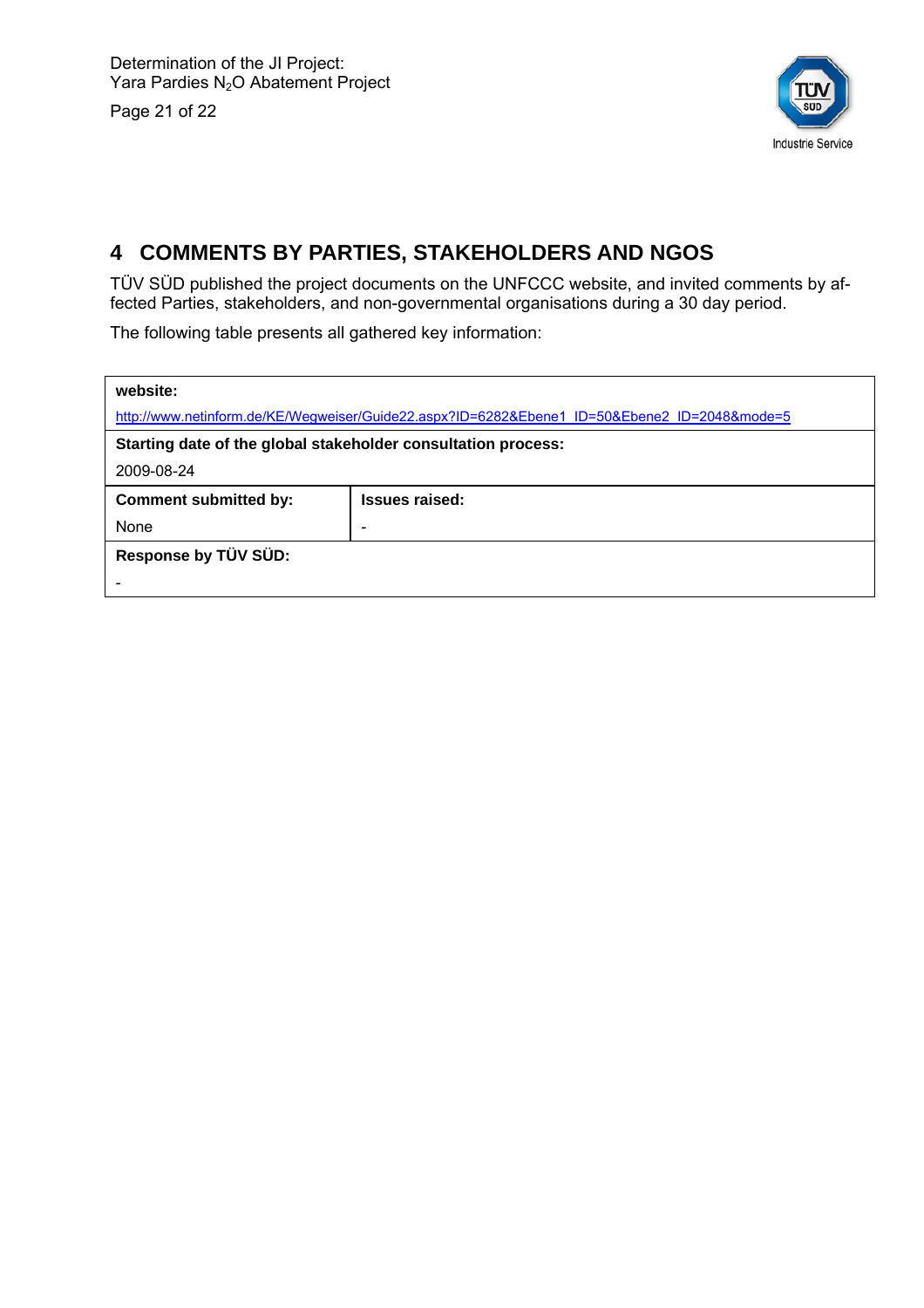# 4 COMMENTS BY PARTIES, STAKEHOLDERS AND NGOS

TÜV SÜD published the project documents on the UNFCCC website, and invited comments by affected Parties, stakeholders, and non-governmental organisations during a 30 day period.

The following table presents all gathered key information:

| **website:** | |
|---|---|
| http://www.netinform.de/KE/Wegweiser/Guide22.aspx?ID=6282&Ebene1_ID=50&Ebene2_ID=2048&mode=5 | |
| **Starting date of the global stakeholder consultation process:** | |
| 2009-08-24 | |
| **Comment submitted by:** | **Issues raised:** |
| None | - |
| **Response by TÜV SÜD:** | |
| - | |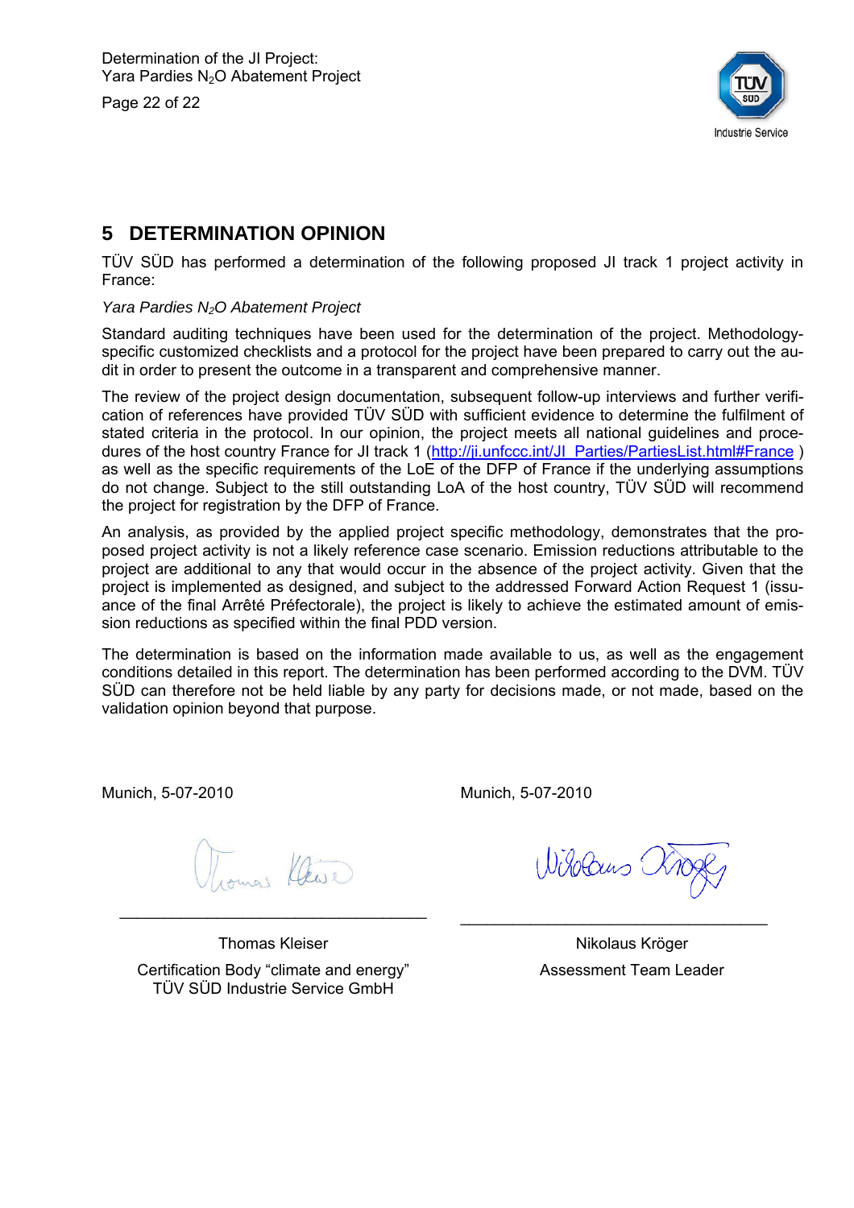# 5 DETERMINATION OPINION

TÜV SÜD has performed a determination of the following proposed JI track 1 project activity in France:

*Yara Pardies $N_2O$ Abatement Project*

Standard auditing techniques have been used for the determination of the project. Methodology-specific customized checklists and a protocol for the project have been prepared to carry out the audit in order to present the outcome in a transparent and comprehensive manner.

The review of the project design documentation, subsequent follow-up interviews and further verification of references have provided TÜV SÜD with sufficient evidence to determine the fulfilment of stated criteria in the protocol. In our opinion, the project meets all national guidelines and procedures of the host country France for JI track 1 (http://ji.unfccc.int/JI_Parties/PartiesList.html#France ) as well as the specific requirements of the LoE of the DFP of France if the underlying assumptions do not change. Subject to the still outstanding LoA of the host country, TÜV SÜD will recommend the project for registration by the DFP of France.

An analysis, as provided by the applied project specific methodology, demonstrates that the proposed project activity is not a likely reference case scenario. Emission reductions attributable to the project are additional to any that would occur in the absence of the project activity. Given that the project is implemented as designed, and subject to the addressed Forward Action Request 1 (issuance of the final Arrêté Préfectorale), the project is likely to achieve the estimated amount of emission reductions as specified within the final PDD version.

The determination is based on the information made available to us, as well as the engagement conditions detailed in this report. The determination has been performed according to the DVM. TÜV SÜD can therefore not be held liable by any party for decisions made, or not made, based on the validation opinion beyond that purpose.

Munich, 5-07-2010

Thomas Kleiser

Certification Body "climate and energy"
TÜV SÜD Industrie Service GmbH

Munich, 5-07-2010

Nikolaus Kröger

Assessment Team Leader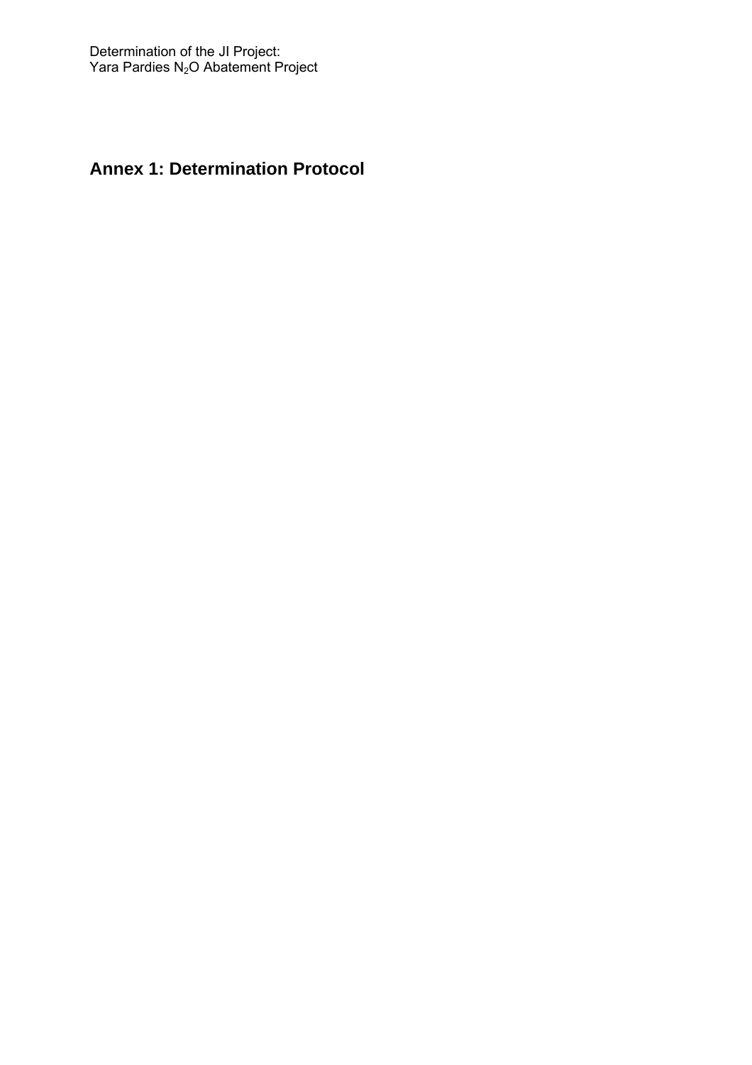## Annex 1: Determination Protocol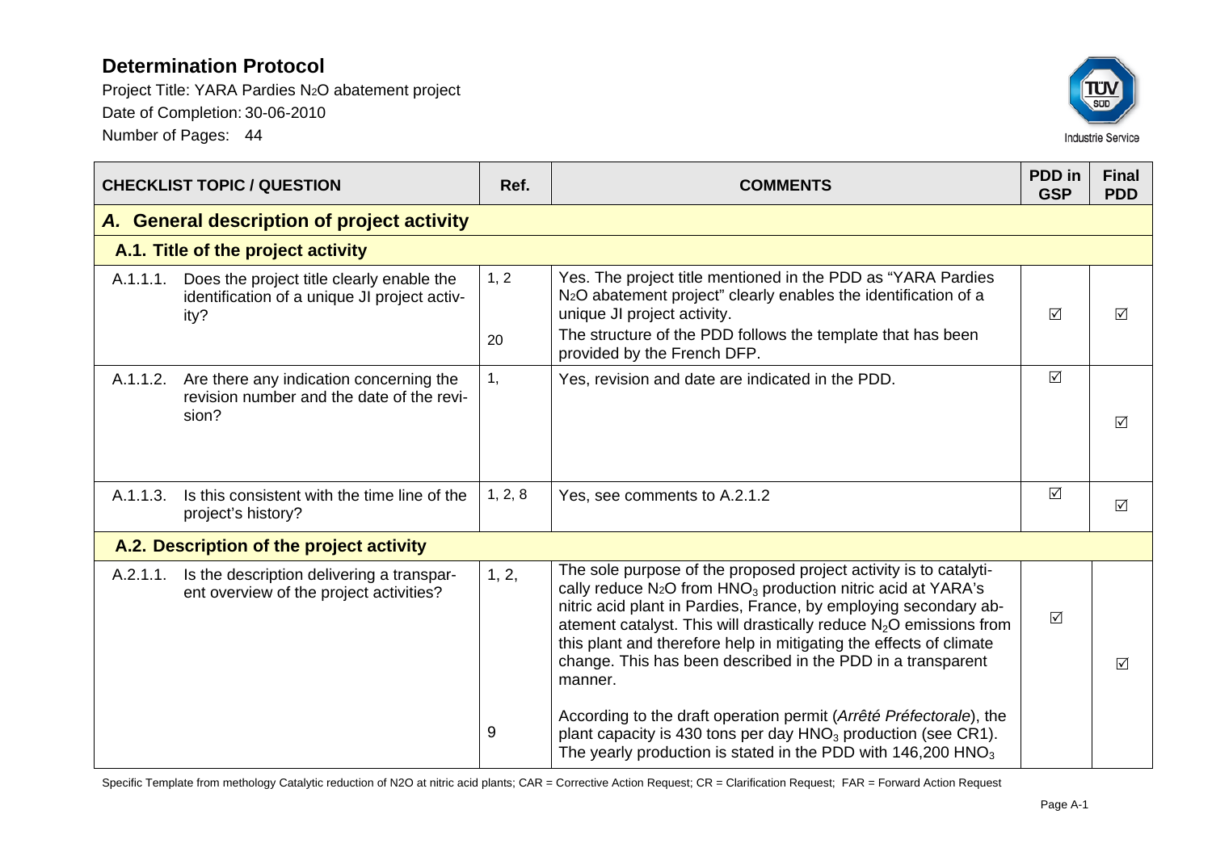# Determination Protocol

Project Title: YARA Pardies $N_2O$ abatement project

Date of Completion: 30-06-2010

Number of Pages: 44

| CHECKLIST TOPIC / QUESTION | Ref. | COMMENTS | PDD in GSP | Final PDD |
|---|---|---|---|---|
| ***A. General description of project activity*** | | | | |
| **A.1. Title of the project activity** | | | | |
| A.1.1.1. Does the project title clearly enable the identification of a unique JI project activity? | 1, 2<br><br>20 | Yes. The project title mentioned in the PDD as "YARA Pardies $N_2O$ abatement project" clearly enables the identification of a unique JI project activity.<br>The structure of the PDD follows the template that has been provided by the French DFP. | ☑ | ☑ |
| A.1.1.2. Are there any indication concerning the revision number and the date of the revision? | 1, | Yes, revision and date are indicated in the PDD. | ☑ | ☑ |
| A.1.1.3. Is this consistent with the time line of the project's history? | 1, 2, 8 | Yes, see comments to A.2.1.2 | ☑ | ☑ |
| **A.2. Description of the project activity** | | | | |
| A.2.1.1. Is the description delivering a transparent overview of the project activities? | 1, 2,<br><br><br><br><br><br><br>9 | The sole purpose of the proposed project activity is to catalytically reduce $N_2O$ from $HNO_3$ production nitric acid at YARA's nitric acid plant in Pardies, France, by employing secondary abatement catalyst. This will drastically reduce $N_2O$ emissions from this plant and therefore help in mitigating the effects of climate change. This has been described in the PDD in a transparent manner.<br><br>According to the draft operation permit (*Arrêté Préfectorale*), the plant capacity is 430 tons per day $HNO_3$ production (see CR1). The yearly production is stated in the PDD with 146,200 $HNO_3$ | ☑ | ☑ |

Specific Template from methology Catalytic reduction of N2O at nitric acid plants; CAR = Corrective Action Request; CR = Clarification Request; FAR = Forward Action Request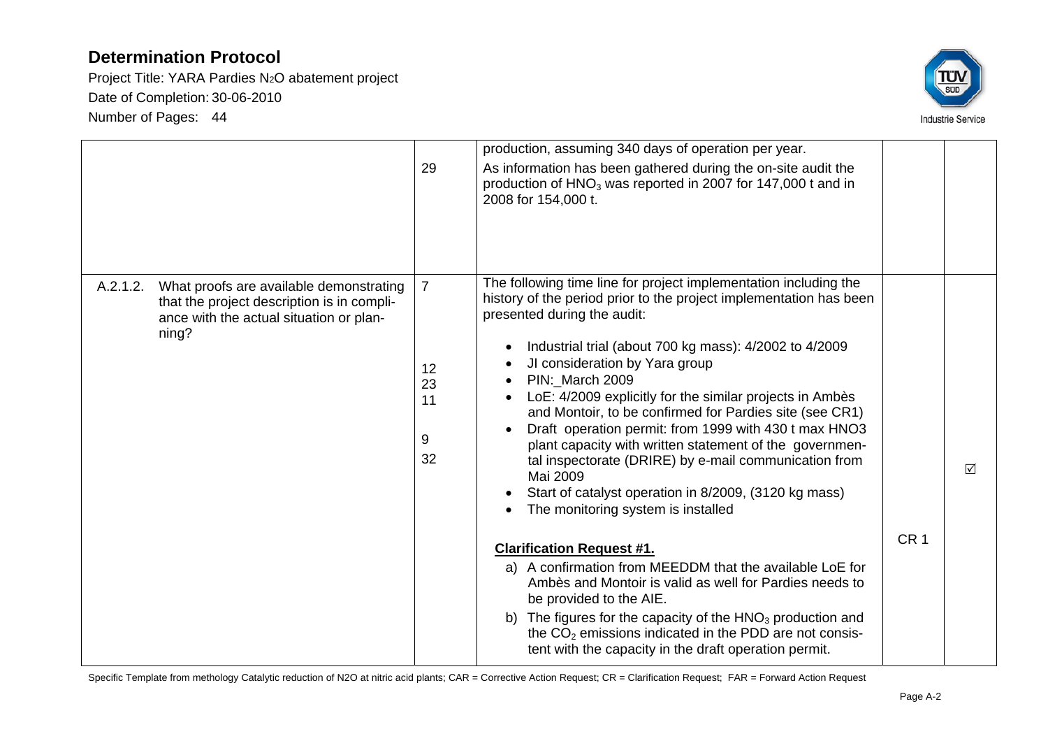| | | | | |
|---|---|---|---|---|
| | 29 | production, assuming 340 days of operation per year. As information has been gathered during the on-site audit the production of $HNO_3$ was reported in 2007 for 147,000 t and in 2008 for 154,000 t. | | |
| A.2.1.2. What proofs are available demonstrating that the project description is in compliance with the actual situation or planning? | 7<br><br>12<br>23<br>11<br><br>9<br>32 | The following time line for project implementation including the history of the period prior to the project implementation has been presented during the audit:<br>• Industrial trial (about 700 kg mass): 4/2002 to 4/2009<br>• JI consideration by Yara group<br>• PIN:_March 2009<br>• LoE: 4/2009 explicitly for the similar projects in Ambès and Montoir, to be confirmed for Pardies site (see CR1)<br>• Draft operation permit: from 1999 with 430 t max HNO3 plant capacity with written statement of the governmental inspectorate (DRIRE) by e-mail communication from Mai 2009<br>• Start of catalyst operation in 8/2009, (3120 kg mass)<br>• The monitoring system is installed<br><br>**Clarification Request #1.**<br>a) A confirmation from MEEDDM that the available LoE for Ambès and Montoir is valid as well for Pardies needs to be provided to the AIE.<br>b) The figures for the capacity of the $HNO_3$ production and the $CO_2$ emissions indicated in the PDD are not consistent with the capacity in the draft operation permit. | CR 1 | ☑ |

Specific Template from methology Catalytic reduction of N2O at nitric acid plants; CAR = Corrective Action Request; CR = Clarification Request; FAR = Forward Action Request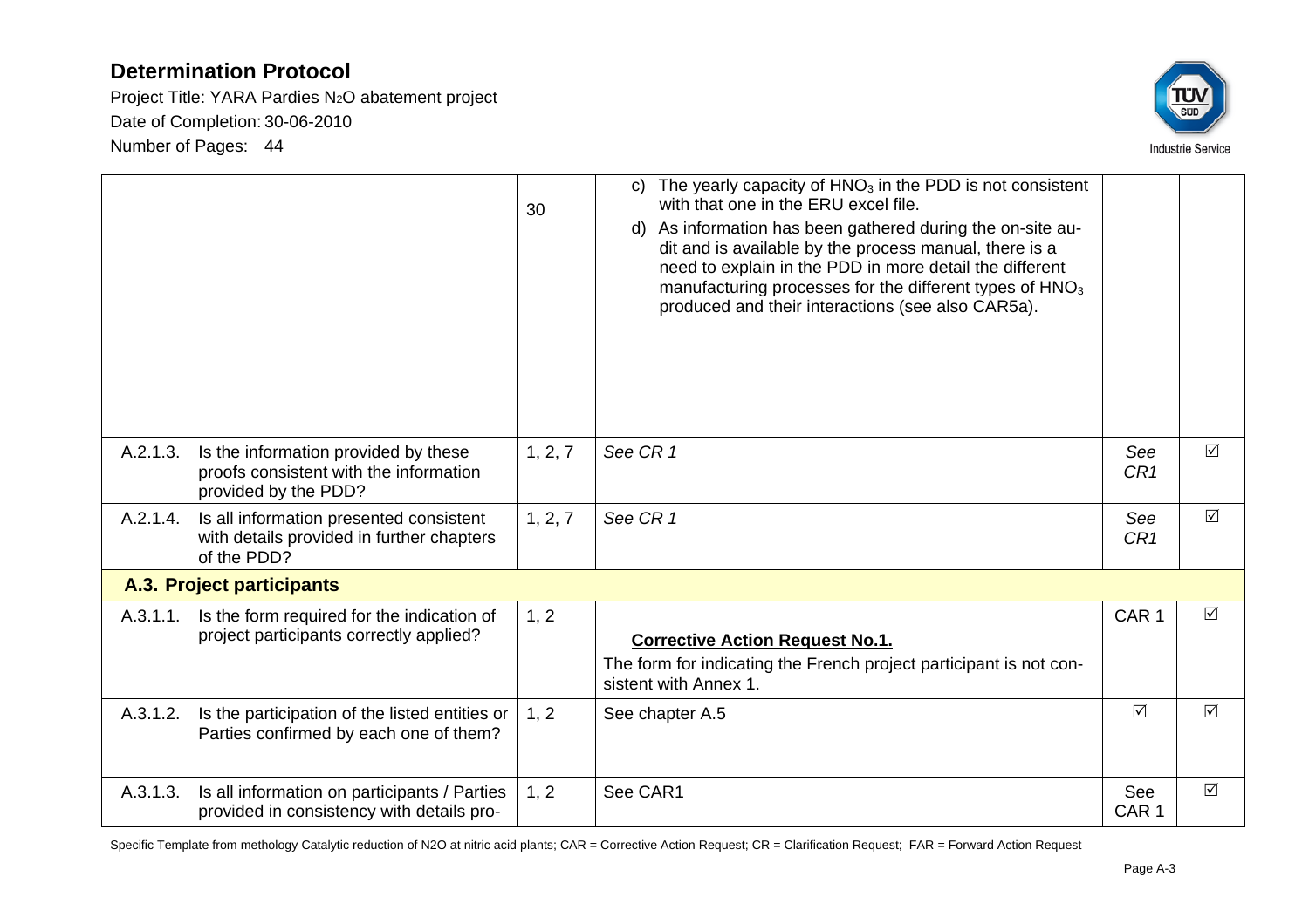| | | | | |
|---|---|---|---|---|
| | 30 | c) The yearly capacity of $HNO_3$ in the PDD is not consistent with that one in the ERU excel file.<br>d) As information has been gathered during the on-site audit and is available by the process manual, there is a need to explain in the PDD in more detail the different manufacturing processes for the different types of $HNO_3$ produced and their interactions (see also CAR5a). | | |
| A.2.1.3. Is the information provided by these proofs consistent with the information provided by the PDD? | 1, 2, 7 | *See CR 1* | *See CR1* | ☑ |
| A.2.1.4. Is all information presented consistent with details provided in further chapters of the PDD? | 1, 2, 7 | *See CR 1* | *See CR1* | ☑ |
| **A.3. Project participants** | | | | |
| A.3.1.1. Is the form required for the indication of project participants correctly applied? | 1, 2 | **Corrective Action Request No.1.**<br>The form for indicating the French project participant is not consistent with Annex 1. | CAR 1 | ☑ |
| A.3.1.2. Is the participation of the listed entities or Parties confirmed by each one of them? | 1, 2 | See chapter A.5 | ☑ | ☑ |
| A.3.1.3. Is all information on participants / Parties provided in consistency with details pro- | 1, 2 | See CAR1 | See CAR 1 | ☑ |

Specific Template from methology Catalytic reduction of N2O at nitric acid plants; CAR = Corrective Action Request; CR = Clarification Request; FAR = Forward Action Request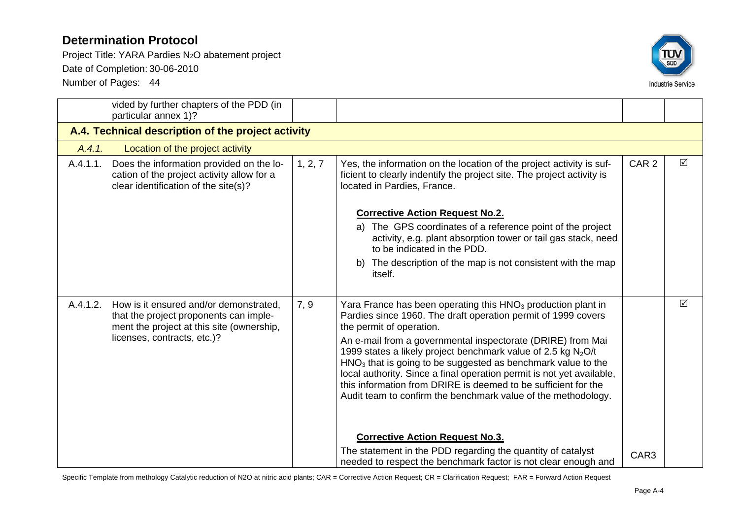| | | | | |
|---|---|---|---|---|
| vided by further chapters of the PDD (in particular annex 1)? | | | | |
| **A.4. Technical description of the project activity** | | | | |
| *A.4.1.* Location of the project activity | | | | |
| A.4.1.1. Does the information provided on the location of the project activity allow for a clear identification of the site(s)? | 1, 2, 7 | Yes, the information on the location of the project activity is sufficient to clearly indentify the project site. The project activity is located in Pardies, France.<br><br>**<u>Corrective Action Request No.2.</u>**<br>a) The GPS coordinates of a reference point of the project activity, e.g. plant absorption tower or tail gas stack, need to be indicated in the PDD.<br>b) The description of the map is not consistent with the map itself. | CAR 2 | ☑ |
| A.4.1.2. How is it ensured and/or demonstrated, that the project proponents can implement the project at this site (ownership, licenses, contracts, etc.)? | 7, 9 | Yara France has been operating this $HNO_3$ production plant in Pardies since 1960. The draft operation permit of 1999 covers the permit of operation.<br>An e-mail from a governmental inspectorate (DRIRE) from Mai 1999 states a likely project benchmark value of 2.5 kg $N_2O$/t $HNO_3$ that is going to be suggested as benchmark value to the local authority. Since a final operation permit is not yet available, this information from DRIRE is deemed to be sufficient for the Audit team to confirm the benchmark value of the methodology.<br><br>**<u>Corrective Action Request No.3.</u>**<br>The statement in the PDD regarding the quantity of catalyst needed to respect the benchmark factor is not clear enough and | CAR3 | ☑ |

Specific Template from methology Catalytic reduction of N2O at nitric acid plants; CAR = Corrective Action Request; CR = Clarification Request; FAR = Forward Action Request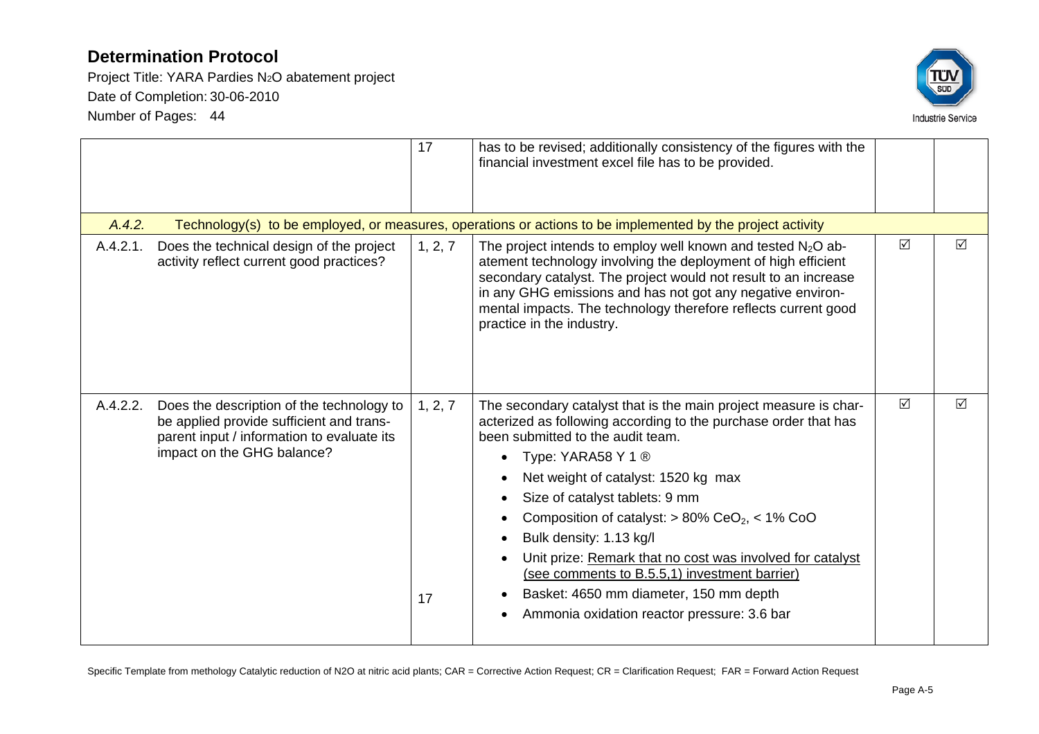| | | | | |
|---|---|---|---|---|
| | 17 | has to be revised; additionally consistency of the figures with the financial investment excel file has to be provided. | | |
| *A.4.2.* Technology(s) to be employed, or measures, operations or actions to be implemented by the project activity | | | | |
| A.4.2.1. Does the technical design of the project activity reflect current good practices? | 1, 2, 7 | The project intends to employ well known and tested $N_2O$ abatement technology involving the deployment of high efficient secondary catalyst. The project would not result to an increase in any GHG emissions and has not got any negative environmental impacts. The technology therefore reflects current good practice in the industry. | ☑ | ☑ |
| A.4.2.2. Does the description of the technology to be applied provide sufficient and transparent input / information to evaluate its impact on the GHG balance? | 1, 2, 7<br><br>17 | The secondary catalyst that is the main project measure is characterized as following according to the purchase order that has been submitted to the audit team.<br>• Type: YARA58 Y 1 ®<br>• Net weight of catalyst: 1520 kg max<br>• Size of catalyst tablets: 9 mm<br>• Composition of catalyst: > 80% $CeO_2$, < 1% CoO<br>• Bulk density: 1.13 kg/l<br>• Unit prize: Remark that no cost was involved for catalyst (see comments to B.5.5,1) investment barrier)<br>• Basket: 4650 mm diameter, 150 mm depth<br>• Ammonia oxidation reactor pressure: 3.6 bar | ☑ | ☑ |

Specific Template from methology Catalytic reduction of N2O at nitric acid plants; CAR = Corrective Action Request; CR = Clarification Request; FAR = Forward Action Request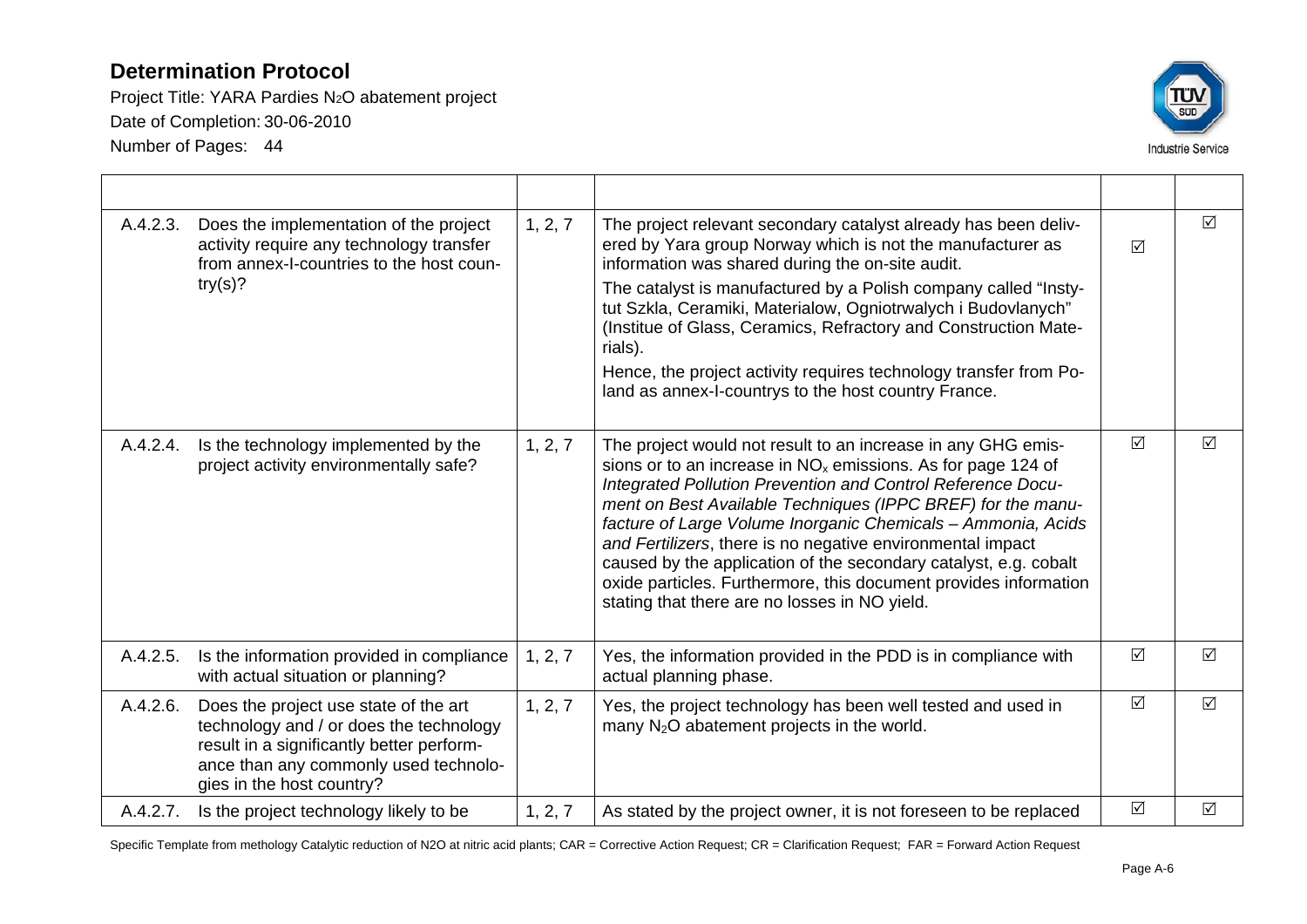# Determination Protocol

Project Title: YARA Pardies $N_2O$ abatement project

Date of Completion: 30-06-2010

Number of Pages: 44

| | | | | | |
|---|---|---|---|---|---|
| A.4.2.3. | Does the implementation of the project activity require any technology transfer from annex-I-countries to the host country(s)? | 1, 2, 7 | The project relevant secondary catalyst already has been delivered by Yara group Norway which is not the manufacturer as information was shared during the on-site audit.<br>The catalyst is manufactured by a Polish company called "Instytut Szkla, Ceramiki, Materialow, Ogniotrwalych i Budovlanych" (Institue of Glass, Ceramics, Refractory and Construction Materials).<br>Hence, the project activity requires technology transfer from Poland as annex-I-countrys to the host country France. | ☑ | ☑ |
| A.4.2.4. | Is the technology implemented by the project activity environmentally safe? | 1, 2, 7 | The project would not result to an increase in any GHG emissions or to an increase in $NO_x$ emissions. As for page 124 of *Integrated Pollution Prevention and Control Reference Document on Best Available Techniques (IPPC BREF) for the manufacture of Large Volume Inorganic Chemicals – Ammonia, Acids and Fertilizers*, there is no negative environmental impact caused by the application of the secondary catalyst, e.g. cobalt oxide particles. Furthermore, this document provides information stating that there are no losses in NO yield. | ☑ | ☑ |
| A.4.2.5. | Is the information provided in compliance with actual situation or planning? | 1, 2, 7 | Yes, the information provided in the PDD is in compliance with actual planning phase. | ☑ | ☑ |
| A.4.2.6. | Does the project use state of the art technology and / or does the technology result in a significantly better performance than any commonly used technologies in the host country? | 1, 2, 7 | Yes, the project technology has been well tested and used in many $N_2O$ abatement projects in the world. | ☑ | ☑ |
| A.4.2.7. | Is the project technology likely to be | 1, 2, 7 | As stated by the project owner, it is not foreseen to be replaced | ☑ | ☑ |

Specific Template from methology Catalytic reduction of N2O at nitric acid plants; CAR = Corrective Action Request; CR = Clarification Request; FAR = Forward Action Request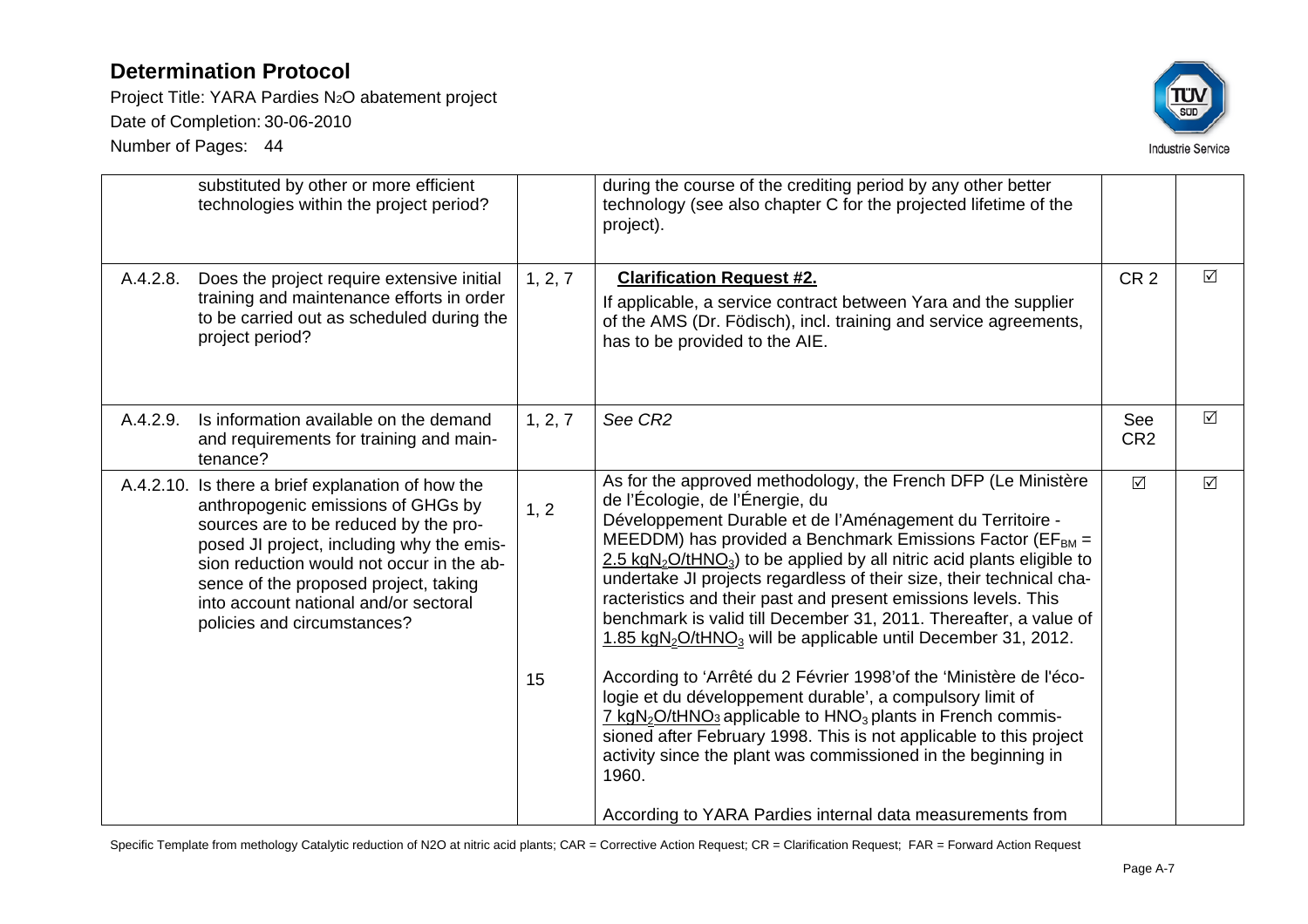| | | | | |
|---|---|---|---|---|
| substituted by other or more efficient technologies within the project period? | | during the course of the crediting period by any other better technology (see also chapter C for the projected lifetime of the project). | | |
| A.4.2.8. Does the project require extensive initial training and maintenance efforts in order to be carried out as scheduled during the project period? | 1, 2, 7 | **Clarification Request #2.**<br>If applicable, a service contract between Yara and the supplier of the AMS (Dr. Födisch), incl. training and service agreements, has to be provided to the AIE. | CR 2 | ☑ |
| A.4.2.9. Is information available on the demand and requirements for training and maintenance? | 1, 2, 7 | *See CR2* | See CR2 | ☑ |
| A.4.2.10. Is there a brief explanation of how the anthropogenic emissions of GHGs by sources are to be reduced by the proposed JI project, including why the emission reduction would not occur in the absence of the proposed project, taking into account national and/or sectoral policies and circumstances? | 1, 2<br><br>15 | As for the approved methodology, the French DFP (Le Ministère de l'Écologie, de l'Énergie, du Développement Durable et de l'Aménagement du Territoire - MEEDDM) has provided a Benchmark Emissions Factor ($EF_{BM}$ = 2.5 $kgN_2O/tHNO_3$) to be applied by all nitric acid plants eligible to undertake JI projects regardless of their size, their technical characteristics and their past and present emissions levels. This benchmark is valid till December 31, 2011. Thereafter, a value of 1.85 $kgN_2O/tHNO_3$ will be applicable until December 31, 2012.<br><br>According to 'Arrêté du 2 Février 1998'of the 'Ministère de l'écologie et du développement durable', a compulsory limit of 7 $kgN_2O/tHNO_3$ applicable to $HNO_3$ plants in French commissioned after February 1998. This is not applicable to this project activity since the plant was commissioned in the beginning in 1960.<br><br>According to YARA Pardies internal data measurements from | ☑ | ☑ |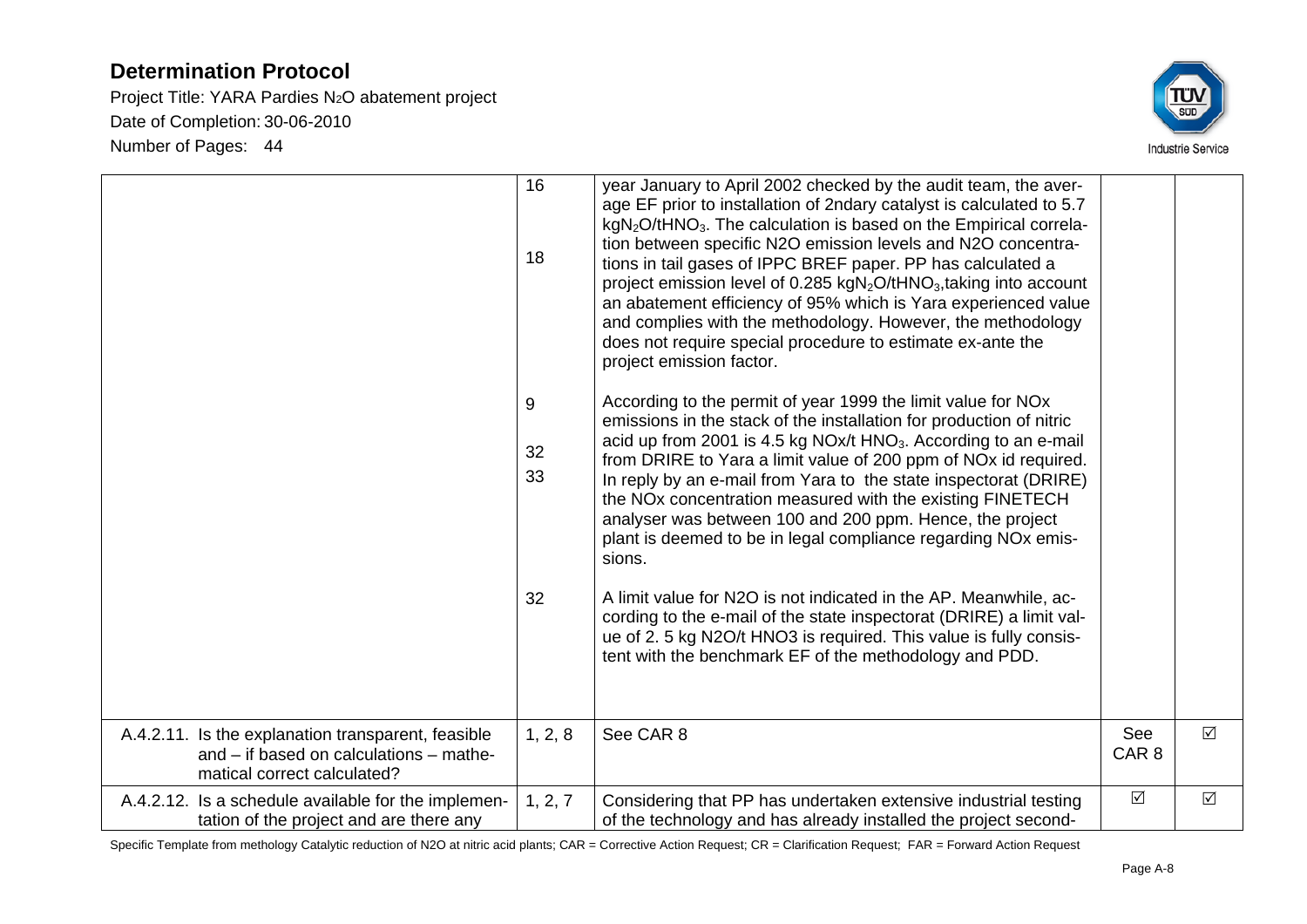| | 16<br><br>18<br><br><br><br><br><br>9<br><br>32<br>33<br><br><br><br><br><br>32 | year January to April 2002 checked by the audit team, the average EF prior to installation of 2ndary catalyst is calculated to 5.7 $kgN_2O/tHNO_3$. The calculation is based on the Empirical correlation between specific N2O emission levels and N2O concentrations in tail gases of IPPC BREF paper. PP has calculated a project emission level of 0.285 $kgN_2O/tHNO_3$,taking into account an abatement efficiency of 95% which is Yara experienced value and complies with the methodology. However, the methodology does not require special procedure to estimate ex-ante the project emission factor.<br><br>According to the permit of year 1999 the limit value for NOx emissions in the stack of the installation for production of nitric acid up from 2001 is 4.5 kg NOx/t $HNO_3$. According to an e-mail from DRIRE to Yara a limit value of 200 ppm of NOx id required. In reply by an e-mail from Yara to the state inspectorat (DRIRE) the NOx concentration measured with the existing FINETECH analyser was between 100 and 200 ppm. Hence, the project plant is deemed to be in legal compliance regarding NOx emissions.<br><br>A limit value for N2O is not indicated in the AP. Meanwhile, according to the e-mail of the state inspectorat (DRIRE) a limit value of 2. 5 kg N2O/t HNO3 is required. This value is fully consistent with the benchmark EF of the methodology and PDD. | | |
|---|---|---|---|---|
| A.4.2.11. Is the explanation transparent, feasible and – if based on calculations – mathematical correct calculated? | 1, 2, 8 | See CAR 8 | See CAR 8 | ☑ |
| A.4.2.12. Is a schedule available for the implementation of the project and are there any | 1, 2, 7 | Considering that PP has undertaken extensive industrial testing of the technology and has already installed the project second- | ☑ | ☑ |

Specific Template from methology Catalytic reduction of N2O at nitric acid plants; CAR = Corrective Action Request; CR = Clarification Request; FAR = Forward Action Request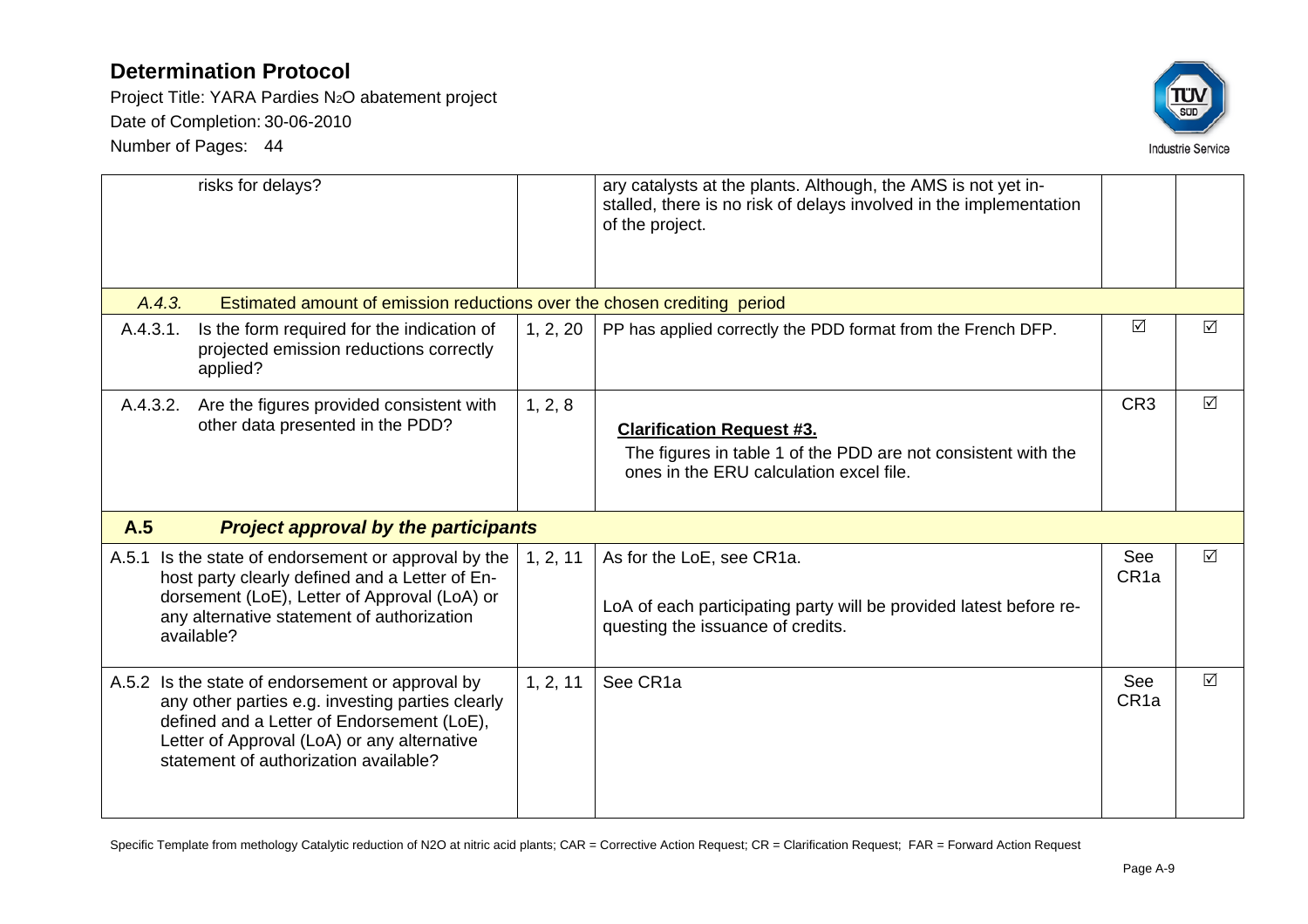# Determination Protocol

Project Title: YARA Pardies $N_2O$ abatement project

Date of Completion: 30-06-2010

Number of Pages: 44

| | | | | |
|---|---|---|---|---|
| risks for delays? | | ary catalysts at the plants. Although, the AMS is not yet installed, there is no risk of delays involved in the implementation of the project. | | |
| *A.4.3.* Estimated amount of emission reductions over the chosen crediting period | | | | |
| A.4.3.1. Is the form required for the indication of projected emission reductions correctly applied? | 1, 2, 20 | PP has applied correctly the PDD format from the French DFP. | ☑ | ☑ |
| A.4.3.2. Are the figures provided consistent with other data presented in the PDD? | 1, 2, 8 | **Clarification Request #3.** The figures in table 1 of the PDD are not consistent with the ones in the ERU calculation excel file. | CR3 | ☑ |
| **A.5** ***Project approval by the participants*** | | | | |
| A.5.1 Is the state of endorsement or approval by the host party clearly defined and a Letter of Endorsement (LoE), Letter of Approval (LoA) or any alternative statement of authorization available? | 1, 2, 11 | As for the LoE, see CR1a. LoA of each participating party will be provided latest before requesting the issuance of credits. | See CR1a | ☑ |
| A.5.2 Is the state of endorsement or approval by any other parties e.g. investing parties clearly defined and a Letter of Endorsement (LoE), Letter of Approval (LoA) or any alternative statement of authorization available? | 1, 2, 11 | See CR1a | See CR1a | ☑ |

Specific Template from methology Catalytic reduction of N2O at nitric acid plants; CAR = Corrective Action Request; CR = Clarification Request; FAR = Forward Action Request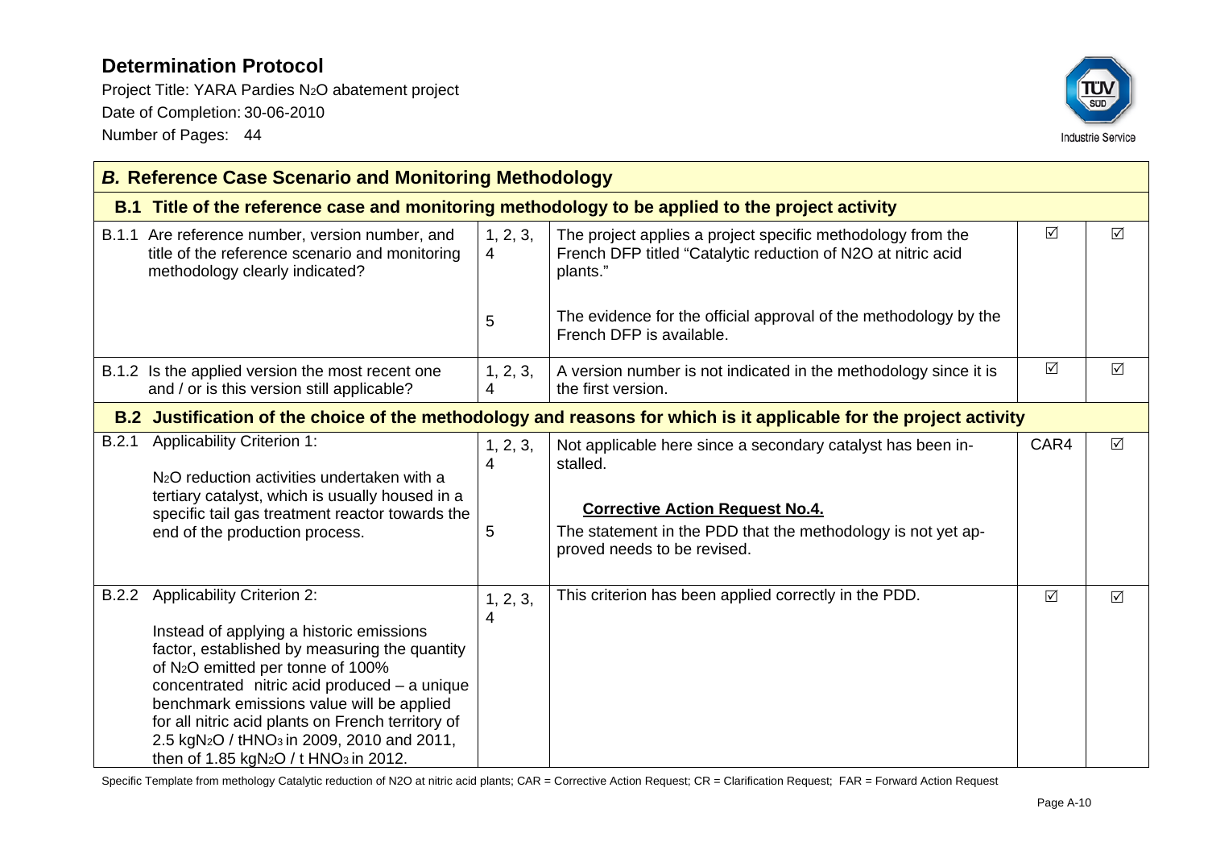| *B.* Reference Case Scenario and Monitoring Methodology | | | | |
|---|---|---|---|---|
| **B.1 Title of the reference case and monitoring methodology to be applied to the project activity** | | | | |
| B.1.1 Are reference number, version number, and title of the reference scenario and monitoring methodology clearly indicated? | 1, 2, 3, 4<br><br>5 | The project applies a project specific methodology from the French DFP titled "Catalytic reduction of N2O at nitric acid plants."<br><br>The evidence for the official approval of the methodology by the French DFP is available. | ☑ | ☑ |
| B.1.2 Is the applied version the most recent one and / or is this version still applicable? | 1, 2, 3, 4 | A version number is not indicated in the methodology since it is the first version. | ☑ | ☑ |
| **B.2 Justification of the choice of the methodology and reasons for which is it applicable for the project activity** | | | | |
| B.2.1 Applicability Criterion 1:<br><br>$N_2O$ reduction activities undertaken with a tertiary catalyst, which is usually housed in a specific tail gas treatment reactor towards the end of the production process. | 1, 2, 3, 4<br><br>5 | Not applicable here since a secondary catalyst has been installed.<br><br>**Corrective Action Request No.4.**<br>The statement in the PDD that the methodology is not yet approved needs to be revised. | CAR4 | ☑ |
| B.2.2 Applicability Criterion 2:<br><br>Instead of applying a historic emissions factor, established by measuring the quantity of $N_2O$ emitted per tonne of 100% concentrated nitric acid produced – a unique benchmark emissions value will be applied for all nitric acid plants on French territory of 2.5 $kgN_2O$ / $tHNO_3$ in 2009, 2010 and 2011, then of 1.85 $kgN_2O$ / t $HNO_3$ in 2012. | 1, 2, 3, 4 | This criterion has been applied correctly in the PDD. | ☑ | ☑ |

Specific Template from methology Catalytic reduction of N2O at nitric acid plants; CAR = Corrective Action Request; CR = Clarification Request; FAR = Forward Action Request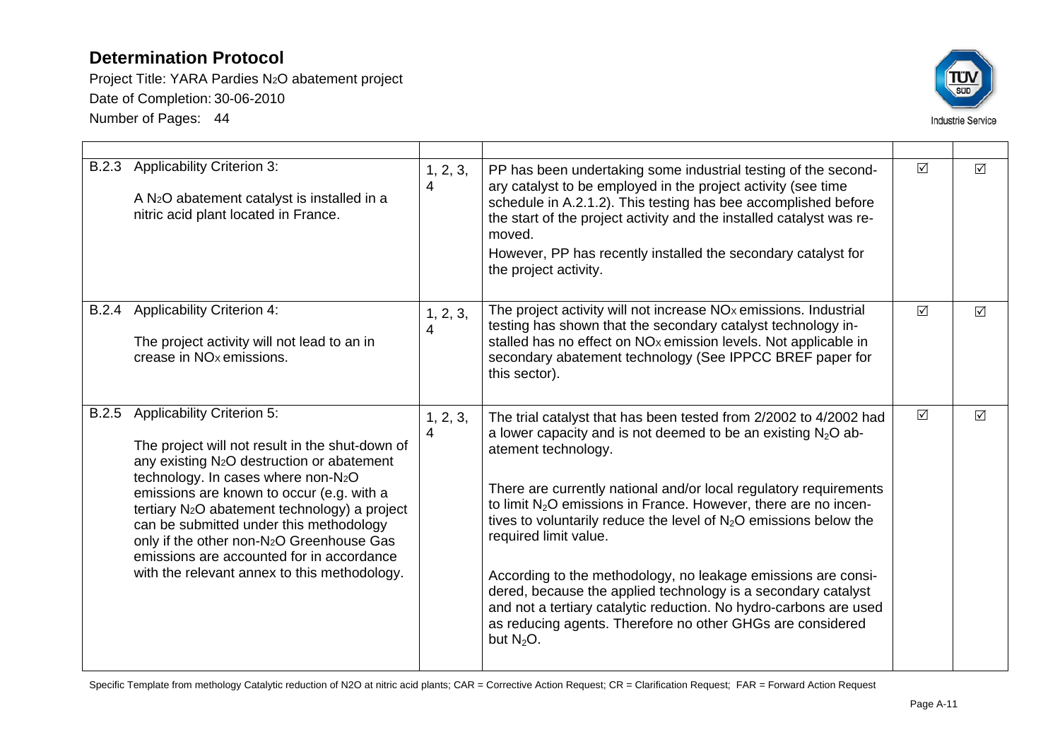## Determination Protocol

Project Title: YARA Pardies $N_2O$ abatement project
Date of Completion: 30-06-2010
Number of Pages: 44

| | | | | |
|---|---|---|---|---|
| B.2.3 Applicability Criterion 3:<br><br>A $N_2O$ abatement catalyst is installed in a nitric acid plant located in France. | 1, 2, 3, 4 | PP has been undertaking some industrial testing of the secondary catalyst to be employed in the project activity (see time schedule in A.2.1.2). This testing has bee accomplished before the start of the project activity and the installed catalyst was removed.<br>However, PP has recently installed the secondary catalyst for the project activity. | ☑ | ☑ |
| B.2.4 Applicability Criterion 4:<br><br>The project activity will not lead to an in crease in $NO_x$ emissions. | 1, 2, 3, 4 | The project activity will not increase $NO_x$ emissions. Industrial testing has shown that the secondary catalyst technology installed has no effect on $NO_x$ emission levels. Not applicable in secondary abatement technology (See IPPCC BREF paper for this sector). | ☑ | ☑ |
| B.2.5 Applicability Criterion 5:<br><br>The project will not result in the shut-down of any existing $N_2O$ destruction or abatement technology. In cases where non-$N_2O$ emissions are known to occur (e.g. with a tertiary $N_2O$ abatement technology) a project can be submitted under this methodology only if the other non-$N_2O$ Greenhouse Gas emissions are accounted for in accordance with the relevant annex to this methodology. | 1, 2, 3, 4 | The trial catalyst that has been tested from 2/2002 to 4/2002 had a lower capacity and is not deemed to be an existing $N_2O$ abatement technology.<br><br>There are currently national and/or local regulatory requirements to limit $N_2O$ emissions in France. However, there are no incentives to voluntarily reduce the level of $N_2O$ emissions below the required limit value.<br><br>According to the methodology, no leakage emissions are considered, because the applied technology is a secondary catalyst and not a tertiary catalytic reduction. No hydro-carbons are used as reducing agents. Therefore no other GHGs are considered but $N_2O$. | ☑ | ☑ |

Specific Template from methology Catalytic reduction of N2O at nitric acid plants; CAR = Corrective Action Request; CR = Clarification Request; FAR = Forward Action Request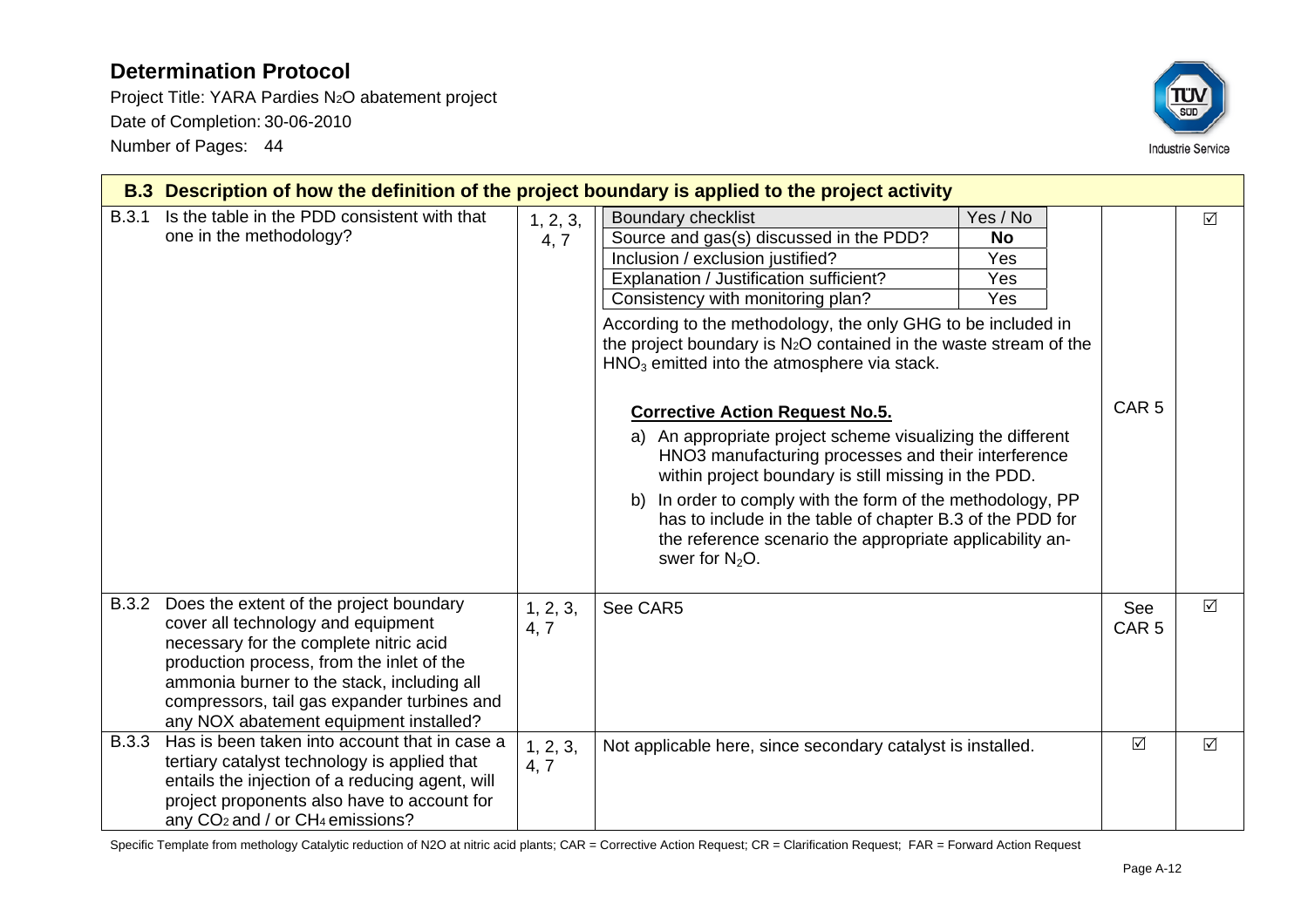# Determination Protocol

Project Title: YARA Pardies $N_2O$ abatement project

Date of Completion: 30-06-2010

Number of Pages: 44

| B.3 Description of how the definition of the project boundary is applied to the project activity | | | | |
|---|---|---|---|---|
| B.3.1 Is the table in the PDD consistent with that one in the methodology? | 1, 2, 3, 4, 7 | Boundary checklist: Yes / No<br>Source and gas(s) discussed in the PDD? **No**<br>Inclusion / exclusion justified? Yes<br>Explanation / Justification sufficient? Yes<br>Consistency with monitoring plan? Yes<br><br>According to the methodology, the only GHG to be included in the project boundary is $N_2O$ contained in the waste stream of the $HNO_3$ emitted into the atmosphere via stack.<br><br>**Corrective Action Request No.5.**<br>a) An appropriate project scheme visualizing the different HNO3 manufacturing processes and their interference within project boundary is still missing in the PDD.<br>b) In order to comply with the form of the methodology, PP has to include in the table of chapter B.3 of the PDD for the reference scenario the appropriate applicability answer for $N_2O$. | CAR 5 | ☑ |
| B.3.2 Does the extent of the project boundary cover all technology and equipment necessary for the complete nitric acid production process, from the inlet of the ammonia burner to the stack, including all compressors, tail gas expander turbines and any NOX abatement equipment installed? | 1, 2, 3, 4, 7 | See CAR5 | See CAR 5 | ☑ |
| B.3.3 Has is been taken into account that in case a tertiary catalyst technology is applied that entails the injection of a reducing agent, will project proponents also have to account for any $CO_2$ and / or $CH_4$ emissions? | 1, 2, 3, 4, 7 | Not applicable here, since secondary catalyst is installed. | ☑ | ☑ |

Specific Template from methology Catalytic reduction of N2O at nitric acid plants; CAR = Corrective Action Request; CR = Clarification Request; FAR = Forward Action Request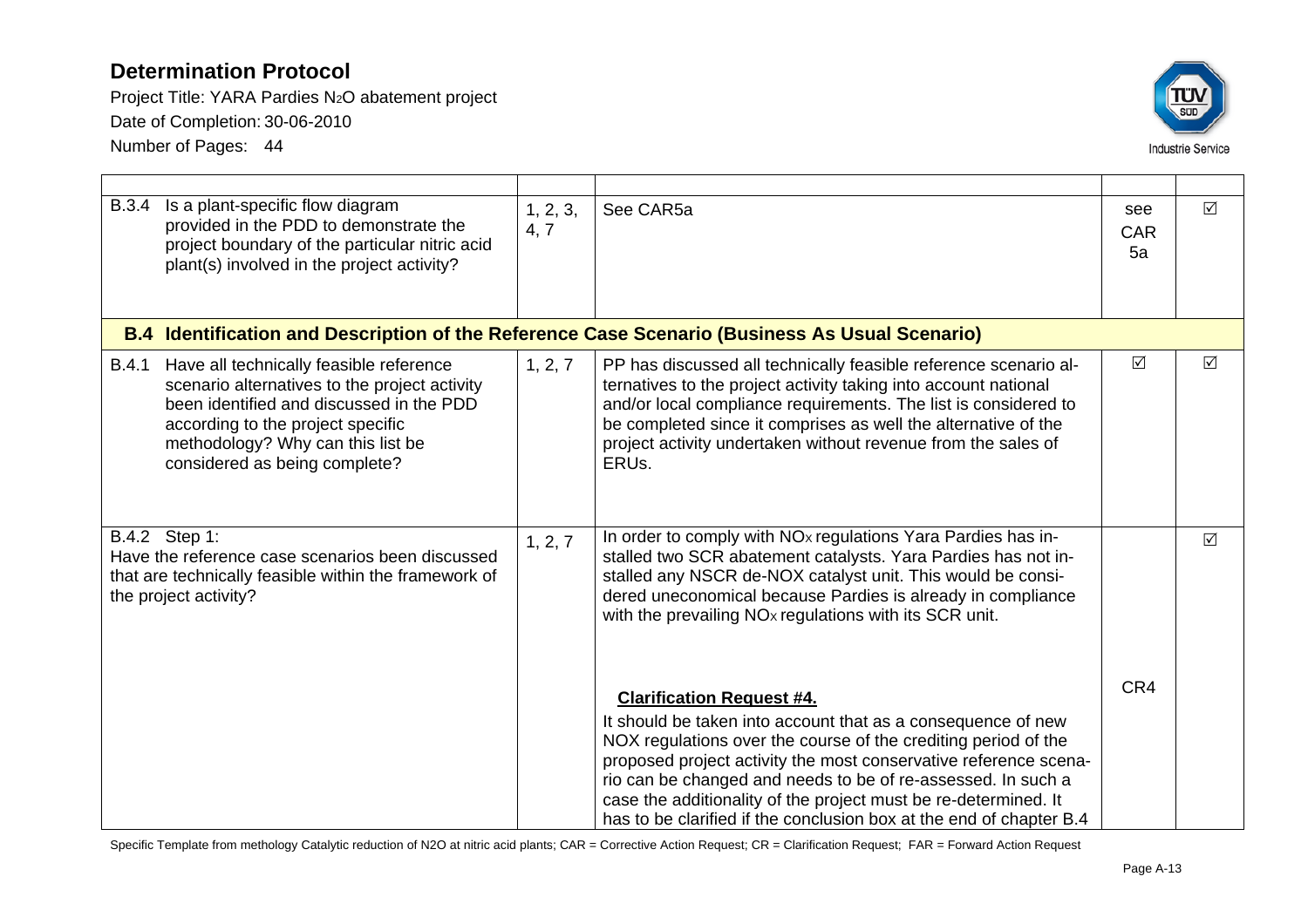| | | | | |
|---|---|---|---|---|
| B.3.4 Is a plant-specific flow diagram provided in the PDD to demonstrate the project boundary of the particular nitric acid plant(s) involved in the project activity? | 1, 2, 3, 4, 7 | See CAR5a | see CAR 5a | ☑ |
| **B.4 Identification and Description of the Reference Case Scenario (Business As Usual Scenario)** | | | | |
| B.4.1 Have all technically feasible reference scenario alternatives to the project activity been identified and discussed in the PDD according to the project specific methodology? Why can this list be considered as being complete? | 1, 2, 7 | PP has discussed all technically feasible reference scenario alternatives to the project activity taking into account national and/or local compliance requirements. The list is considered to be completed since it comprises as well the alternative of the project activity undertaken without revenue from the sales of ERUs. | ☑ | ☑ |
| B.4.2 Step 1: Have the reference case scenarios been discussed that are technically feasible within the framework of the project activity? | 1, 2, 7 | In order to comply with $NO_x$ regulations Yara Pardies has installed two SCR abatement catalysts. Yara Pardies has not installed any NSCR de-NOX catalyst unit. This would be considered uneconomical because Pardies is already in compliance with the prevailing $NO_x$ regulations with its SCR unit.<br><br>**Clarification Request #4.**<br>It should be taken into account that as a consequence of new NOX regulations over the course of the crediting period of the proposed project activity the most conservative reference scenario can be changed and needs to be of re-assessed. In such a case the additionality of the project must be re-determined. It has to be clarified if the conclusion box at the end of chapter B.4 | CR4 | ☑ |

Specific Template from methology Catalytic reduction of N2O at nitric acid plants; CAR = Corrective Action Request; CR = Clarification Request; FAR = Forward Action Request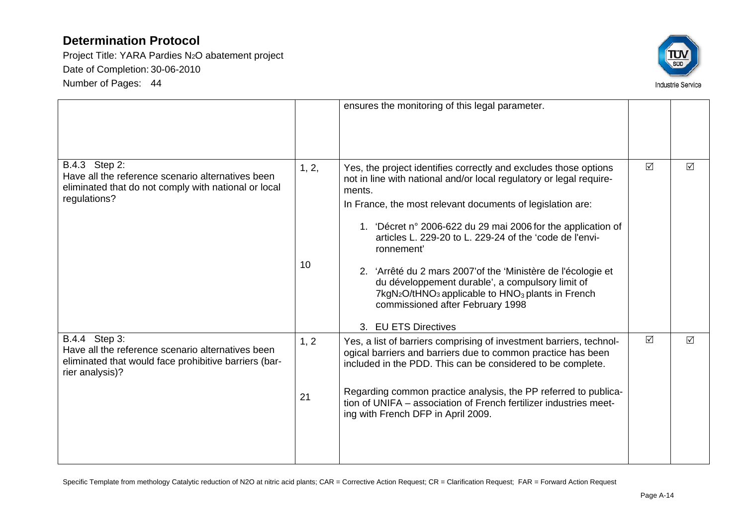| | | ensures the monitoring of this legal parameter. | | |
|---|---|---|---|---|
| B.4.3 Step 2:<br>Have all the reference scenario alternatives been eliminated that do not comply with national or local regulations? | 1, 2,<br><br>10 | Yes, the project identifies correctly and excludes those options not in line with national and/or local regulatory or legal requirements.<br>In France, the most relevant documents of legislation are:<br>1. 'Décret n° 2006-622 du 29 mai 2006 for the application of articles L. 229-20 to L. 229-24 of the 'code de l'environnement'<br>2. 'Arrêté du 2 mars 2007'of the 'Ministère de l'écologie et du développement durable', a compulsory limit of $7kgN_2O/tHNO_3$ applicable to $HNO_3$ plants in French commissioned after February 1998<br>3. EU ETS Directives | ☑ | ☑ |
| B.4.4 Step 3:<br>Have all the reference scenario alternatives been eliminated that would face prohibitive barriers (barrier analysis)? | 1, 2<br><br>21 | Yes, a list of barriers comprising of investment barriers, technological barriers and barriers due to common practice has been included in the PDD. This can be considered to be complete.<br><br>Regarding common practice analysis, the PP referred to publication of UNIFA – association of French fertilizer industries meeting with French DFP in April 2009. | ☑ | ☑ |

Specific Template from methology Catalytic reduction of N2O at nitric acid plants; CAR = Corrective Action Request; CR = Clarification Request; FAR = Forward Action Request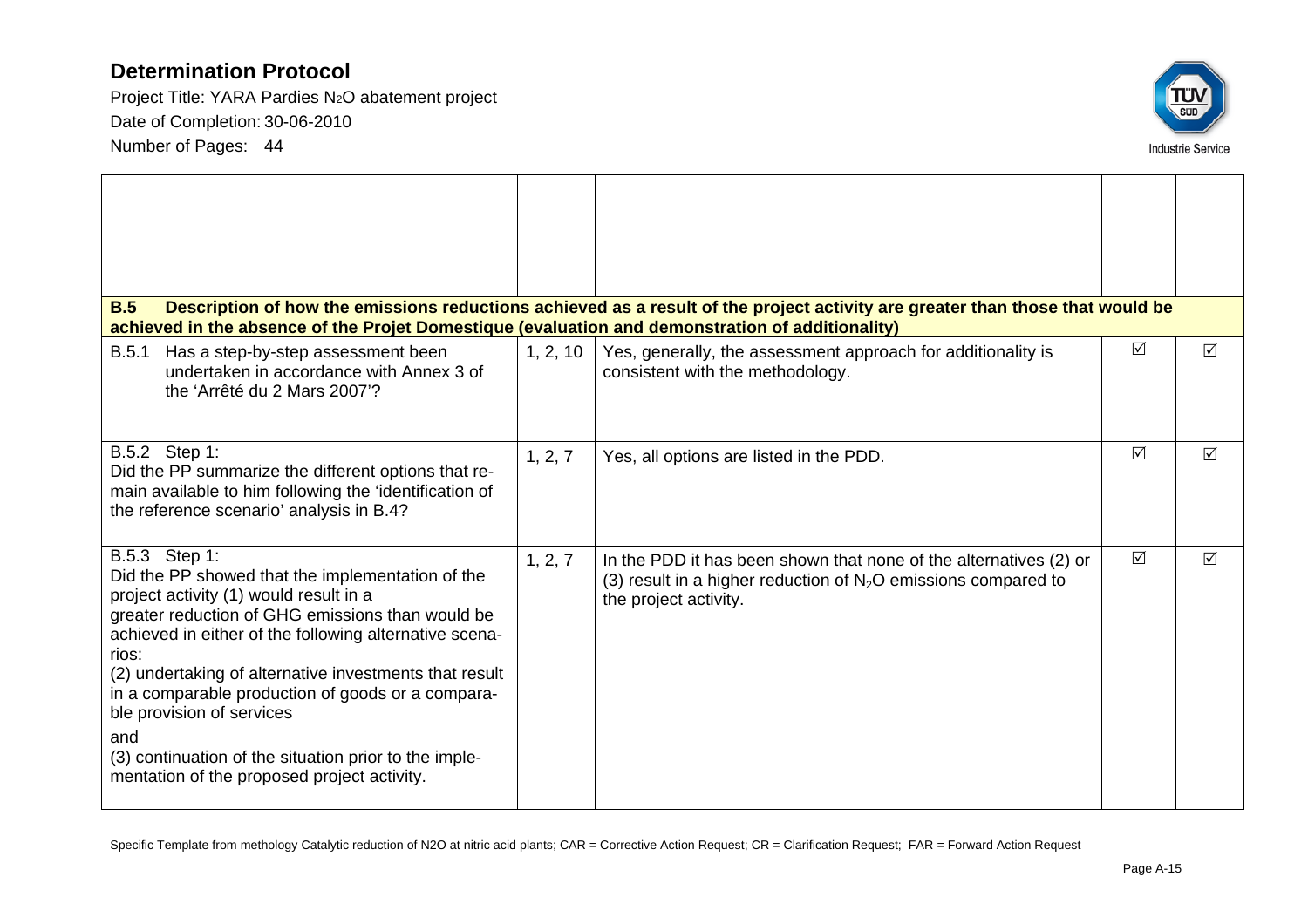| | | | | |
|---|---|---|---|---|
| | | | | |
| **B.5 Description of how the emissions reductions achieved as a result of the project activity are greater than those that would be achieved in the absence of the Projet Domestique (evaluation and demonstration of additionality)** | | | | |
| B.5.1 Has a step-by-step assessment been undertaken in accordance with Annex 3 of the 'Arrêté du 2 Mars 2007'? | 1, 2, 10 | Yes, generally, the assessment approach for additionality is consistent with the methodology. | ☑ | ☑ |
| B.5.2 Step 1: Did the PP summarize the different options that remain available to him following the 'identification of the reference scenario' analysis in B.4? | 1, 2, 7 | Yes, all options are listed in the PDD. | ☑ | ☑ |
| B.5.3 Step 1: Did the PP showed that the implementation of the project activity (1) would result in a greater reduction of GHG emissions than would be achieved in either of the following alternative scenarios: (2) undertaking of alternative investments that result in a comparable production of goods or a comparable provision of services and (3) continuation of the situation prior to the implementation of the proposed project activity. | 1, 2, 7 | In the PDD it has been shown that none of the alternatives (2) or (3) result in a higher reduction of $N_2O$ emissions compared to the project activity. | ☑ | ☑ |

Specific Template from methology Catalytic reduction of N2O at nitric acid plants; CAR = Corrective Action Request; CR = Clarification Request; FAR = Forward Action Request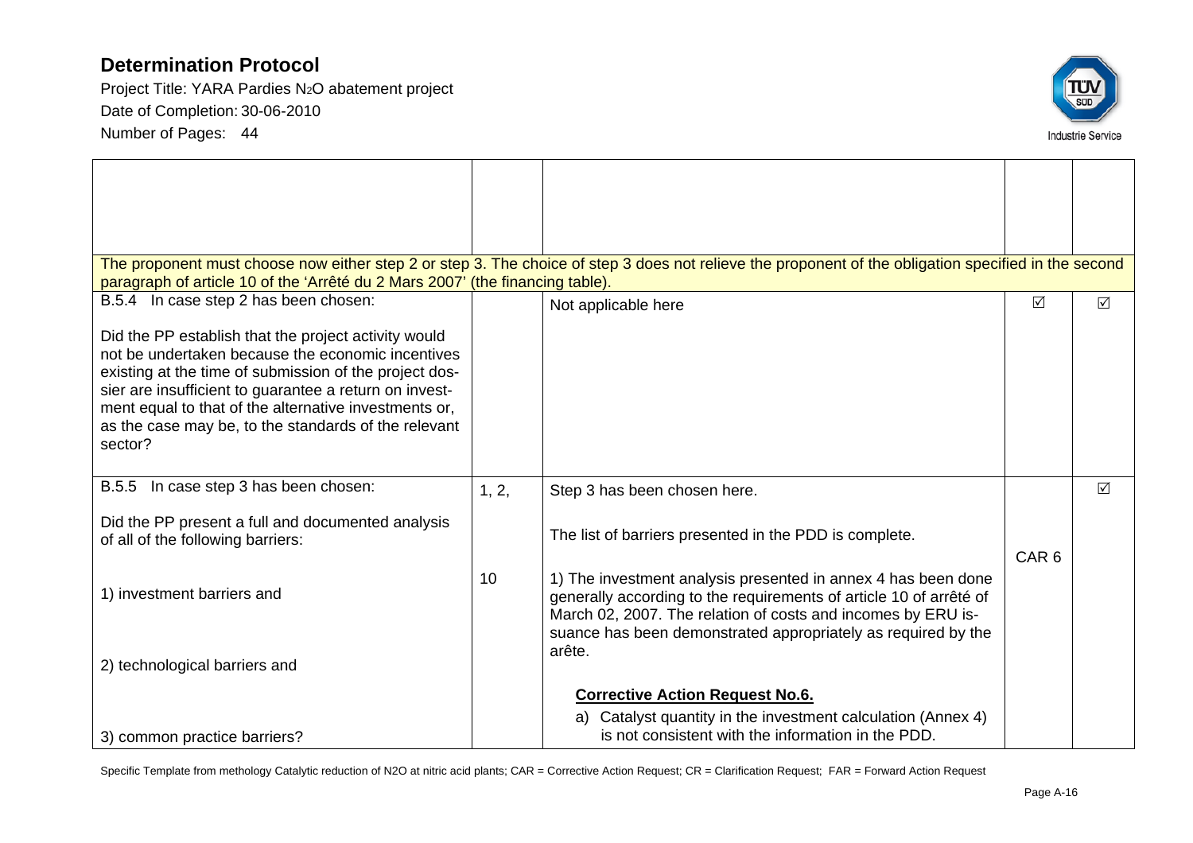| | | | | |
|---|---|---|---|---|
| | | | | |
| The proponent must choose now either step 2 or step 3. The choice of step 3 does not relieve the proponent of the obligation specified in the second paragraph of article 10 of the 'Arrêté du 2 Mars 2007' (the financing table). | | | | |
| B.5.4 In case step 2 has been chosen:<br><br>Did the PP establish that the project activity would not be undertaken because the economic incentives existing at the time of submission of the project dossier are insufficient to guarantee a return on investment equal to that of the alternative investments or, as the case may be, to the standards of the relevant sector? | | Not applicable here | ☑ | ☑ |
| B.5.5 In case step 3 has been chosen:<br><br>Did the PP present a full and documented analysis of all of the following barriers:<br><br>1) investment barriers and<br><br>2) technological barriers and<br><br>3) common practice barriers? | 1, 2,<br><br>10 | Step 3 has been chosen here.<br><br>The list of barriers presented in the PDD is complete.<br><br>1) The investment analysis presented in annex 4 has been done generally according to the requirements of article 10 of arrêté of March 02, 2007. The relation of costs and incomes by ERU issuance has been demonstrated appropriately as required by the arête.<br><br>**Corrective Action Request No.6.**<br><br>a) Catalyst quantity in the investment calculation (Annex 4) is not consistent with the information in the PDD. | CAR 6 | ☑ |

Specific Template from methology Catalytic reduction of N2O at nitric acid plants; CAR = Corrective Action Request; CR = Clarification Request; FAR = Forward Action Request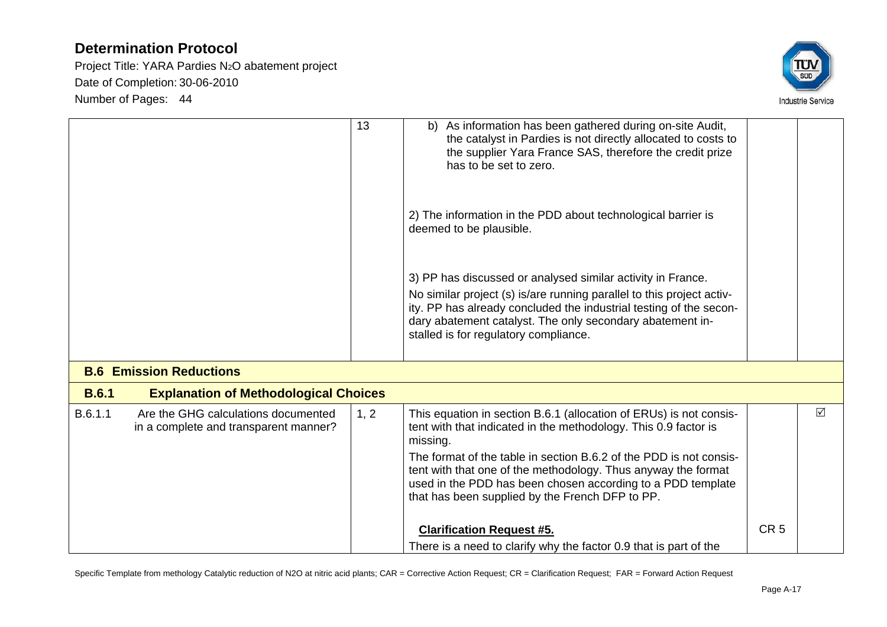| | | | | |
|---|---|---|---|---|
| | 13 | b) As information has been gathered during on-site Audit, the catalyst in Pardies is not directly allocated to costs to the supplier Yara France SAS, therefore the credit prize has to be set to zero.<br><br>2) The information in the PDD about technological barrier is deemed to be plausible.<br><br>3) PP has discussed or analysed similar activity in France.<br>No similar project (s) is/are running parallel to this project activity. PP has already concluded the industrial testing of the secondary abatement catalyst. The only secondary abatement installed is for regulatory compliance. | | |
| **B.6 Emission Reductions** | | | | |
| **B.6.1 Explanation of Methodological Choices** | | | | |
| B.6.1.1 Are the GHG calculations documented in a complete and transparent manner? | 1, 2 | This equation in section B.6.1 (allocation of ERUs) is not consistent with that indicated in the methodology. This 0.9 factor is missing.<br>The format of the table in section B.6.2 of the PDD is not consistent with that one of the methodology. Thus anyway the format used in the PDD has been chosen according to a PDD template that has been supplied by the French DFP to PP. | | ☑ |
| | | **Clarification Request #5.**<br>There is a need to clarify why the factor 0.9 that is part of the | CR 5 | |

Specific Template from methology Catalytic reduction of N2O at nitric acid plants; CAR = Corrective Action Request; CR = Clarification Request; FAR = Forward Action Request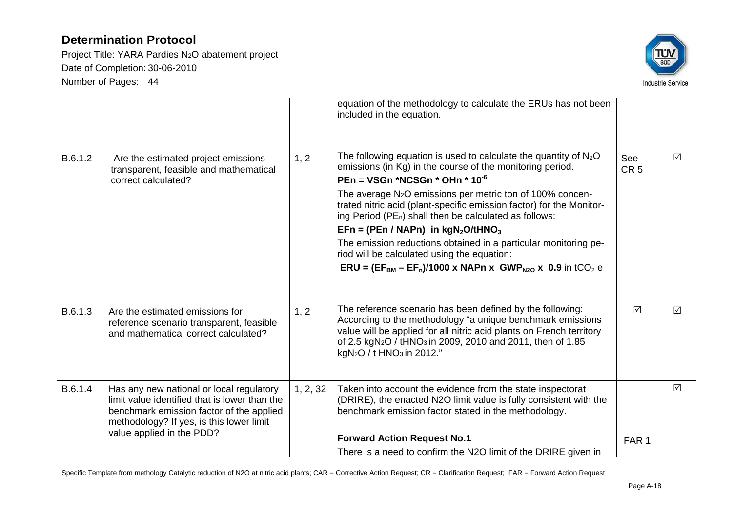| | | | | | |
|---|---|---|---|---|---|
| | | | equation of the methodology to calculate the ERUs has not been included in the equation. | | |
| B.6.1.2 | Are the estimated project emissions transparent, feasible and mathematical correct calculated? | 1, 2 | The following equation is used to calculate the quantity of $N_2O$ emissions (in Kg) in the course of the monitoring period.<br>**$PEn = VSGn * NCSGn * OHn * 10^{-6}$**<br>The average $N_2O$ emissions per metric ton of 100% concentrated nitric acid (plant-specific emission factor) for the Monitoring Period ($PE_n$) shall then be calculated as follows:<br>**$EFn = (PEn / NAPn)$ in $kgN_2O/tHNO_3$**<br>The emission reductions obtained in a particular monitoring period will be calculated using the equation:<br>**$ERU = (EF_{BM} - EF_n)/1000 \times NAPn \times GWP_{N2O} \times 0.9$ in $tCO_2$ e** | See CR 5 | ☑ |
| B.6.1.3 | Are the estimated emissions for reference scenario transparent, feasible and mathematical correct calculated? | 1, 2 | The reference scenario has been defined by the following: According to the methodology "a unique benchmark emissions value will be applied for all nitric acid plants on French territory of 2.5 $kgN_2O$ / $tHNO_3$ in 2009, 2010 and 2011, then of 1.85 $kgN_2O$ / t $HNO_3$ in 2012." | ☑ | ☑ |
| B.6.1.4 | Has any new national or local regulatory limit value identified that is lower than the benchmark emission factor of the applied methodology? If yes, is this lower limit value applied in the PDD? | 1, 2, 32 | Taken into account the evidence from the state inspectorat (DRIRE), the enacted N2O limit value is fully consistent with the benchmark emission factor stated in the methodology.<br><br>**Forward Action Request No.1**<br>There is a need to confirm the N2O limit of the DRIRE given in | <br><br><br><br>FAR 1 | ☑ |

Specific Template from methology Catalytic reduction of N2O at nitric acid plants; CAR = Corrective Action Request; CR = Clarification Request; FAR = Forward Action Request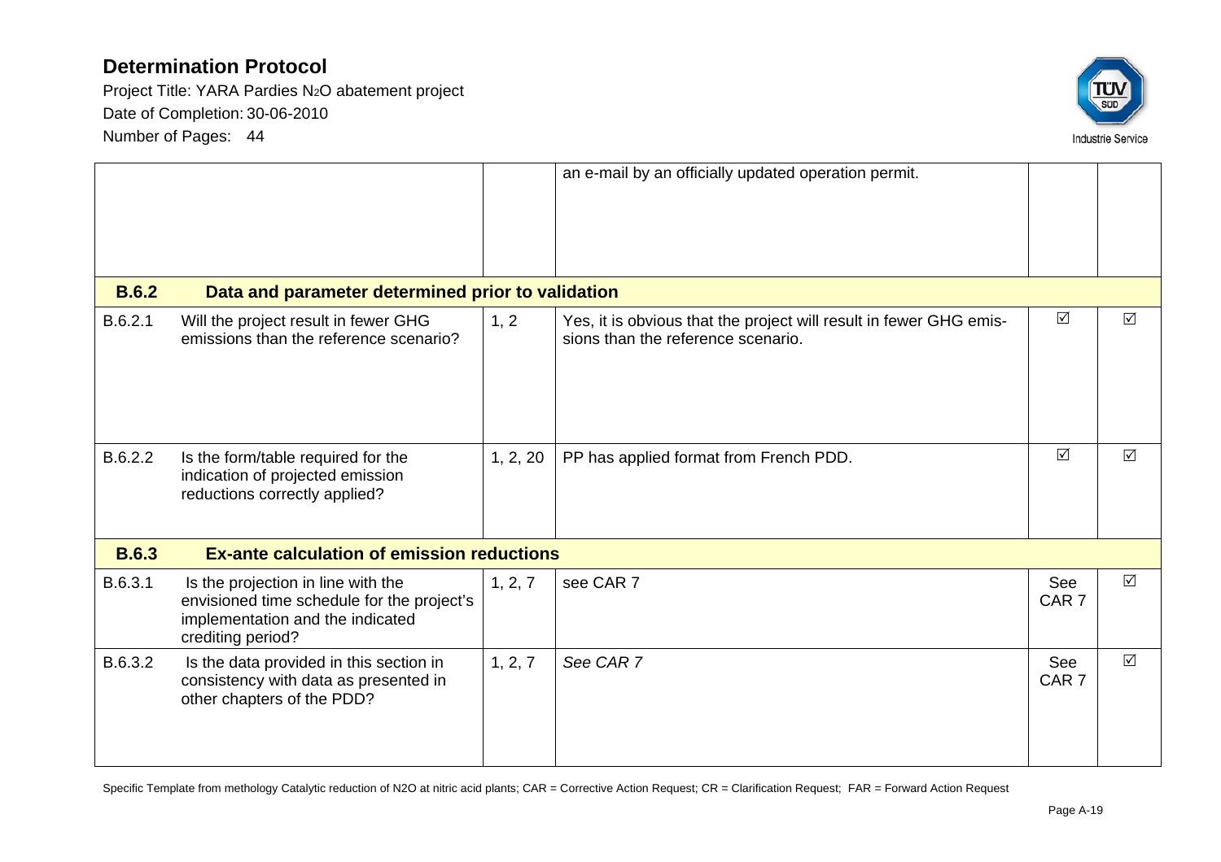| | | | | | |
|---|---|---|---|---|---|
| | | | an e-mail by an officially updated operation permit. | | |
| **B.6.2** | **Data and parameter determined prior to validation** | | | | |
| B.6.2.1 | Will the project result in fewer GHG emissions than the reference scenario? | 1, 2 | Yes, it is obvious that the project will result in fewer GHG emissions than the reference scenario. | ☑ | ☑ |
| B.6.2.2 | Is the form/table required for the indication of projected emission reductions correctly applied? | 1, 2, 20 | PP has applied format from French PDD. | ☑ | ☑ |
| **B.6.3** | **Ex-ante calculation of emission reductions** | | | | |
| B.6.3.1 | Is the projection in line with the envisioned time schedule for the project's implementation and the indicated crediting period? | 1, 2, 7 | see CAR 7 | See CAR 7 | ☑ |
| B.6.3.2 | Is the data provided in this section in consistency with data as presented in other chapters of the PDD? | 1, 2, 7 | *See CAR 7* | See CAR 7 | ☑ |

Specific Template from methology Catalytic reduction of N2O at nitric acid plants; CAR = Corrective Action Request; CR = Clarification Request; FAR = Forward Action Request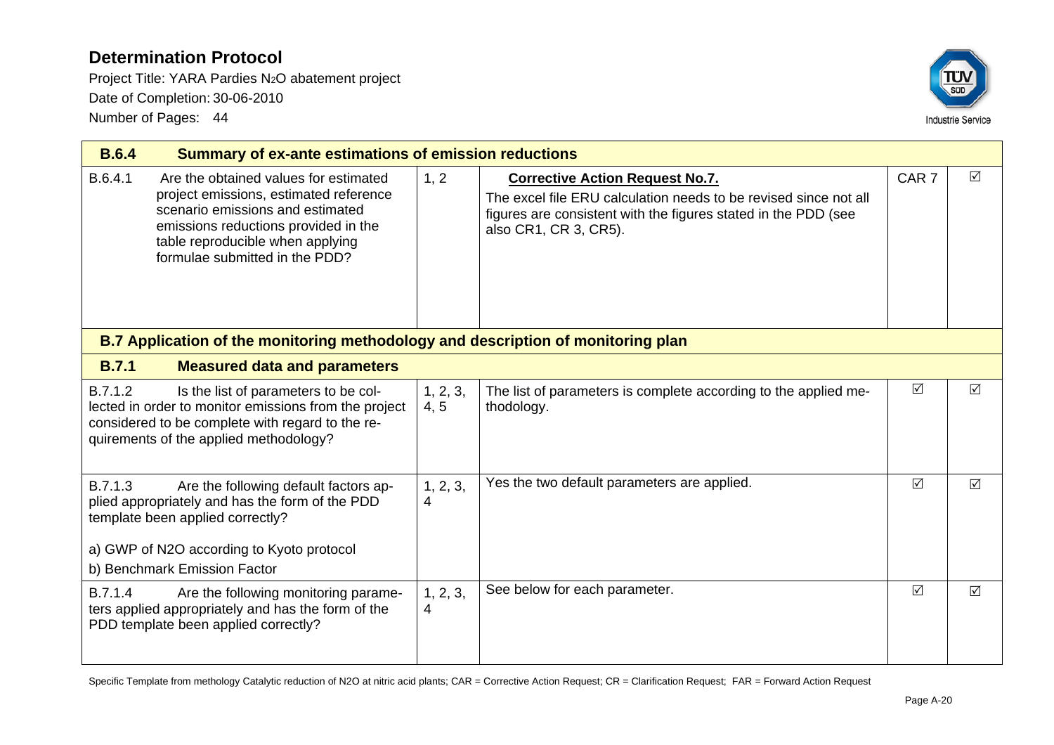| **B.6.4** | **Summary of ex-ante estimations of emission reductions** | | | |
|---|---|---|---|---|
| B.6.4.1 Are the obtained values for estimated project emissions, estimated reference scenario emissions and estimated emissions reductions provided in the table reproducible when applying formulae submitted in the PDD? | 1, 2 | **Corrective Action Request No.7.** The excel file ERU calculation needs to be revised since not all figures are consistent with the figures stated in the PDD (see also CR1, CR 3, CR5). | CAR 7 | ☑ |
| **B.7 Application of the monitoring methodology and description of monitoring plan** | | | | |
| **B.7.1** **Measured data and parameters** | | | | |
| B.7.1.2 Is the list of parameters to be collected in order to monitor emissions from the project considered to be complete with regard to the requirements of the applied methodology? | 1, 2, 3, 4, 5 | The list of parameters is complete according to the applied methodology. | ☑ | ☑ |
| B.7.1.3 Are the following default factors applied appropriately and has the form of the PDD template been applied correctly?<br><br>a) GWP of N2O according to Kyoto protocol<br>b) Benchmark Emission Factor | 1, 2, 3, 4 | Yes the two default parameters are applied. | ☑ | ☑ |
| B.7.1.4 Are the following monitoring parameters applied appropriately and has the form of the PDD template been applied correctly? | 1, 2, 3, 4 | See below for each parameter. | ☑ | ☑ |

Specific Template from methology Catalytic reduction of N2O at nitric acid plants; CAR = Corrective Action Request; CR = Clarification Request; FAR = Forward Action Request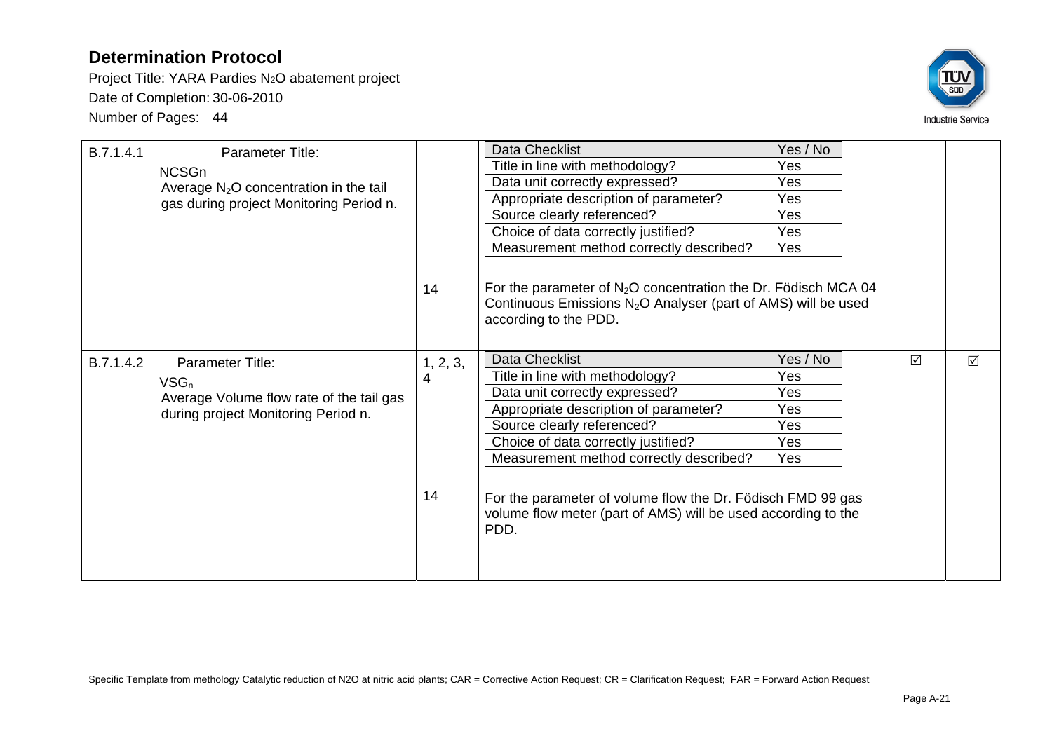## Determination Protocol

Project Title: YARA Pardies $N_2O$ abatement project

Date of Completion: 30-06-2010

Number of Pages: 44

| | | | | |
|---|---|---|---|---|
| B.7.1.4.1 Parameter Title:<br>NCSGn<br>Average $N_2O$ concentration in the tail gas during project Monitoring Period n. | <br><br><br><br><br><br><br>14 | Data Checklist — Yes / No<br>Title in line with methodology? — Yes<br>Data unit correctly expressed? — Yes<br>Appropriate description of parameter? — Yes<br>Source clearly referenced? — Yes<br>Choice of data correctly justified? — Yes<br>Measurement method correctly described? — Yes<br><br>For the parameter of $N_2O$ concentration the Dr. Födisch MCA 04 Continuous Emissions $N_2O$ Analyser (part of AMS) will be used according to the PDD. | | |
| B.7.1.4.2 Parameter Title:<br>$VSG_n$<br>Average Volume flow rate of the tail gas during project Monitoring Period n. | 1, 2, 3, 4<br><br><br><br><br><br><br>14 | Data Checklist — Yes / No<br>Title in line with methodology? — Yes<br>Data unit correctly expressed? — Yes<br>Appropriate description of parameter? — Yes<br>Source clearly referenced? — Yes<br>Choice of data correctly justified? — Yes<br>Measurement method correctly described? — Yes<br><br>For the parameter of volume flow the Dr. Födisch FMD 99 gas volume flow meter (part of AMS) will be used according to the PDD. | ☑ | ☑ |

Specific Template from methology Catalytic reduction of N2O at nitric acid plants; CAR = Corrective Action Request; CR = Clarification Request; FAR = Forward Action Request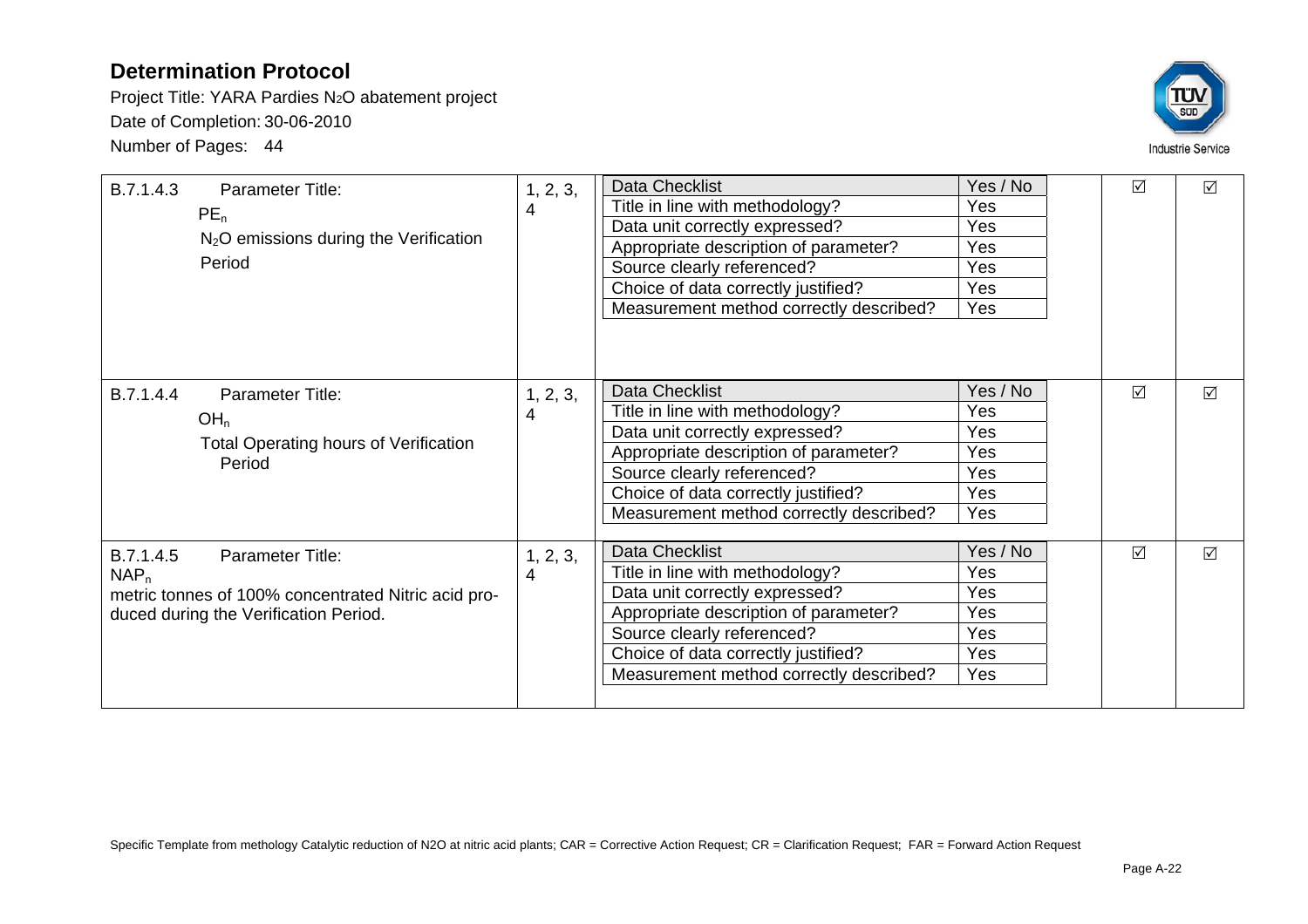# Determination Protocol

Project Title: YARA Pardies $N_2O$ abatement project

Date of Completion: 30-06-2010

Number of Pages: 44

| | | | | |
|---|---|---|---|---|
| B.7.1.4.3 Parameter Title: $PE_n$ $N_2O$ emissions during the Verification Period | 1, 2, 3, 4 | Data Checklist — Yes / No<br>Title in line with methodology? — Yes<br>Data unit correctly expressed? — Yes<br>Appropriate description of parameter? — Yes<br>Source clearly referenced? — Yes<br>Choice of data correctly justified? — Yes<br>Measurement method correctly described? — Yes | ☑ | ☑ |
| B.7.1.4.4 Parameter Title: $OH_n$ Total Operating hours of Verification Period | 1, 2, 3, 4 | Data Checklist — Yes / No<br>Title in line with methodology? — Yes<br>Data unit correctly expressed? — Yes<br>Appropriate description of parameter? — Yes<br>Source clearly referenced? — Yes<br>Choice of data correctly justified? — Yes<br>Measurement method correctly described? — Yes | ☑ | ☑ |
| B.7.1.4.5 Parameter Title: $NAP_n$ metric tonnes of 100% concentrated Nitric acid produced during the Verification Period. | 1, 2, 3, 4 | Data Checklist — Yes / No<br>Title in line with methodology? — Yes<br>Data unit correctly expressed? — Yes<br>Appropriate description of parameter? — Yes<br>Source clearly referenced? — Yes<br>Choice of data correctly justified? — Yes<br>Measurement method correctly described? — Yes | ☑ | ☑ |

Specific Template from methology Catalytic reduction of N2O at nitric acid plants; CAR = Corrective Action Request; CR = Clarification Request; FAR = Forward Action Request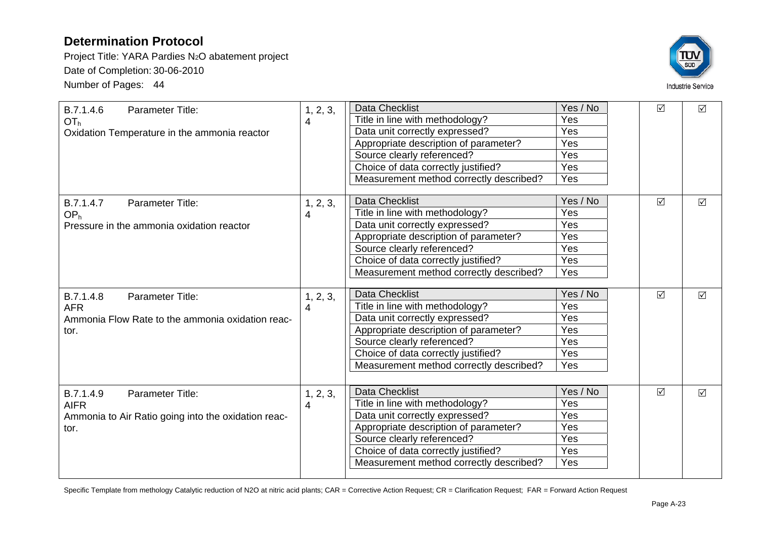# Determination Protocol

Project Title: YARA Pardies $N_2O$ abatement project

Date of Completion: 30-06-2010

Number of Pages: 44

| Parameter | Ref. | Data Checklist | Yes / No | | | |
|---|---|---|---|---|---|---|
| B.7.1.4.6 Parameter Title: $OT_h$ Oxidation Temperature in the ammonia reactor | 1, 2, 3, 4 | Title in line with methodology? | Yes | | ☑ | ☑ |
| | | Data unit correctly expressed? | Yes | | | |
| | | Appropriate description of parameter? | Yes | | | |
| | | Source clearly referenced? | Yes | | | |
| | | Choice of data correctly justified? | Yes | | | |
| | | Measurement method correctly described? | Yes | | | |
| B.7.1.4.7 Parameter Title: $OP_h$ Pressure in the ammonia oxidation reactor | 1, 2, 3, 4 | Title in line with methodology? | Yes | | ☑ | ☑ |
| | | Data unit correctly expressed? | Yes | | | |
| | | Appropriate description of parameter? | Yes | | | |
| | | Source clearly referenced? | Yes | | | |
| | | Choice of data correctly justified? | Yes | | | |
| | | Measurement method correctly described? | Yes | | | |
| B.7.1.4.8 Parameter Title: AFR Ammonia Flow Rate to the ammonia oxidation reactor. | 1, 2, 3, 4 | Title in line with methodology? | Yes | | ☑ | ☑ |
| | | Data unit correctly expressed? | Yes | | | |
| | | Appropriate description of parameter? | Yes | | | |
| | | Source clearly referenced? | Yes | | | |
| | | Choice of data correctly justified? | Yes | | | |
| | | Measurement method correctly described? | Yes | | | |
| B.7.1.4.9 Parameter Title: AIFR Ammonia to Air Ratio going into the oxidation reactor. | 1, 2, 3, 4 | Title in line with methodology? | Yes | | ☑ | ☑ |
| | | Data unit correctly expressed? | Yes | | | |
| | | Appropriate description of parameter? | Yes | | | |
| | | Source clearly referenced? | Yes | | | |
| | | Choice of data correctly justified? | Yes | | | |
| | | Measurement method correctly described? | Yes | | | |

Specific Template from methology Catalytic reduction of N2O at nitric acid plants; CAR = Corrective Action Request; CR = Clarification Request; FAR = Forward Action Request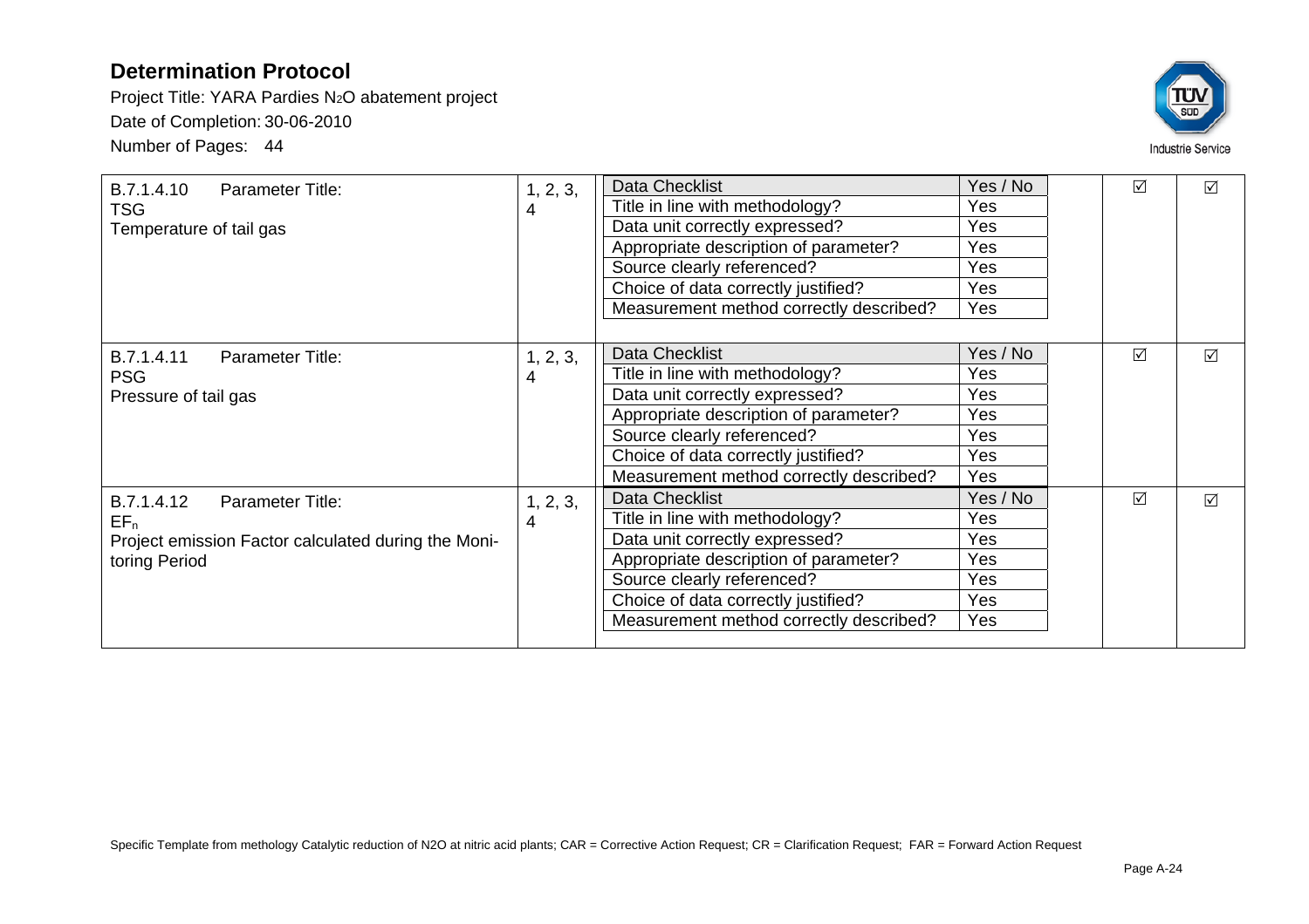# Determination Protocol

Project Title: YARA Pardies $N_2O$ abatement project

Date of Completion: 30-06-2010

Number of Pages: 44

| | | | | | |
|---|---|---|---|---|---|
| B.7.1.4.10 Parameter Title:<br>TSG<br>Temperature of tail gas | 1, 2, 3, 4 | Data Checklist<br>Title in line with methodology?<br>Data unit correctly expressed?<br>Appropriate description of parameter?<br>Source clearly referenced?<br>Choice of data correctly justified?<br>Measurement method correctly described? | Yes / No<br>Yes<br>Yes<br>Yes<br>Yes<br>Yes<br>Yes | ☑ | ☑ |
| B.7.1.4.11 Parameter Title:<br>PSG<br>Pressure of tail gas | 1, 2, 3, 4 | Data Checklist<br>Title in line with methodology?<br>Data unit correctly expressed?<br>Appropriate description of parameter?<br>Source clearly referenced?<br>Choice of data correctly justified?<br>Measurement method correctly described? | Yes / No<br>Yes<br>Yes<br>Yes<br>Yes<br>Yes<br>Yes | ☑ | ☑ |
| B.7.1.4.12 Parameter Title:<br>$EF_n$<br>Project emission Factor calculated during the Monitoring Period | 1, 2, 3, 4 | Data Checklist<br>Title in line with methodology?<br>Data unit correctly expressed?<br>Appropriate description of parameter?<br>Source clearly referenced?<br>Choice of data correctly justified?<br>Measurement method correctly described? | Yes / No<br>Yes<br>Yes<br>Yes<br>Yes<br>Yes<br>Yes | ☑ | ☑ |

Specific Template from methology Catalytic reduction of N2O at nitric acid plants; CAR = Corrective Action Request; CR = Clarification Request; FAR = Forward Action Request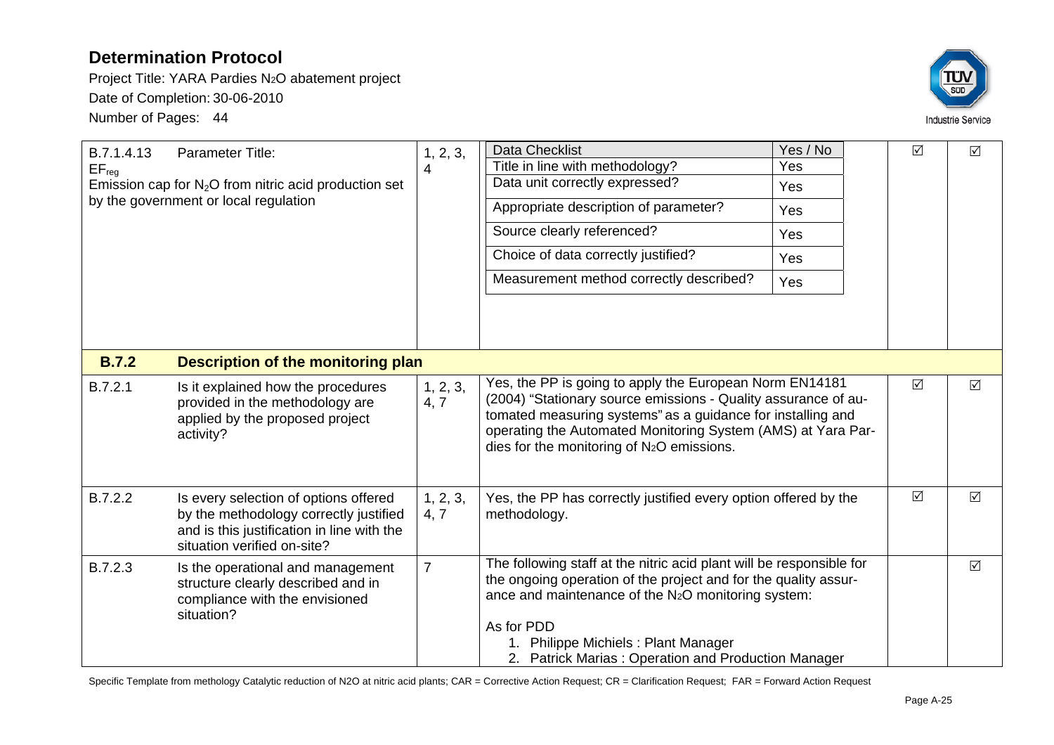| | | | | | |
|---|---|---|---|---|---|
| B.7.1.4.13 Parameter Title: $EF_{reg}$ Emission cap for $N_2O$ from nitric acid production set by the government or local regulation | | 1, 2, 3, 4 | Data Checklist — Yes / No<br>Title in line with methodology? — Yes<br>Data unit correctly expressed? — Yes<br>Appropriate description of parameter? — Yes<br>Source clearly referenced? — Yes<br>Choice of data correctly justified? — Yes<br>Measurement method correctly described? — Yes | ☑ | ☑ |
| **B.7.2** | **Description of the monitoring plan** | | | | |
| B.7.2.1 | Is it explained how the procedures provided in the methodology are applied by the proposed project activity? | 1, 2, 3, 4, 7 | Yes, the PP is going to apply the European Norm EN14181 (2004) "Stationary source emissions - Quality assurance of automated measuring systems" as a guidance for installing and operating the Automated Monitoring System (AMS) at Yara Pardies for the monitoring of $N_2O$ emissions. | ☑ | ☑ |
| B.7.2.2 | Is every selection of options offered by the methodology correctly justified and is this justification in line with the situation verified on-site? | 1, 2, 3, 4, 7 | Yes, the PP has correctly justified every option offered by the methodology. | ☑ | ☑ |
| B.7.2.3 | Is the operational and management structure clearly described and in compliance with the envisioned situation? | 7 | The following staff at the nitric acid plant will be responsible for the ongoing operation of the project and for the quality assurance and maintenance of the $N_2O$ monitoring system:<br><br>As for PDD<br>1. Philippe Michiels : Plant Manager<br>2. Patrick Marias : Operation and Production Manager | | ☑ |

Specific Template from methology Catalytic reduction of N2O at nitric acid plants; CAR = Corrective Action Request; CR = Clarification Request; FAR = Forward Action Request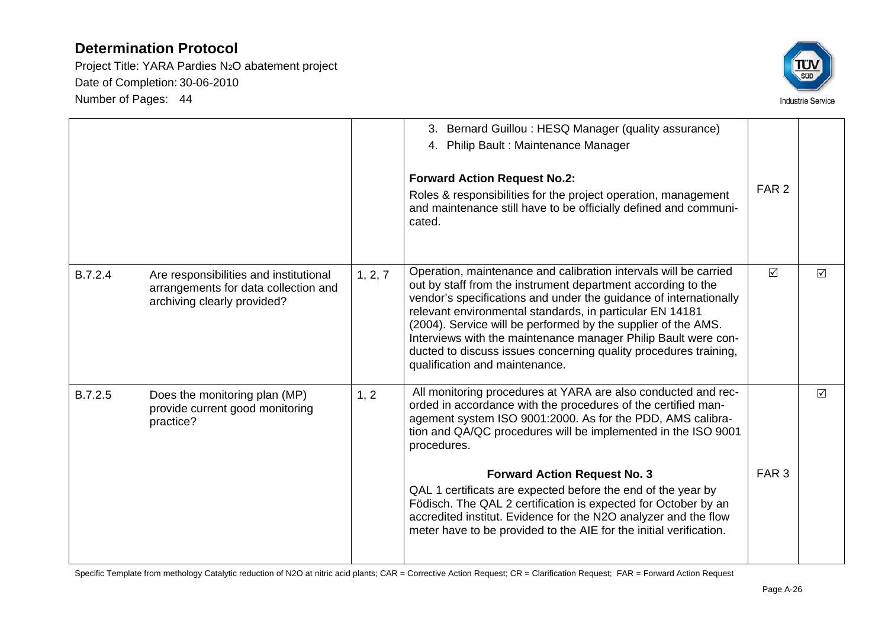| | | | | | |
|---|---|---|---|---|---|
| | | | 3. Bernard Guillou : HESQ Manager (quality assurance)<br>4. Philip Bault : Maintenance Manager<br><br>**Forward Action Request No.2:**<br>Roles & responsibilities for the project operation, management and maintenance still have to be officially defined and communicated. | FAR 2 | |
| B.7.2.4 | Are responsibilities and institutional arrangements for data collection and archiving clearly provided? | 1, 2, 7 | Operation, maintenance and calibration intervals will be carried out by staff from the instrument department according to the vendor's specifications and under the guidance of internationally relevant environmental standards, in particular EN 14181 (2004). Service will be performed by the supplier of the AMS. Interviews with the maintenance manager Philip Bault were conducted to discuss issues concerning quality procedures training, qualification and maintenance. | ☑ | ☑ |
| B.7.2.5 | Does the monitoring plan (MP) provide current good monitoring practice? | 1, 2 | All monitoring procedures at YARA are also conducted and recorded in accordance with the procedures of the certified management system ISO 9001:2000. As for the PDD, AMS calibration and QA/QC procedures will be implemented in the ISO 9001 procedures.<br><br>**Forward Action Request No. 3**<br>QAL 1 certificats are expected before the end of the year by Födisch. The QAL 2 certification is expected for October by an accredited institut. Evidence for the N2O analyzer and the flow meter have to be provided to the AIE for the initial verification. | FAR 3 | ☑ |

Specific Template from methology Catalytic reduction of N2O at nitric acid plants; CAR = Corrective Action Request; CR = Clarification Request; FAR = Forward Action Request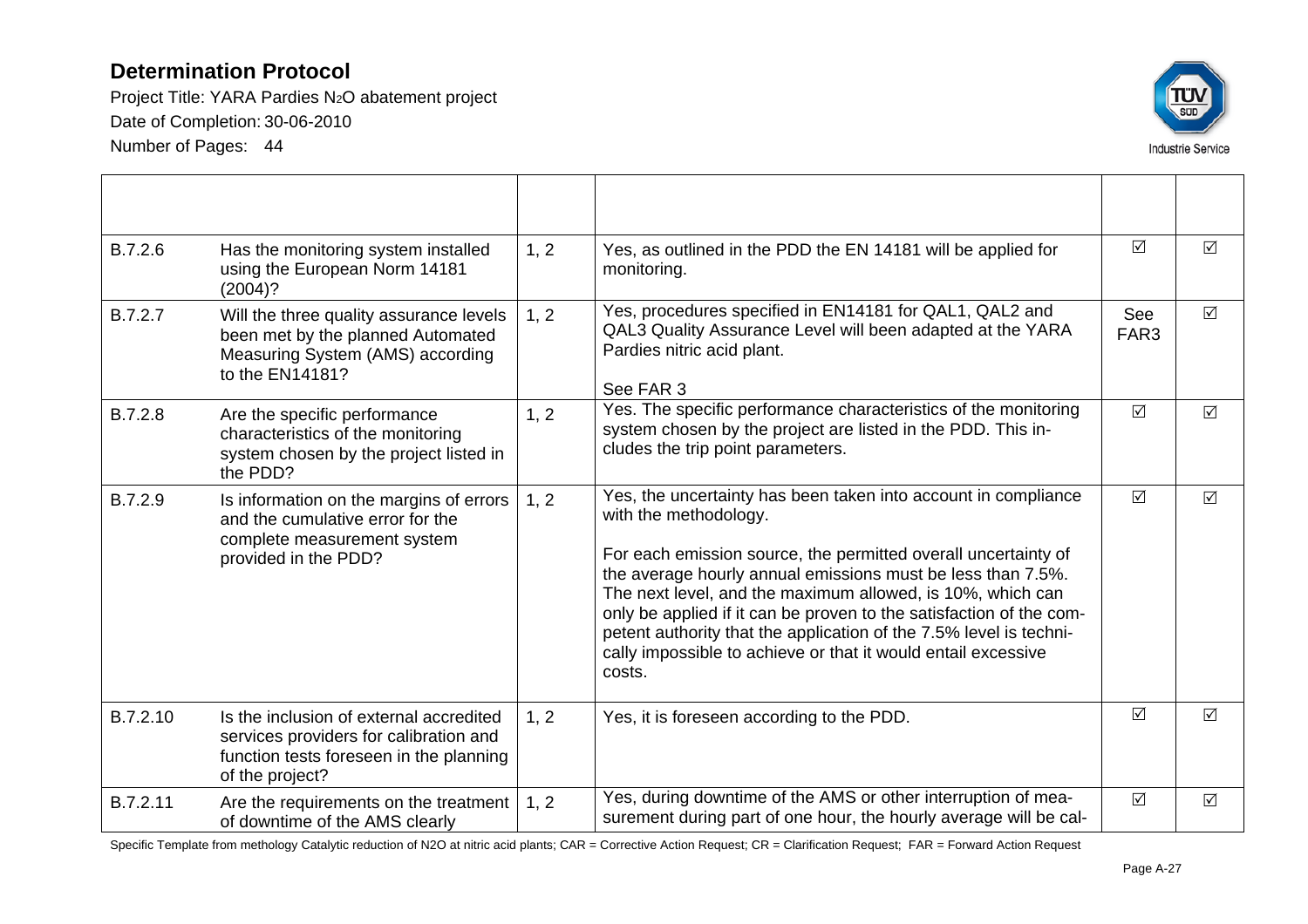# Determination Protocol

Project Title: YARA Pardies $N_2O$ abatement project

Date of Completion: 30-06-2010

Number of Pages: 44

| | | | | | |
|---|---|---|---|---|---|
| B.7.2.6 | Has the monitoring system installed using the European Norm 14181 (2004)? | 1, 2 | Yes, as outlined in the PDD the EN 14181 will be applied for monitoring. | ☑ | ☑ |
| B.7.2.7 | Will the three quality assurance levels been met by the planned Automated Measuring System (AMS) according to the EN14181? | 1, 2 | Yes, procedures specified in EN14181 for QAL1, QAL2 and QAL3 Quality Assurance Level will been adapted at the YARA Pardies nitric acid plant.<br><br>See FAR 3 | See FAR3 | ☑ |
| B.7.2.8 | Are the specific performance characteristics of the monitoring system chosen by the project listed in the PDD? | 1, 2 | Yes. The specific performance characteristics of the monitoring system chosen by the project are listed in the PDD. This includes the trip point parameters. | ☑ | ☑ |
| B.7.2.9 | Is information on the margins of errors and the cumulative error for the complete measurement system provided in the PDD? | 1, 2 | Yes, the uncertainty has been taken into account in compliance with the methodology.<br><br>For each emission source, the permitted overall uncertainty of the average hourly annual emissions must be less than 7.5%. The next level, and the maximum allowed, is 10%, which can only be applied if it can be proven to the satisfaction of the competent authority that the application of the 7.5% level is technically impossible to achieve or that it would entail excessive costs. | ☑ | ☑ |
| B.7.2.10 | Is the inclusion of external accredited services providers for calibration and function tests foreseen in the planning of the project? | 1, 2 | Yes, it is foreseen according to the PDD. | ☑ | ☑ |
| B.7.2.11 | Are the requirements on the treatment of downtime of the AMS clearly | 1, 2 | Yes, during downtime of the AMS or other interruption of measurement during part of one hour, the hourly average will be cal- | ☑ | ☑ |

Specific Template from methology Catalytic reduction of N2O at nitric acid plants; CAR = Corrective Action Request; CR = Clarification Request; FAR = Forward Action Request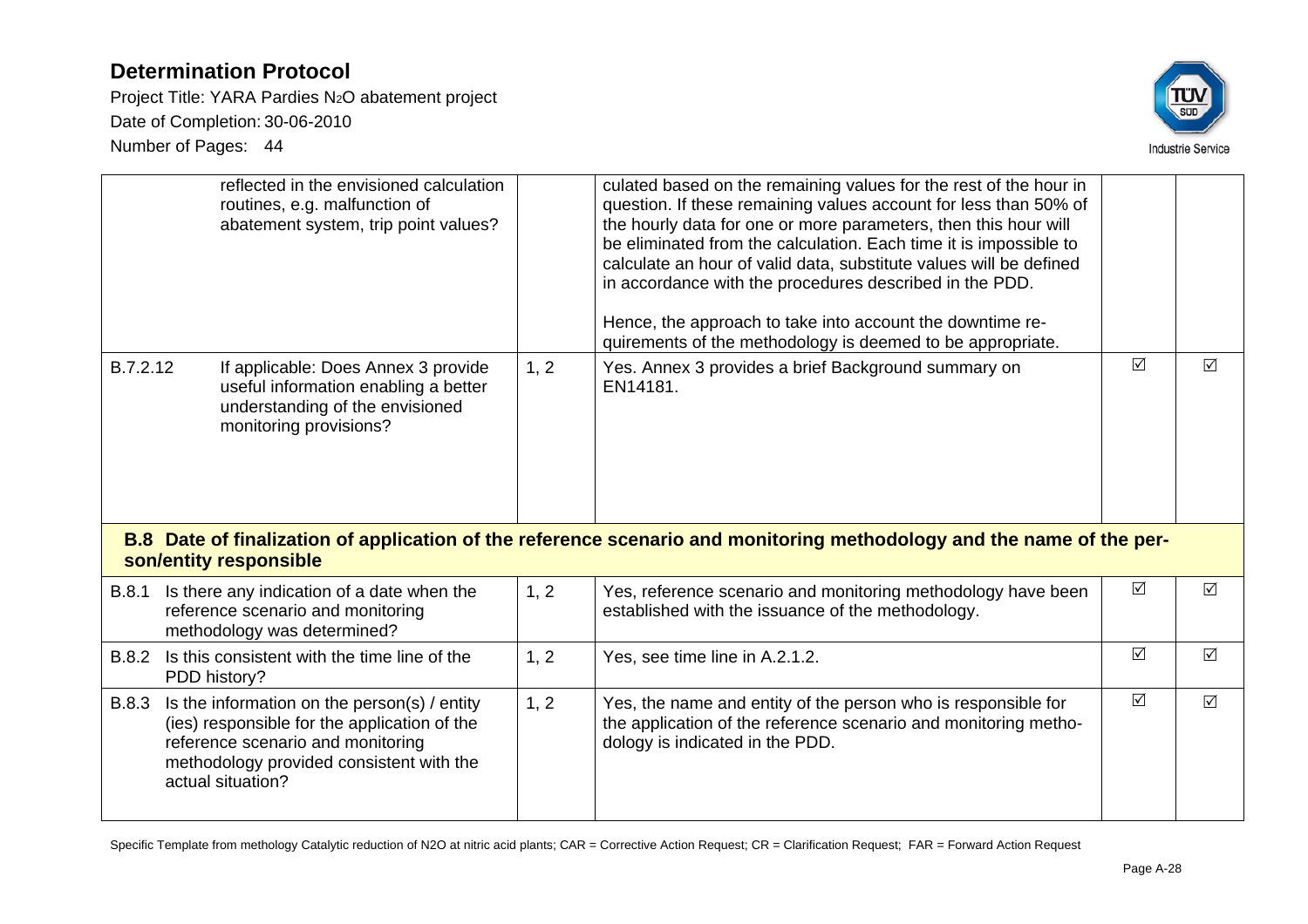| | | | | |
|---|---|---|---|---|
| | reflected in the envisioned calculation routines, e.g. malfunction of abatement system, trip point values? | | culated based on the remaining values for the rest of the hour in question. If these remaining values account for less than 50% of the hourly data for one or more parameters, then this hour will be eliminated from the calculation. Each time it is impossible to calculate an hour of valid data, substitute values will be defined in accordance with the procedures described in the PDD.<br><br>Hence, the approach to take into account the downtime requirements of the methodology is deemed to be appropriate. | | |
| B.7.2.12 | If applicable: Does Annex 3 provide useful information enabling a better understanding of the envisioned monitoring provisions? | 1, 2 | Yes. Annex 3 provides a brief Background summary on EN14181. | ☑ | ☑ |
| **B.8 Date of finalization of application of the reference scenario and monitoring methodology and the name of the person/entity responsible** | | | | | |
| B.8.1 | Is there any indication of a date when the reference scenario and monitoring methodology was determined? | 1, 2 | Yes, reference scenario and monitoring methodology have been established with the issuance of the methodology. | ☑ | ☑ |
| B.8.2 | Is this consistent with the time line of the PDD history? | 1, 2 | Yes, see time line in A.2.1.2. | ☑ | ☑ |
| B.8.3 | Is the information on the person(s) / entity (ies) responsible for the application of the reference scenario and monitoring methodology provided consistent with the actual situation? | 1, 2 | Yes, the name and entity of the person who is responsible for the application of the reference scenario and monitoring methodology is indicated in the PDD. | ☑ | ☑ |

Specific Template from methology Catalytic reduction of N2O at nitric acid plants; CAR = Corrective Action Request; CR = Clarification Request; FAR = Forward Action Request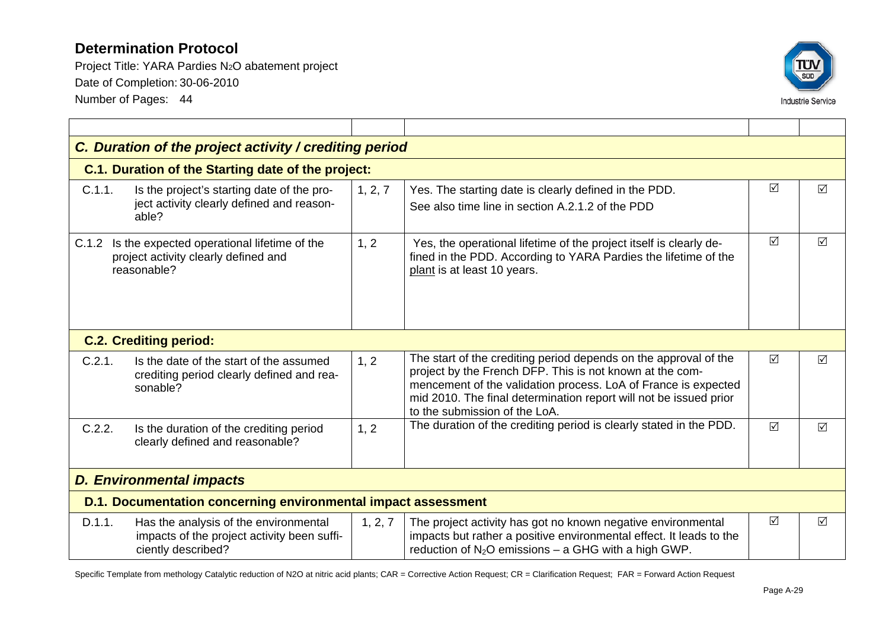# Determination Protocol

Project Title: YARA Pardies $N_2O$ abatement project
Date of Completion: 30-06-2010
Number of Pages: 44

| | | | | |
|---|---|---|---|---|
| ***C. Duration of the project activity / crediting period*** | | | | |
| **C.1. Duration of the Starting date of the project:** | | | | |
| C.1.1. Is the project's starting date of the project activity clearly defined and reasonable? | 1, 2, 7 | Yes. The starting date is clearly defined in the PDD. See also time line in section A.2.1.2 of the PDD | ☑ | ☑ |
| C.1.2 Is the expected operational lifetime of the project activity clearly defined and reasonable? | 1, 2 | Yes, the operational lifetime of the project itself is clearly defined in the PDD. According to YARA Pardies the lifetime of the plant is at least 10 years. | ☑ | ☑ |
| **C.2. Crediting period:** | | | | |
| C.2.1. Is the date of the start of the assumed crediting period clearly defined and reasonable? | 1, 2 | The start of the crediting period depends on the approval of the project by the French DFP. This is not known at the commencement of the validation process. LoA of France is expected mid 2010. The final determination report will not be issued prior to the submission of the LoA. | ☑ | ☑ |
| C.2.2. Is the duration of the crediting period clearly defined and reasonable? | 1, 2 | The duration of the crediting period is clearly stated in the PDD. | ☑ | ☑ |
| ***D. Environmental impacts*** | | | | |
| **D.1. Documentation concerning environmental impact assessment** | | | | |
| D.1.1. Has the analysis of the environmental impacts of the project activity been sufficiently described? | 1, 2, 7 | The project activity has got no known negative environmental impacts but rather a positive environmental effect. It leads to the reduction of $N_2O$ emissions – a GHG with a high GWP. | ☑ | ☑ |

Specific Template from methology Catalytic reduction of N2O at nitric acid plants; CAR = Corrective Action Request; CR = Clarification Request; FAR = Forward Action Request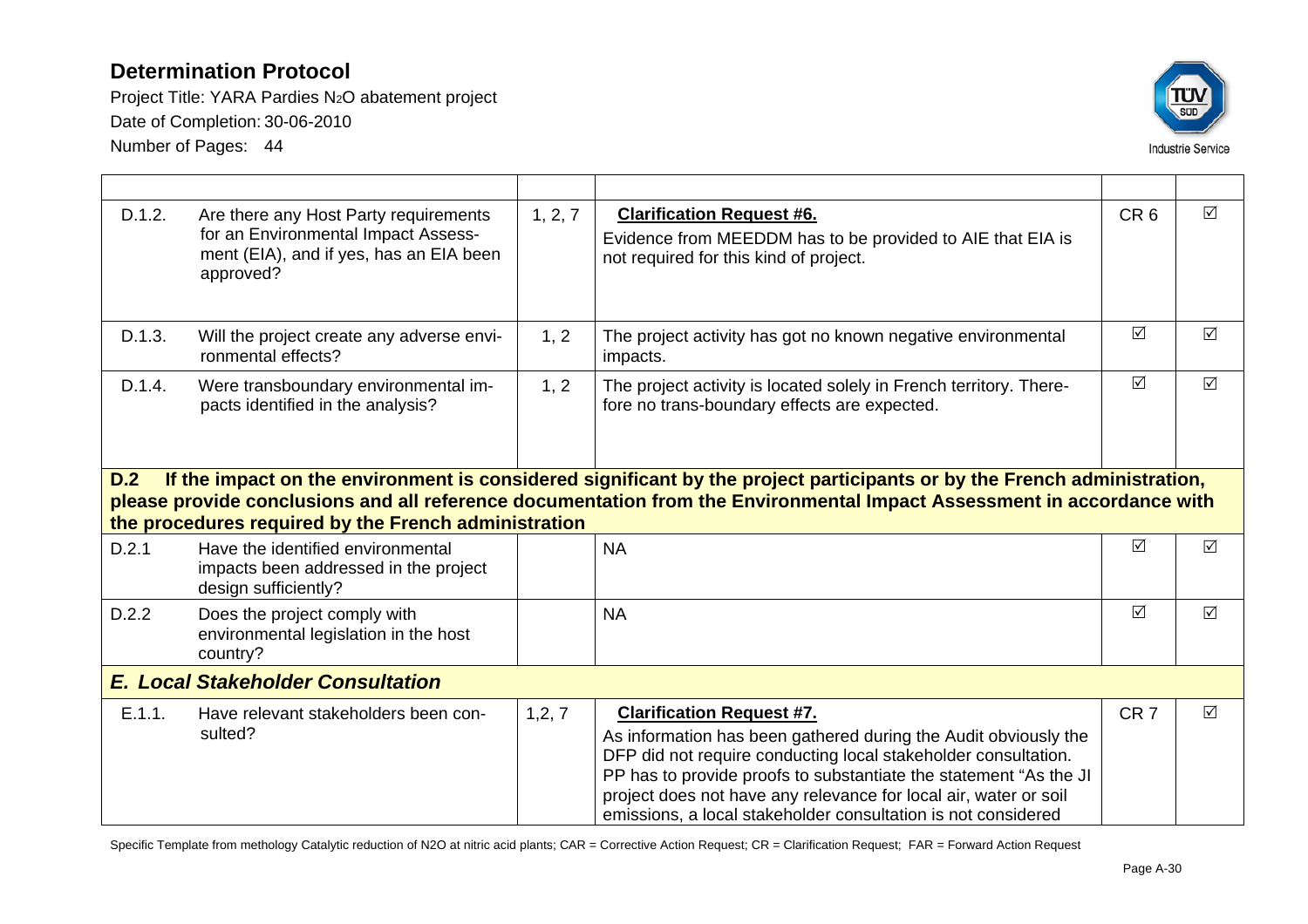| | | | | | |
|---|---|---|---|---|---|
| D.1.2. | Are there any Host Party requirements for an Environmental Impact Assessment (EIA), and if yes, has an EIA been approved? | 1, 2, 7 | **Clarification Request #6.** Evidence from MEEDDM has to be provided to AIE that EIA is not required for this kind of project. | CR 6 | ☑ |
| D.1.3. | Will the project create any adverse environmental effects? | 1, 2 | The project activity has got no known negative environmental impacts. | ☑ | ☑ |
| D.1.4. | Were transboundary environmental impacts identified in the analysis? | 1, 2 | The project activity is located solely in French territory. Therefore no trans-boundary effects are expected. | ☑ | ☑ |
| **D.2 If the impact on the environment is considered significant by the project participants or by the French administration, please provide conclusions and all reference documentation from the Environmental Impact Assessment in accordance with the procedures required by the French administration** | | | | | |
| D.2.1 | Have the identified environmental impacts been addressed in the project design sufficiently? | | NA | ☑ | ☑ |
| D.2.2 | Does the project comply with environmental legislation in the host country? | | NA | ☑ | ☑ |
| ***E. Local Stakeholder Consultation*** | | | | | |
| E.1.1. | Have relevant stakeholders been consulted? | 1,2, 7 | **Clarification Request #7.** As information has been gathered during the Audit obviously the DFP did not require conducting local stakeholder consultation. PP has to provide proofs to substantiate the statement "As the JI project does not have any relevance for local air, water or soil emissions, a local stakeholder consultation is not considered | CR 7 | ☑ |

Specific Template from methology Catalytic reduction of N2O at nitric acid plants; CAR = Corrective Action Request; CR = Clarification Request; FAR = Forward Action Request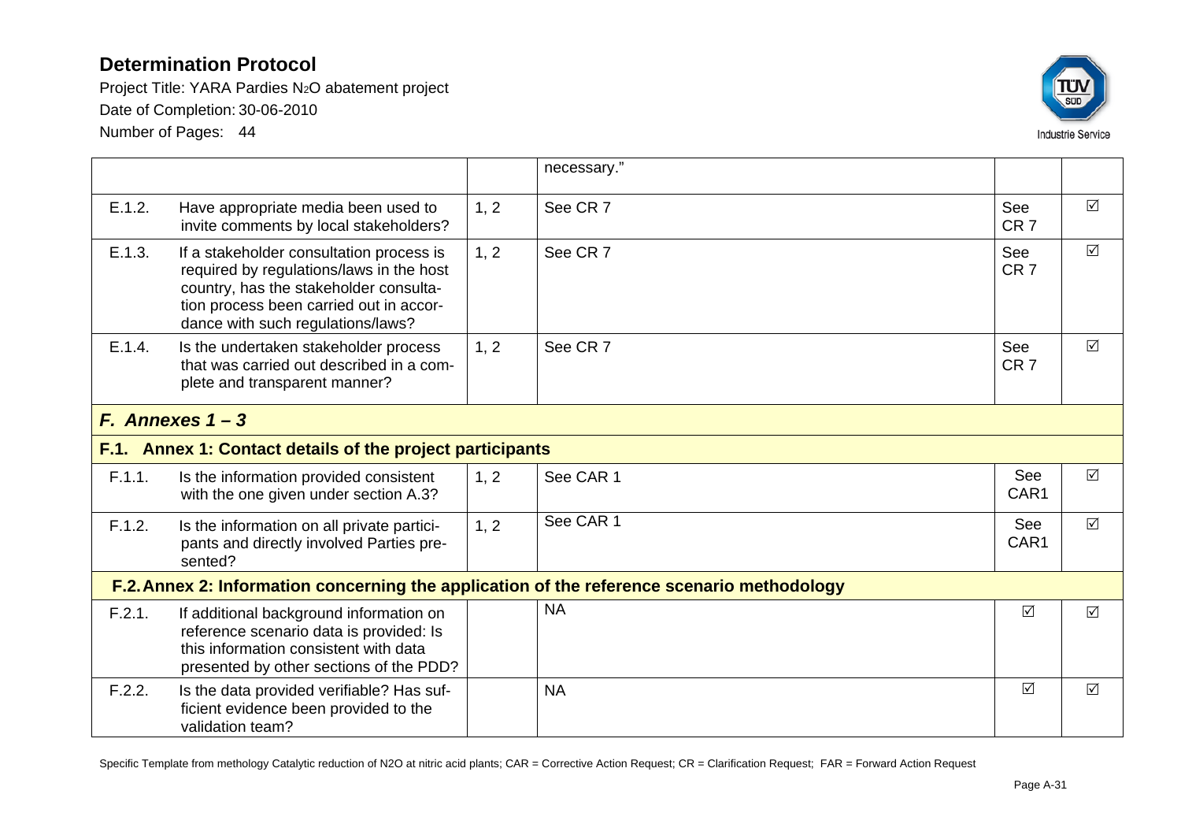# Determination Protocol

Project Title: YARA Pardies $N_2O$ abatement project
Date of Completion: 30-06-2010
Number of Pages: 44

| | | | | | |
|---|---|---|---|---|---|
| | | | necessary." | | |
| E.1.2. | Have appropriate media been used to invite comments by local stakeholders? | 1, 2 | See CR 7 | See CR 7 | ☑ |
| E.1.3. | If a stakeholder consultation process is required by regulations/laws in the host country, has the stakeholder consultation process been carried out in accordance with such regulations/laws? | 1, 2 | See CR 7 | See CR 7 | ☑ |
| E.1.4. | Is the undertaken stakeholder process that was carried out described in a complete and transparent manner? | 1, 2 | See CR 7 | See CR 7 | ☑ |
| ***F. Annexes 1 – 3*** | | | | | |
| **F.1. Annex 1: Contact details of the project participants** | | | | | |
| F.1.1. | Is the information provided consistent with the one given under section A.3? | 1, 2 | See CAR 1 | See CAR1 | ☑ |
| F.1.2. | Is the information on all private participants and directly involved Parties presented? | 1, 2 | See CAR 1 | See CAR1 | ☑ |
| **F.2. Annex 2: Information concerning the application of the reference scenario methodology** | | | | | |
| F.2.1. | If additional background information on reference scenario data is provided: Is this information consistent with data presented by other sections of the PDD? | | NA | ☑ | ☑ |
| F.2.2. | Is the data provided verifiable? Has sufficient evidence been provided to the validation team? | | NA | ☑ | ☑ |

Specific Template from methology Catalytic reduction of N2O at nitric acid plants; CAR = Corrective Action Request; CR = Clarification Request; FAR = Forward Action Request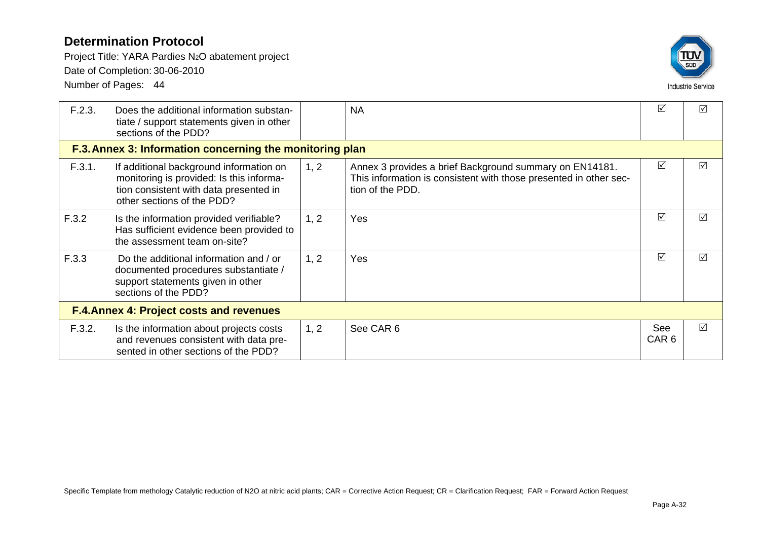| | | | | | |
|---|---|---|---|---|---|
| F.2.3. | Does the additional information substantiate / support statements given in other sections of the PDD? | | NA | ☑ | ☑ |
| **F.3. Annex 3: Information concerning the monitoring plan** | | | | | |
| F.3.1. | If additional background information on monitoring is provided: Is this information consistent with data presented in other sections of the PDD? | 1, 2 | Annex 3 provides a brief Background summary on EN14181. This information is consistent with those presented in other section of the PDD. | ☑ | ☑ |
| F.3.2 | Is the information provided verifiable? Has sufficient evidence been provided to the assessment team on-site? | 1, 2 | Yes | ☑ | ☑ |
| F.3.3 | Do the additional information and / or documented procedures substantiate / support statements given in other sections of the PDD? | 1, 2 | Yes | ☑ | ☑ |
| **F.4. Annex 4: Project costs and revenues** | | | | | |
| F.3.2. | Is the information about projects costs and revenues consistent with data presented in other sections of the PDD? | 1, 2 | See CAR 6 | See CAR 6 | ☑ |

Specific Template from methology Catalytic reduction of N2O at nitric acid plants; CAR = Corrective Action Request; CR = Clarification Request; FAR = Forward Action Request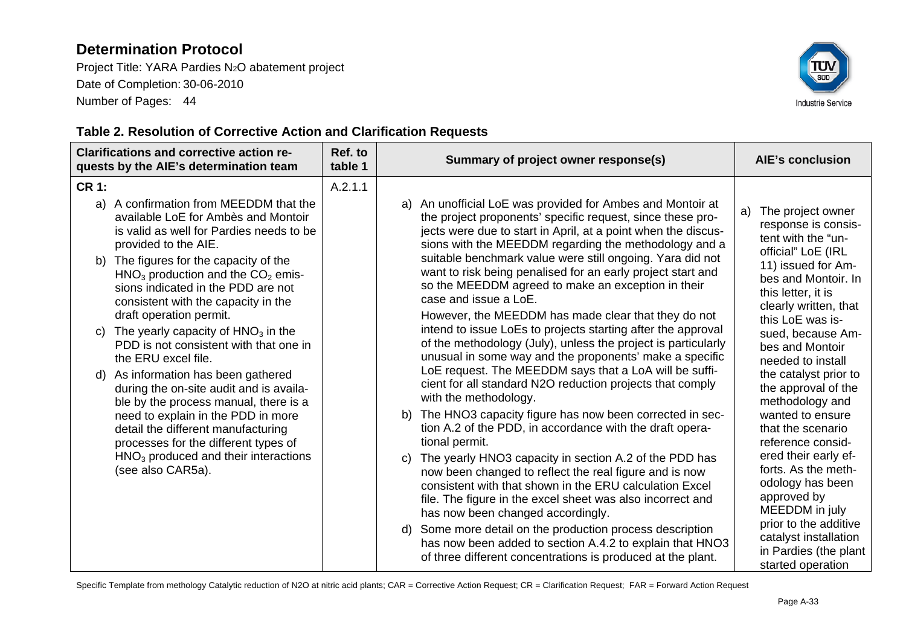# Determination Protocol

Project Title: YARA Pardies $N_2O$ abatement project
Date of Completion: 30-06-2010
Number of Pages: 44

## Table 2. Resolution of Corrective Action and Clarification Requests

| Clarifications and corrective action requests by the AIE's determination team | Ref. to table 1 | Summary of project owner response(s) | AIE's conclusion |
|---|---|---|---|
| **CR 1:**<br>a) A confirmation from MEEDDM that the available LoE for Ambès and Montoir is valid as well for Pardies needs to be provided to the AIE.<br>b) The figures for the capacity of the $HNO_3$ production and the $CO_2$ emissions indicated in the PDD are not consistent with the capacity in the draft operation permit.<br>c) The yearly capacity of $HNO_3$ in the PDD is not consistent with that one in the ERU excel file.<br>d) As information has been gathered during the on-site audit and is available by the process manual, there is a need to explain in the PDD in more detail the different manufacturing processes for the different types of $HNO_3$ produced and their interactions (see also CAR5a). | A.2.1.1 | a) An unofficial LoE was provided for Ambes and Montoir at the project proponents' specific request, since these projects were due to start in April, at a point when the discussions with the MEEDDM regarding the methodology and a suitable benchmark value were still ongoing. Yara did not want to risk being penalised for an early project start and so the MEEDDM agreed to make an exception in their case and issue a LoE.<br>However, the MEEDDM has made clear that they do not intend to issue LoEs to projects starting after the approval of the methodology (July), unless the project is particularly unusual in some way and the proponents' make a specific LoE request. The MEEDDM says that a LoA will be sufficient for all standard N2O reduction projects that comply with the methodology.<br>b) The HNO3 capacity figure has now been corrected in section A.2 of the PDD, in accordance with the draft operational permit.<br>c) The yearly HNO3 capacity in section A.2 of the PDD has now been changed to reflect the real figure and is now consistent with that shown in the ERU calculation Excel file. The figure in the excel sheet was also incorrect and has now been changed accordingly.<br>d) Some more detail on the production process description has now been added to section A.4.2 to explain that HNO3 of three different concentrations is produced at the plant. | a) The project owner response is consistent with the "unofficial" LoE (IRL 11) issued for Ambes and Montoir. In this letter, it is clearly written, that this LoE was issued, because Ambes and Montoir needed to install the catalyst prior to the approval of the methodology and wanted to ensure that the scenario reference considered their early efforts. As the methodology has been approved by MEEDDM in july prior to the additive catalyst installation in Pardies (the plant started operation |

Specific Template from methology Catalytic reduction of N2O at nitric acid plants; CAR = Corrective Action Request; CR = Clarification Request; FAR = Forward Action Request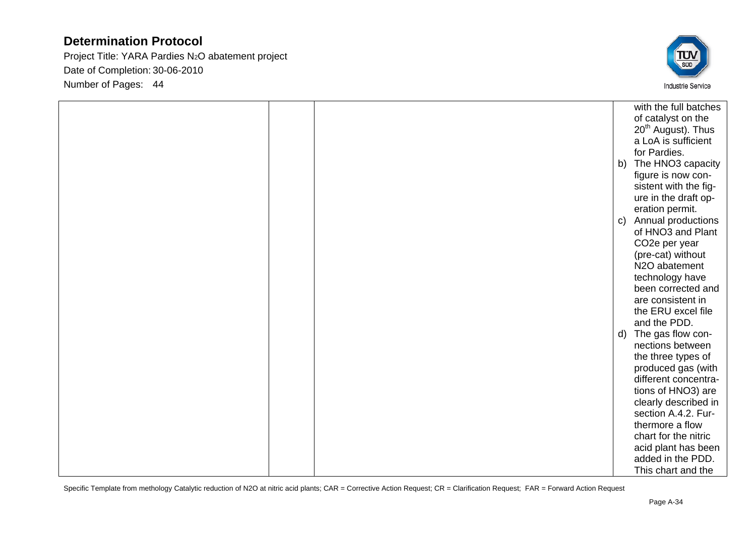| | | | |
|---|---|---|---|
| | | | with the full batches of catalyst on the 20th August). Thus a LoA is sufficient for Pardies.<br>b) The HNO3 capacity figure is now consistent with the figure in the draft operation permit.<br>c) Annual productions of HNO3 and Plant CO2e per year (pre-cat) without N2O abatement technology have been corrected and are consistent in the ERU excel file and the PDD.<br>d) The gas flow connections between the three types of produced gas (with different concentrations of HNO3) are clearly described in section A.4.2. Furthermore a flow chart for the nitric acid plant has been added in the PDD. This chart and the |

Specific Template from methology Catalytic reduction of N2O at nitric acid plants; CAR = Corrective Action Request; CR = Clarification Request; FAR = Forward Action Request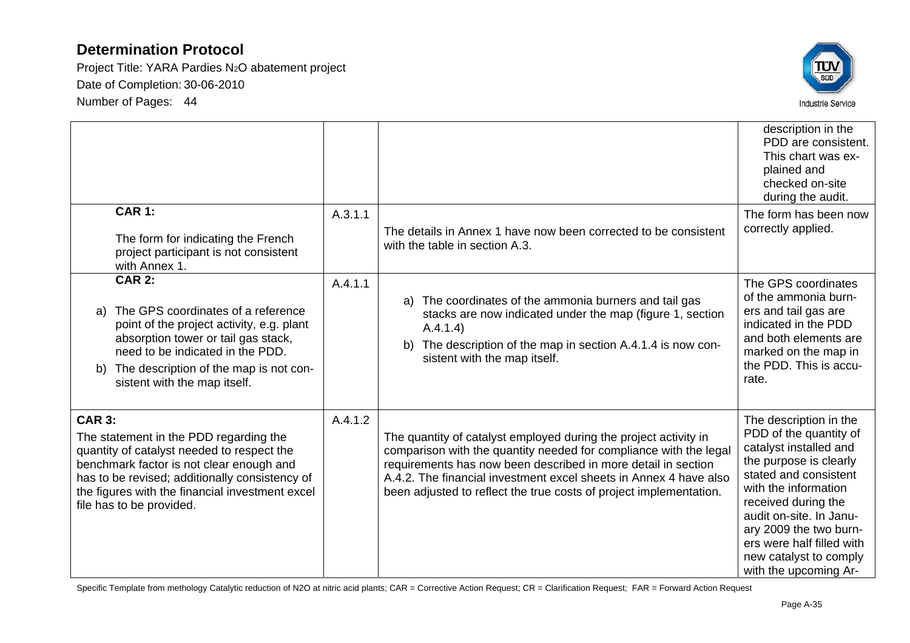| | | | |
|---|---|---|---|
| | | | description in the PDD are consistent. This chart was explained and checked on-site during the audit. |
| **CAR 1:** The form for indicating the French project participant is not consistent with Annex 1. | A.3.1.1 | The details in Annex 1 have now been corrected to be consistent with the table in section A.3. | The form has been now correctly applied. |
| **CAR 2:** a) The GPS coordinates of a reference point of the project activity, e.g. plant absorption tower or tail gas stack, need to be indicated in the PDD. b) The description of the map is not consistent with the map itself. | A.4.1.1 | a) The coordinates of the ammonia burners and tail gas stacks are now indicated under the map (figure 1, section A.4.1.4) b) The description of the map in section A.4.1.4 is now consistent with the map itself. | The GPS coordinates of the ammonia burners and tail gas are indicated in the PDD and both elements are marked on the map in the PDD. This is accurate. |
| **CAR 3:** The statement in the PDD regarding the quantity of catalyst needed to respect the benchmark factor is not clear enough and has to be revised; additionally consistency of the figures with the financial investment excel file has to be provided. | A.4.1.2 | The quantity of catalyst employed during the project activity in comparison with the quantity needed for compliance with the legal requirements has now been described in more detail in section A.4.2. The financial investment excel sheets in Annex 4 have also been adjusted to reflect the true costs of project implementation. | The description in the PDD of the quantity of catalyst installed and the purpose is clearly stated and consistent with the information received during the audit on-site. In January 2009 the two burners were half filled with new catalyst to comply with the upcoming Ar- |

Specific Template from methology Catalytic reduction of N2O at nitric acid plants; CAR = Corrective Action Request; CR = Clarification Request; FAR = Forward Action Request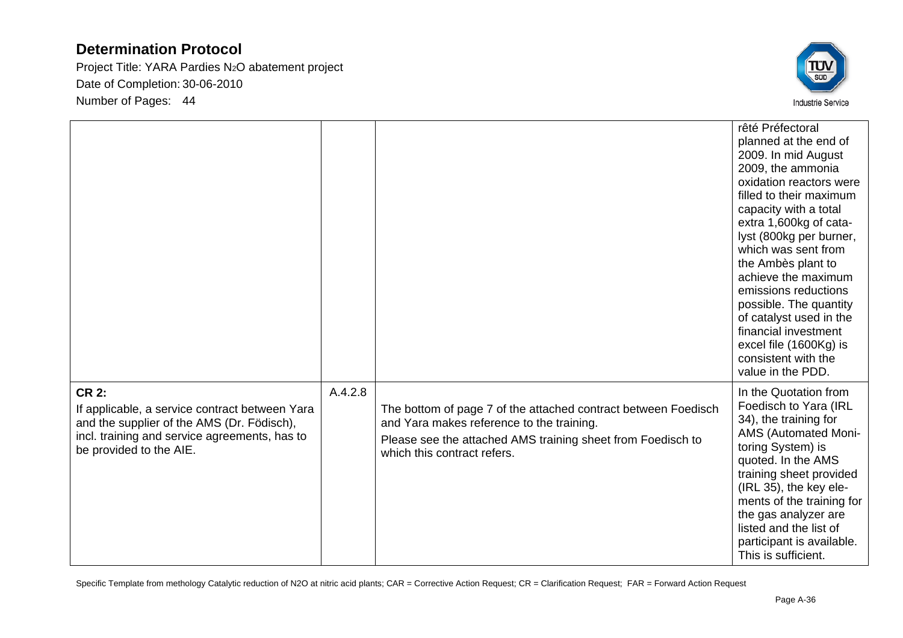| | | | |
|---|---|---|---|
| | | | rêté Préfectoral planned at the end of 2009. In mid August 2009, the ammonia oxidation reactors were filled to their maximum capacity with a total extra 1,600kg of cata-lyst (800kg per burner, which was sent from the Ambès plant to achieve the maximum emissions reductions possible. The quantity of catalyst used in the financial investment excel file (1600Kg) is consistent with the value in the PDD. |
| **CR 2:**<br>If applicable, a service contract between Yara and the supplier of the AMS (Dr. Födisch), incl. training and service agreements, has to be provided to the AIE. | A.4.2.8 | The bottom of page 7 of the attached contract between Foedisch and Yara makes reference to the training.<br>Please see the attached AMS training sheet from Foedisch to which this contract refers. | In the Quotation from Foedisch to Yara (IRL 34), the training for AMS (Automated Moni-toring System) is quoted. In the AMS training sheet provided (IRL 35), the key ele-ments of the training for the gas analyzer are listed and the list of participant is available. This is sufficient. |

Specific Template from methology Catalytic reduction of $N_2O$ at nitric acid plants; CAR = Corrective Action Request; CR = Clarification Request; FAR = Forward Action Request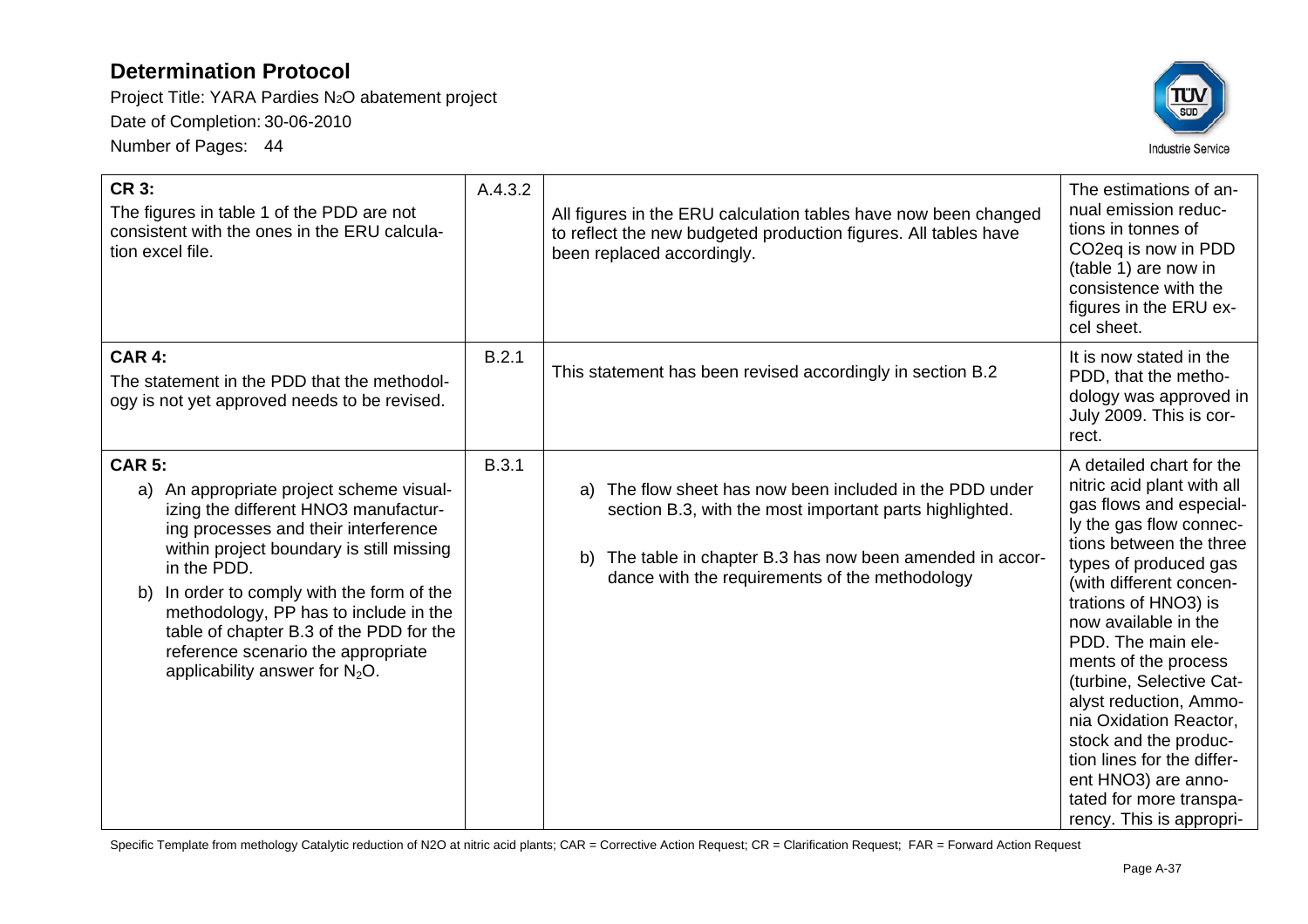# Determination Protocol

Project Title: YARA Pardies $N_2O$ abatement project

Date of Completion: 30-06-2010

Number of Pages: 44

| | | | |
|---|---|---|---|
| **CR 3:**<br>The figures in table 1 of the PDD are not consistent with the ones in the ERU calculation excel file. | A.4.3.2 | All figures in the ERU calculation tables have now been changed to reflect the new budgeted production figures. All tables have been replaced accordingly. | The estimations of annual emission reductions in tonnes of $CO_2eq$ is now in PDD (table 1) are now in consistence with the figures in the ERU excel sheet. |
| **CAR 4:**<br>The statement in the PDD that the methodology is not yet approved needs to be revised. | B.2.1 | This statement has been revised accordingly in section B.2 | It is now stated in the PDD, that the methodology was approved in July 2009. This is correct. |
| **CAR 5:**<br>a) An appropriate project scheme visualizing the different HNO3 manufacturing processes and their interference within project boundary is still missing in the PDD.<br>b) In order to comply with the form of the methodology, PP has to include in the table of chapter B.3 of the PDD for the reference scenario the appropriate applicability answer for $N_2O$. | B.3.1 | a) The flow sheet has now been included in the PDD under section B.3, with the most important parts highlighted.<br>b) The table in chapter B.3 has now been amended in accordance with the requirements of the methodology | A detailed chart for the nitric acid plant with all gas flows and especially the gas flow connections between the three types of produced gas (with different concentrations of HNO3) is now available in the PDD. The main elements of the process (turbine, Selective Catalyst reduction, Ammonia Oxidation Reactor, stock and the production lines for the different HNO3) are annotated for more transparency. This is appropri- |

Specific Template from methology Catalytic reduction of N2O at nitric acid plants; CAR = Corrective Action Request; CR = Clarification Request; FAR = Forward Action Request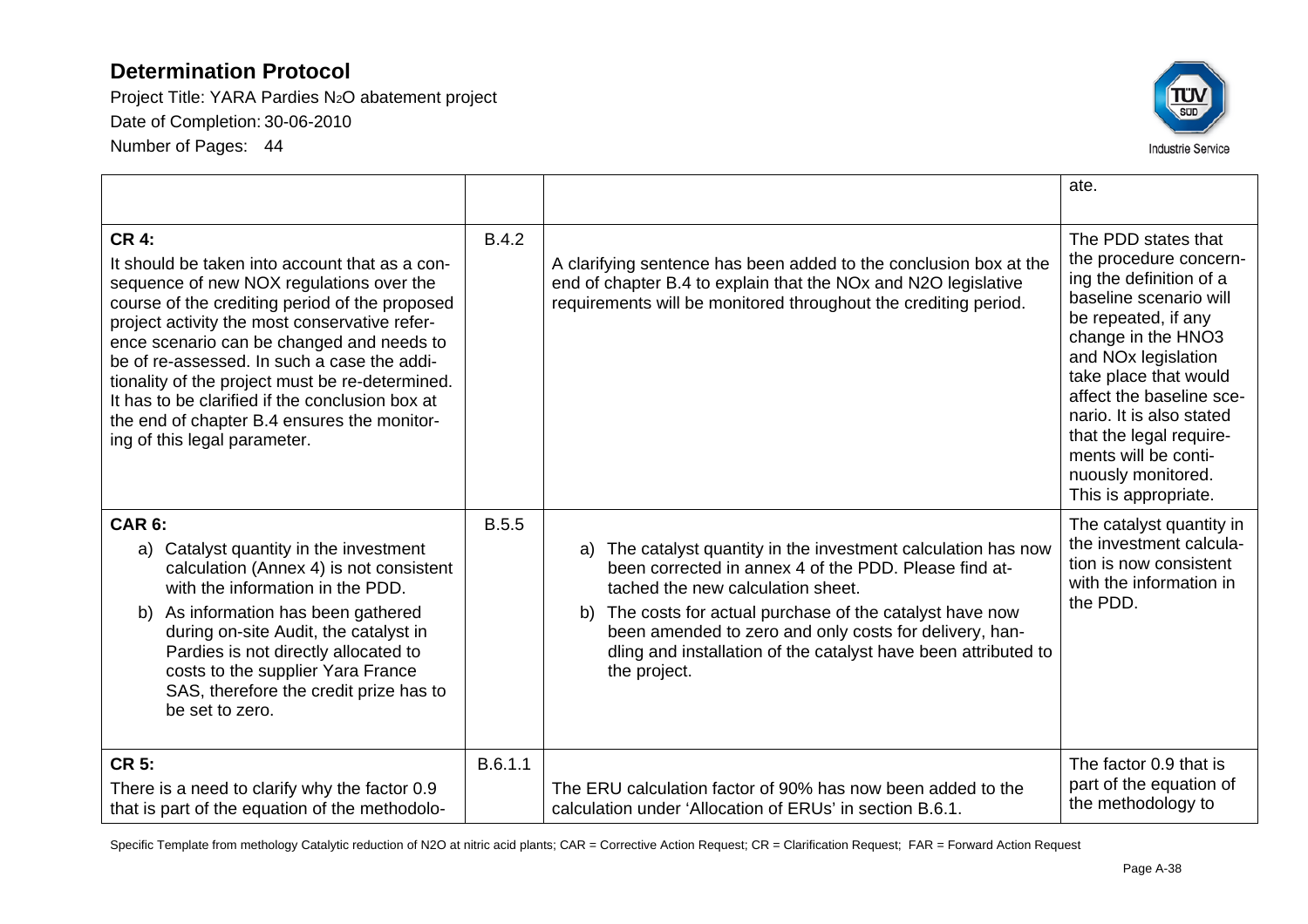| | | | ate. |
|---|---|---|---|
| **CR 4:** It should be taken into account that as a consequence of new NOX regulations over the course of the crediting period of the proposed project activity the most conservative reference scenario can be changed and needs to be of re-assessed. In such a case the additionality of the project must be re-determined. It has to be clarified if the conclusion box at the end of chapter B.4 ensures the monitoring of this legal parameter. | B.4.2 | A clarifying sentence has been added to the conclusion box at the end of chapter B.4 to explain that the NOx and N2O legislative requirements will be monitored throughout the crediting period. | The PDD states that the procedure concerning the definition of a baseline scenario will be repeated, if any change in the HNO3 and NOx legislation take place that would affect the baseline scenario. It is also stated that the legal requirements will be continuously monitored. This is appropriate. |
| **CAR 6:** a) Catalyst quantity in the investment calculation (Annex 4) is not consistent with the information in the PDD. b) As information has been gathered during on-site Audit, the catalyst in Pardies is not directly allocated to costs to the supplier Yara France SAS, therefore the credit prize has to be set to zero. | B.5.5 | a) The catalyst quantity in the investment calculation has now been corrected in annex 4 of the PDD. Please find attached the new calculation sheet. b) The costs for actual purchase of the catalyst have now been amended to zero and only costs for delivery, handling and installation of the catalyst have been attributed to the project. | The catalyst quantity in the investment calculation is now consistent with the information in the PDD. |
| **CR 5:** There is a need to clarify why the factor 0.9 that is part of the equation of the methodolo- | B.6.1.1 | The ERU calculation factor of 90% has now been added to the calculation under 'Allocation of ERUs' in section B.6.1. | The factor 0.9 that is part of the equation of the methodology to |

Specific Template from methology Catalytic reduction of N2O at nitric acid plants; CAR = Corrective Action Request; CR = Clarification Request; FAR = Forward Action Request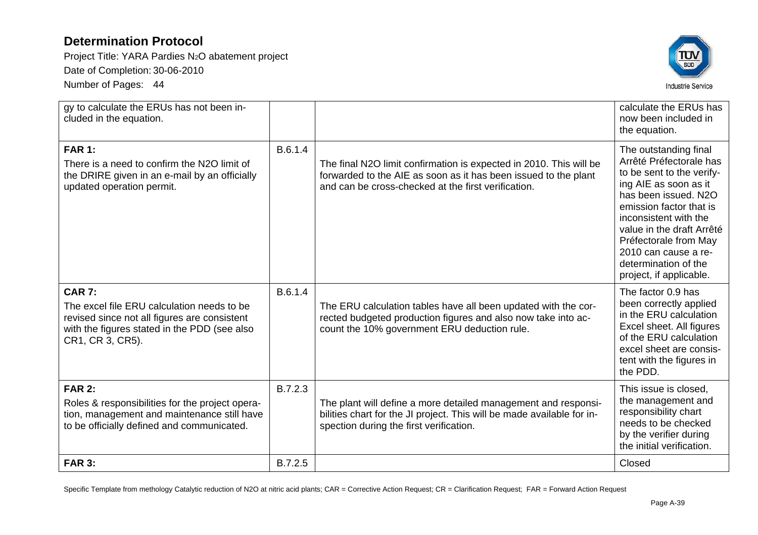| | | | |
|---|---|---|---|
| gy to calculate the ERUs has not been included in the equation. | | | calculate the ERUs has now been included in the equation. |
| **FAR 1:** There is a need to confirm the N2O limit of the DRIRE given in an e-mail by an officially updated operation permit. | B.6.1.4 | The final N2O limit confirmation is expected in 2010. This will be forwarded to the AIE as soon as it has been issued to the plant and can be cross-checked at the first verification. | The outstanding final Arrêté Préfectorale has to be sent to the verifying AIE as soon as it has been issued. N2O emission factor that is inconsistent with the value in the draft Arrêté Préfectorale from May 2010 can cause a re-determination of the project, if applicable. |
| **CAR 7:** The excel file ERU calculation needs to be revised since not all figures are consistent with the figures stated in the PDD (see also CR1, CR 3, CR5). | B.6.1.4 | The ERU calculation tables have all been updated with the corrected budgeted production figures and also now take into account the 10% government ERU deduction rule. | The factor 0.9 has been correctly applied in the ERU calculation Excel sheet. All figures of the ERU calculation excel sheet are consistent with the figures in the PDD. |
| **FAR 2:** Roles & responsibilities for the project operation, management and maintenance still have to be officially defined and communicated. | B.7.2.3 | The plant will define a more detailed management and responsibilities chart for the JI project. This will be made available for inspection during the first verification. | This issue is closed, the management and responsibility chart needs to be checked by the verifier during the initial verification. |
| **FAR 3:** | B.7.2.5 | | Closed |

Specific Template from methology Catalytic reduction of N2O at nitric acid plants; CAR = Corrective Action Request; CR = Clarification Request; FAR = Forward Action Request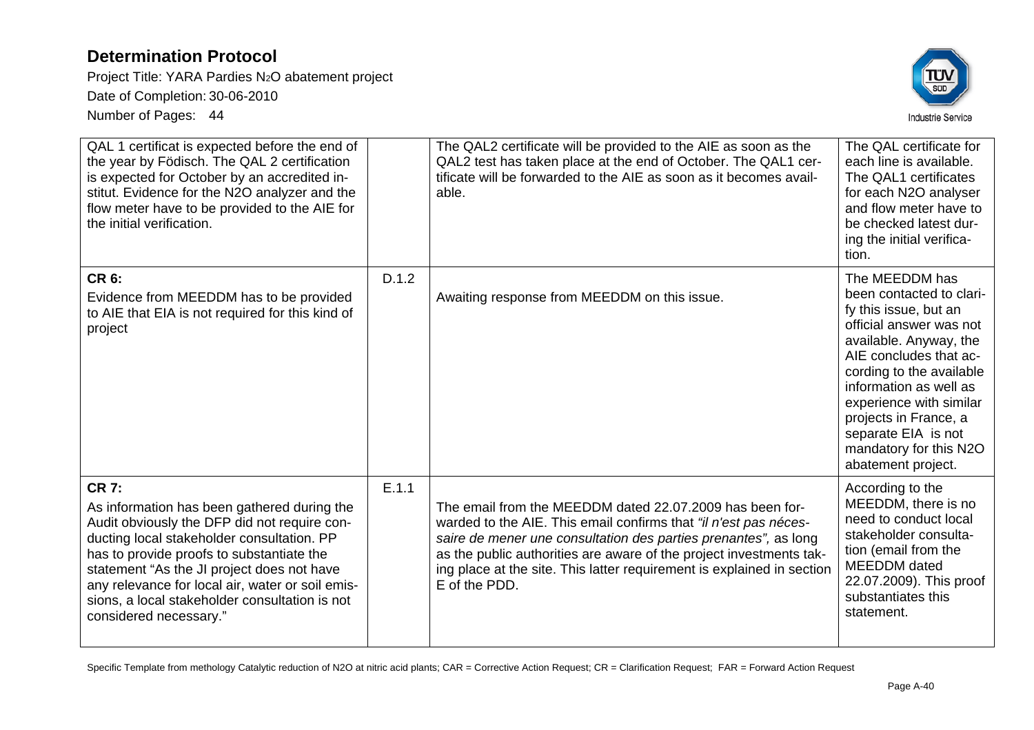| QAL 1 certificat is expected before the end of the year by Födisch. The QAL 2 certification is expected for October by an accredited institut. Evidence for the N2O analyzer and the flow meter have to be provided to the AIE for the initial verification. | | The QAL2 certificate will be provided to the AIE as soon as the QAL2 test has taken place at the end of October. The QAL1 certificate will be forwarded to the AIE as soon as it becomes available. | The QAL certificate for each line is available. The QAL1 certificates for each N2O analyser and flow meter have to be checked latest during the initial verification. |
|---|---|---|---|
| **CR 6:** Evidence from MEEDDM has to be provided to AIE that EIA is not required for this kind of project | D.1.2 | Awaiting response from MEEDDM on this issue. | The MEEDDM has been contacted to clarify this issue, but an official answer was not available. Anyway, the AIE concludes that according to the available information as well as experience with similar projects in France, a separate EIA is not mandatory for this N2O abatement project. |
| **CR 7:** As information has been gathered during the Audit obviously the DFP did not require conducting local stakeholder consultation. PP has to provide proofs to substantiate the statement "As the JI project does not have any relevance for local air, water or soil emissions, a local stakeholder consultation is not considered necessary." | E.1.1 | The email from the MEEDDM dated 22.07.2009 has been forwarded to the AIE. This email confirms that *"il n'est pas nécessaire de mener une consultation des parties prenantes"*, as long as the public authorities are aware of the project investments taking place at the site. This latter requirement is explained in section E of the PDD. | According to the MEEDDM, there is no need to conduct local stakeholder consultation (email from the MEEDDM dated 22.07.2009). This proof substantiates this statement. |

Specific Template from methology Catalytic reduction of N2O at nitric acid plants; CAR = Corrective Action Request; CR = Clarification Request; FAR = Forward Action Request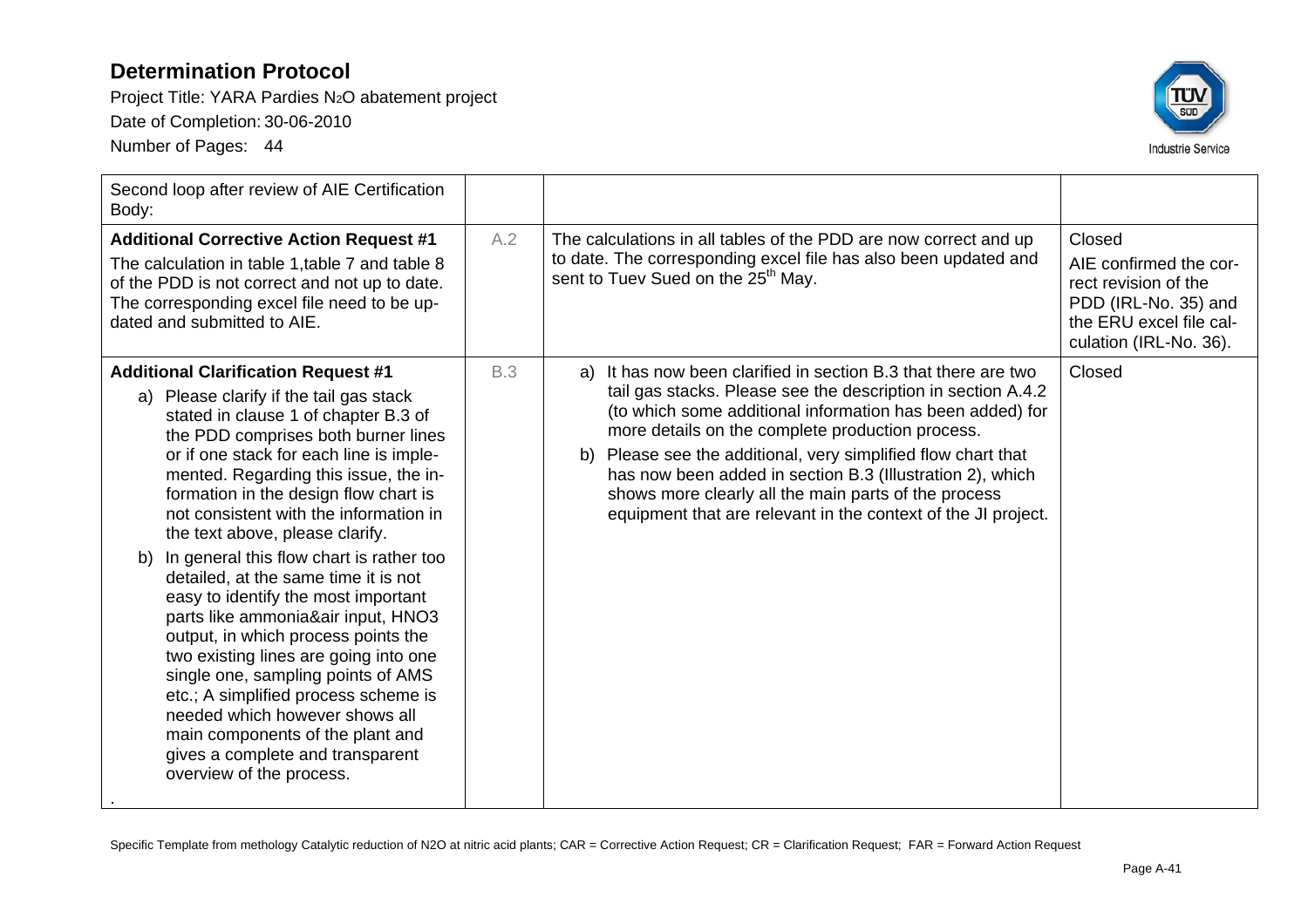| Second loop after review of AIE Certification Body: | | | |
|---|---|---|---|
| **Additional Corrective Action Request #1**<br>The calculation in table 1,table 7 and table 8 of the PDD is not correct and not up to date. The corresponding excel file need to be updated and submitted to AIE. | A.2 | The calculations in all tables of the PDD are now correct and up to date. The corresponding excel file has also been updated and sent to Tuev Sued on the 25th May. | Closed<br>AIE confirmed the correct revision of the PDD (IRL-No. 35) and the ERU excel file calculation (IRL-No. 36). |
| **Additional Clarification Request #1**<br>a) Please clarify if the tail gas stack stated in clause 1 of chapter B.3 of the PDD comprises both burner lines or if one stack for each line is implemented. Regarding this issue, the information in the design flow chart is not consistent with the information in the text above, please clarify.<br>b) In general this flow chart is rather too detailed, at the same time it is not easy to identify the most important parts like ammonia&air input, HNO3 output, in which process points the two existing lines are going into one single one, sampling points of AMS etc.; A simplified process scheme is needed which however shows all main components of the plant and gives a complete and transparent overview of the process.<br>. | B.3 | a) It has now been clarified in section B.3 that there are two tail gas stacks. Please see the description in section A.4.2 (to which some additional information has been added) for more details on the complete production process.<br>b) Please see the additional, very simplified flow chart that has now been added in section B.3 (Illustration 2), which shows more clearly all the main parts of the process equipment that are relevant in the context of the JI project. | Closed |

Specific Template from methology Catalytic reduction of N2O at nitric acid plants; CAR = Corrective Action Request; CR = Clarification Request; FAR = Forward Action Request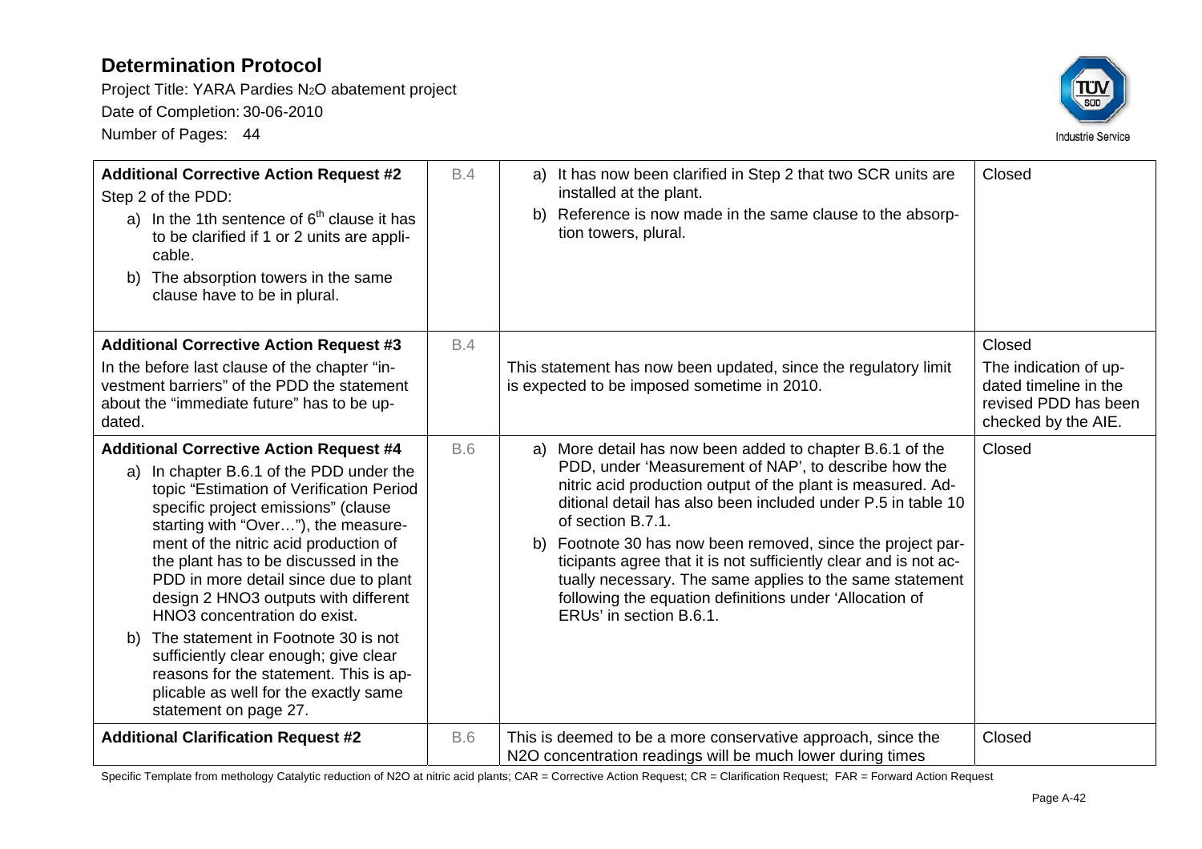# Determination Protocol

Project Title: YARA Pardies $N_2O$ abatement project

Date of Completion: 30-06-2010

Number of Pages: 44

| | | | |
|---|---|---|---|
| **Additional Corrective Action Request #2**<br>Step 2 of the PDD:<br>a) In the 1th sentence of 6th clause it has to be clarified if 1 or 2 units are applicable.<br>b) The absorption towers in the same clause have to be in plural. | B.4 | a) It has now been clarified in Step 2 that two SCR units are installed at the plant.<br>b) Reference is now made in the same clause to the absorption towers, plural. | Closed |
| **Additional Corrective Action Request #3**<br>In the before last clause of the chapter "investment barriers" of the PDD the statement about the "immediate future" has to be updated. | B.4 | This statement has now been updated, since the regulatory limit is expected to be imposed sometime in 2010. | Closed<br>The indication of updated timeline in the revised PDD has been checked by the AIE. |
| **Additional Corrective Action Request #4**<br>a) In chapter B.6.1 of the PDD under the topic "Estimation of Verification Period specific project emissions" (clause starting with "Over…"), the measurement of the nitric acid production of the plant has to be discussed in the PDD in more detail since due to plant design 2 $HNO_3$ outputs with different $HNO_3$ concentration do exist.<br>b) The statement in Footnote 30 is not sufficiently clear enough; give clear reasons for the statement. This is applicable as well for the exactly same statement on page 27. | B.6 | a) More detail has now been added to chapter B.6.1 of the PDD, under 'Measurement of NAP', to describe how the nitric acid production output of the plant is measured. Additional detail has also been included under P.5 in table 10 of section B.7.1.<br>b) Footnote 30 has now been removed, since the project participants agree that it is not sufficiently clear and is not actually necessary. The same applies to the same statement following the equation definitions under 'Allocation of ERUs' in section B.6.1. | Closed |
| **Additional Clarification Request #2** | B.6 | This is deemed to be a more conservative approach, since the $N_2O$ concentration readings will be much lower during times | Closed |

Specific Template from methology Catalytic reduction of N2O at nitric acid plants; CAR = Corrective Action Request; CR = Clarification Request; FAR = Forward Action Request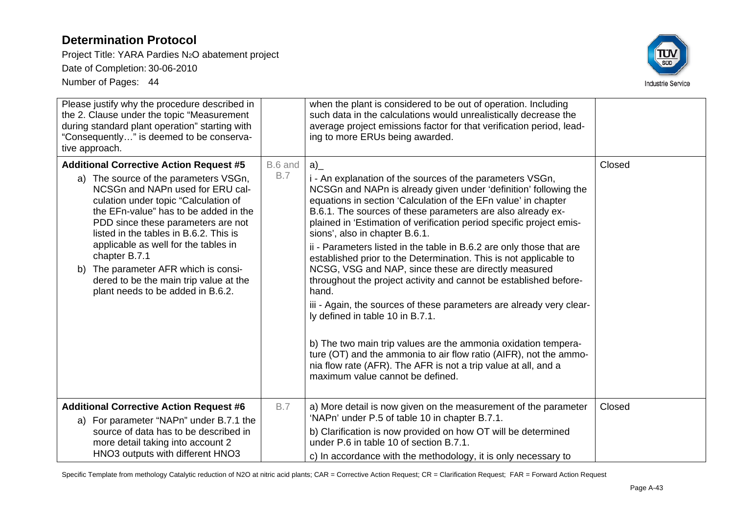| | | | |
|---|---|---|---|
| Please justify why the procedure described in the 2. Clause under the topic "Measurement during standard plant operation" starting with "Consequently…" is deemed to be conservative approach. | | when the plant is considered to be out of operation. Including such data in the calculations would unrealistically decrease the average project emissions factor for that verification period, leading to more ERUs being awarded. | |
| **Additional Corrective Action Request #5**<br>a) The source of the parameters VSGn, NCSGn and NAPn used for ERU calculation under topic "Calculation of the EFn-value" has to be added in the PDD since these parameters are not listed in the tables in B.6.2. This is applicable as well for the tables in chapter B.7.1<br>b) The parameter AFR which is considered to be the main trip value at the plant needs to be added in B.6.2. | B.6 and B.7 | a)_<br>i - An explanation of the sources of the parameters VSGn, NCSGn and NAPn is already given under 'definition' following the equations in section 'Calculation of the EFn value' in chapter B.6.1. The sources of these parameters are also already explained in 'Estimation of verification period specific project emissions', also in chapter B.6.1.<br>ii - Parameters listed in the table in B.6.2 are only those that are established prior to the Determination. This is not applicable to NCSG, VSG and NAP, since these are directly measured throughout the project activity and cannot be established beforehand.<br>iii - Again, the sources of these parameters are already very clearly defined in table 10 in B.7.1.<br><br>b) The two main trip values are the ammonia oxidation temperature (OT) and the ammonia to air flow ratio (AIFR), not the ammonia flow rate (AFR). The AFR is not a trip value at all, and a maximum value cannot be defined. | Closed |
| **Additional Corrective Action Request #6**<br>a) For parameter "NAPn" under B.7.1 the source of data has to be described in more detail taking into account 2 HNO3 outputs with different HNO3 | B.7 | a) More detail is now given on the measurement of the parameter 'NAPn' under P.5 of table 10 in chapter B.7.1.<br>b) Clarification is now provided on how OT will be determined under P.6 in table 10 of section B.7.1.<br>c) In accordance with the methodology, it is only necessary to | Closed |

Specific Template from methology Catalytic reduction of N2O at nitric acid plants; CAR = Corrective Action Request; CR = Clarification Request; FAR = Forward Action Request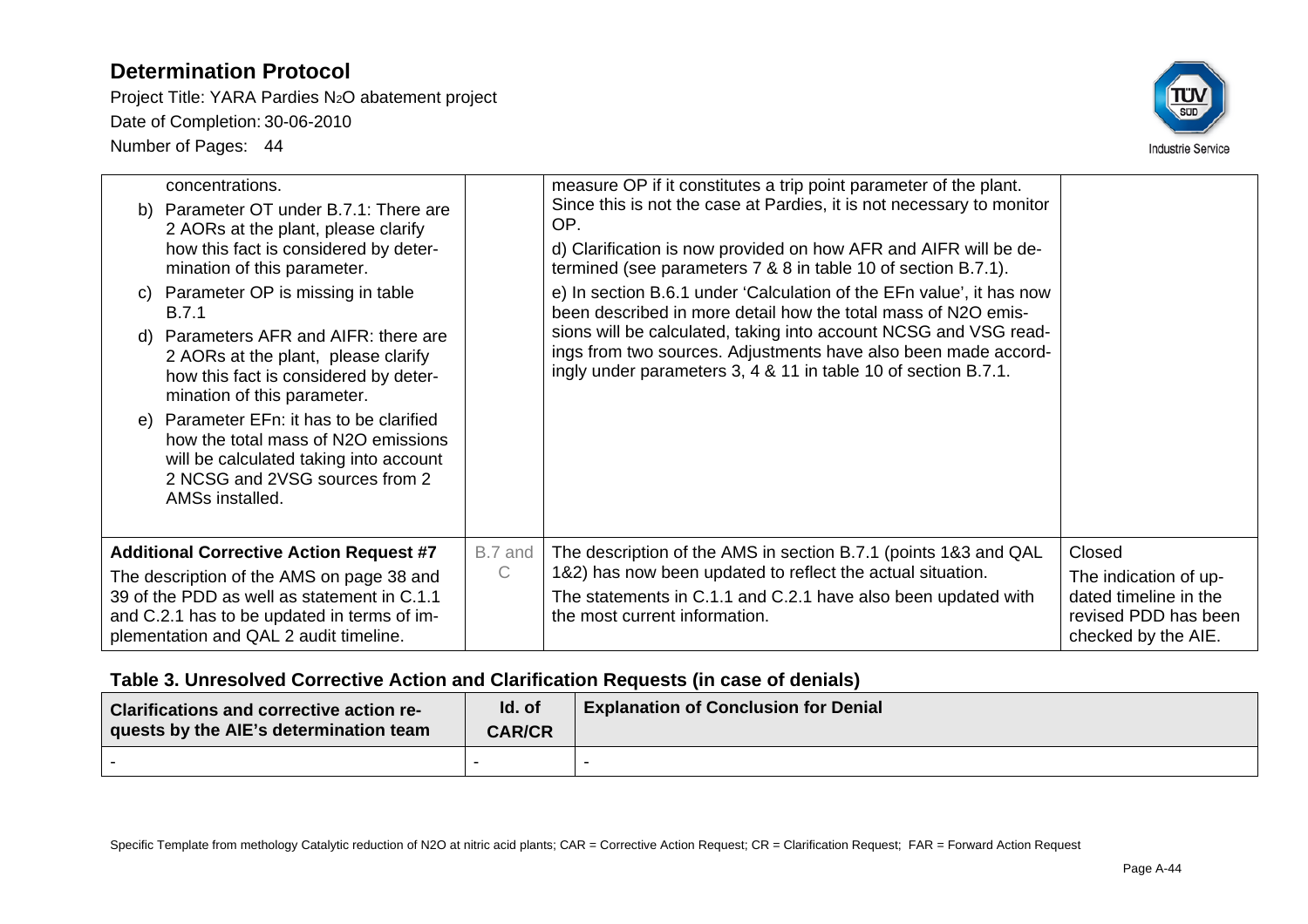| | | | |
|---|---|---|---|
| concentrations.<br>b) Parameter OT under B.7.1: There are 2 AORs at the plant, please clarify how this fact is considered by determination of this parameter.<br>c) Parameter OP is missing in table B.7.1<br>d) Parameters AFR and AIFR: there are 2 AORs at the plant, please clarify how this fact is considered by determination of this parameter.<br>e) Parameter EFn: it has to be clarified how the total mass of N2O emissions will be calculated taking into account 2 NCSG and 2VSG sources from 2 AMSs installed. | | measure OP if it constitutes a trip point parameter of the plant. Since this is not the case at Pardies, it is not necessary to monitor OP.<br>d) Clarification is now provided on how AFR and AIFR will be determined (see parameters 7 & 8 in table 10 of section B.7.1).<br>e) In section B.6.1 under 'Calculation of the EFn value', it has now been described in more detail how the total mass of N2O emissions will be calculated, taking into account NCSG and VSG readings from two sources. Adjustments have also been made accordingly under parameters 3, 4 & 11 in table 10 of section B.7.1. | |
| **Additional Corrective Action Request #7**<br>The description of the AMS on page 38 and 39 of the PDD as well as statement in C.1.1 and C.2.1 has to be updated in terms of implementation and QAL 2 audit timeline. | B.7 and C | The description of the AMS in section B.7.1 (points 1&3 and QAL 1&2) has now been updated to reflect the actual situation.<br>The statements in C.1.1 and C.2.1 have also been updated with the most current information. | Closed<br>The indication of updated timeline in the revised PDD has been checked by the AIE. |

## Table 3. Unresolved Corrective Action and Clarification Requests (in case of denials)

| Clarifications and corrective action requests by the AIE's determination team | Id. of CAR/CR | Explanation of Conclusion for Denial |
|---|---|---|
| - | - | - |

Specific Template from methology Catalytic reduction of N2O at nitric acid plants; CAR = Corrective Action Request; CR = Clarification Request; FAR = Forward Action Request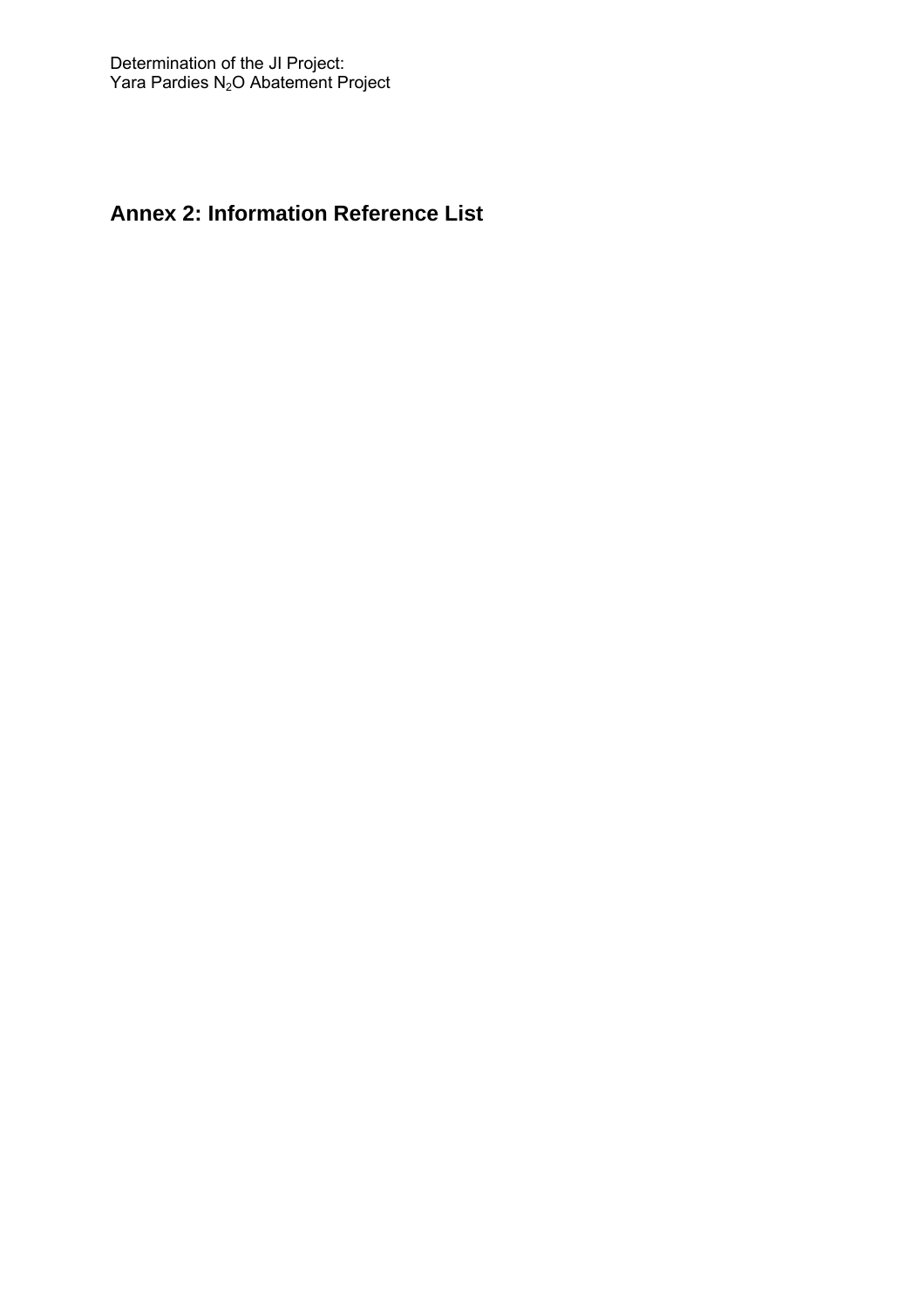## Annex 2: Information Reference List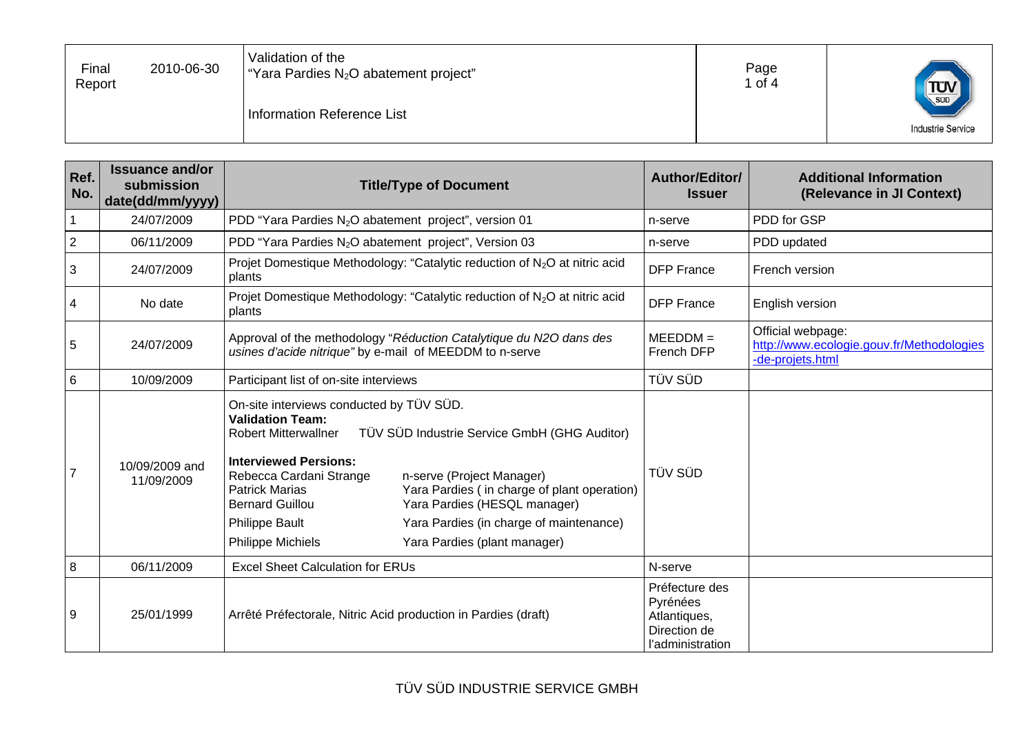| Ref. No. | Issuance and/or submission date(dd/mm/yyyy) | Title/Type of Document | Author/Editor/ Issuer | Additional Information (Relevance in JI Context) |
|---|---|---|---|---|
| 1 | 24/07/2009 | PDD "Yara Pardies $N_2O$ abatement project", version 01 | n-serve | PDD for GSP |
| 2 | 06/11/2009 | PDD "Yara Pardies $N_2O$ abatement project", Version 03 | n-serve | PDD updated |
| 3 | 24/07/2009 | Projet Domestique Methodology: "Catalytic reduction of $N_2O$ at nitric acid plants | DFP France | French version |
| 4 | No date | Projet Domestique Methodology: "Catalytic reduction of $N_2O$ at nitric acid plants | DFP France | English version |
| 5 | 24/07/2009 | Approval of the methodology "*Réduction Catalytique du N2O dans des usines d'acide nitrique*" by e-mail of MEEDDM to n-serve | MEEDDM = French DFP | Official webpage: http://www.ecologie.gouv.fr/Methodologies-de-projets.html |
| 6 | 10/09/2009 | Participant list of on-site interviews | TÜV SÜD | |
| 7 | 10/09/2009 and 11/09/2009 | On-site interviews conducted by TÜV SÜD.<br>**Validation Team:**<br>Robert Mitterwallner — TÜV SÜD Industrie Service GmbH (GHG Auditor)<br>**Interviewed Persions:**<br>Rebecca Cardani Strange — n-serve (Project Manager)<br>Patrick Marias — Yara Pardies ( in charge of plant operation)<br>Bernard Guillou — Yara Pardies (HESQL manager)<br>Philippe Bault — Yara Pardies (in charge of maintenance)<br>Philippe Michiels — Yara Pardies (plant manager) | TÜV SÜD | |
| 8 | 06/11/2009 | Excel Sheet Calculation for ERUs | N-serve | |
| 9 | 25/01/1999 | Arrêté Préfectorale, Nitric Acid production in Pardies (draft) | Préfecture des Pyrénées Atlantiques, Direction de l'administration | |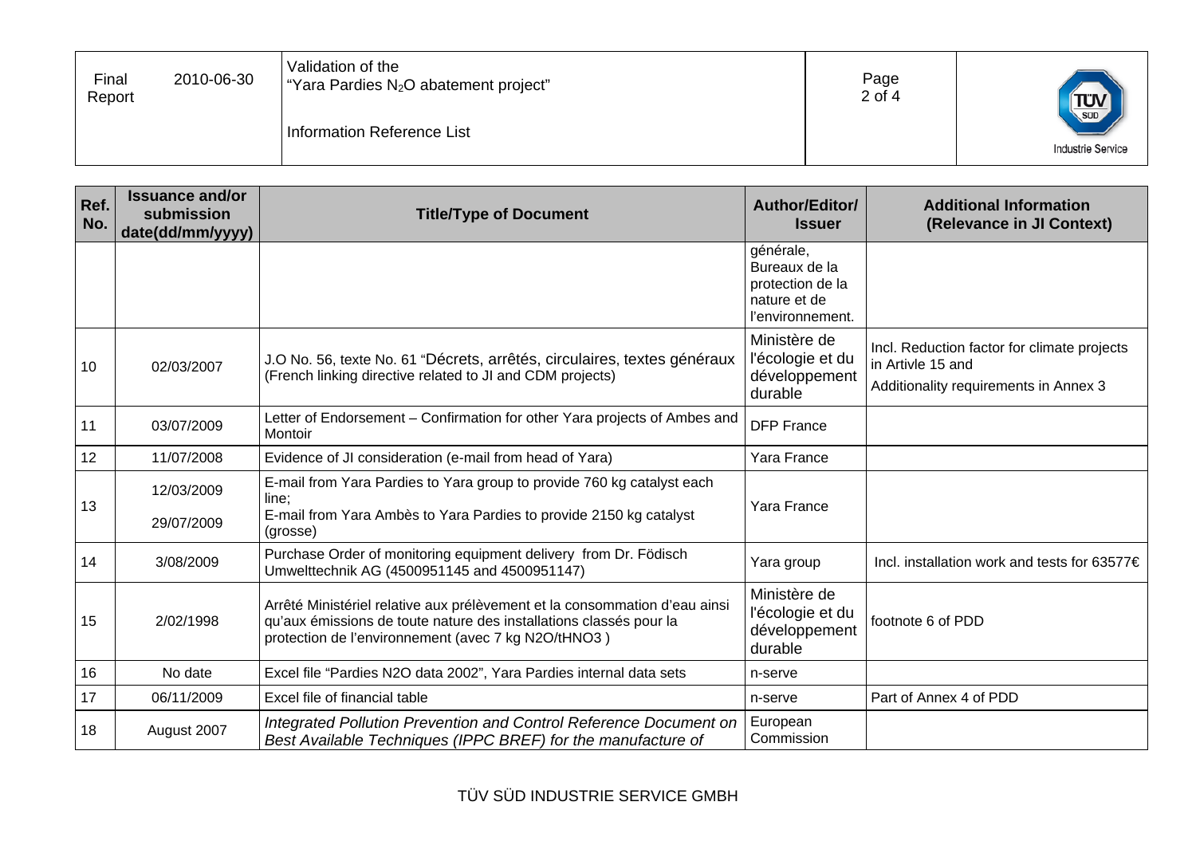| Ref. No. | Issuance and/or submission date(dd/mm/yyyy) | Title/Type of Document | Author/Editor/ Issuer | Additional Information (Relevance in JI Context) |
|---|---|---|---|---|
| | | | générale, Bureaux de la protection de la nature et de l'environnement. | |
| 10 | 02/03/2007 | J.O No. 56, texte No. 61 "Décrets, arrêtés, circulaires, textes généraux (French linking directive related to JI and CDM projects) | Ministère de l'écologie et du développement durable | Incl. Reduction factor for climate projects in Artivle 15 and Additionality requirements in Annex 3 |
| 11 | 03/07/2009 | Letter of Endorsement – Confirmation for other Yara projects of Ambes and Montoir | DFP France | |
| 12 | 11/07/2008 | Evidence of JI consideration (e-mail from head of Yara) | Yara France | |
| 13 | 12/03/2009<br>29/07/2009 | E-mail from Yara Pardies to Yara group to provide 760 kg catalyst each line;<br>E-mail from Yara Ambès to Yara Pardies to provide 2150 kg catalyst (grosse) | Yara France | |
| 14 | 3/08/2009 | Purchase Order of monitoring equipment delivery from Dr. Födisch Umwelttechnik AG (4500951145 and 4500951147) | Yara group | Incl. installation work and tests for 63577€ |
| 15 | 2/02/1998 | Arrêté Ministériel relative aux prélèvement et la consommation d'eau ainsi qu'aux émissions de toute nature des installations classés pour la protection de l'environnement (avec 7 kg N2O/tHNO3 ) | Ministère de l'écologie et du développement durable | footnote 6 of PDD |
| 16 | No date | Excel file "Pardies N2O data 2002", Yara Pardies internal data sets | n-serve | |
| 17 | 06/11/2009 | Excel file of financial table | n-serve | Part of Annex 4 of PDD |
| 18 | August 2007 | *Integrated Pollution Prevention and Control Reference Document on Best Available Techniques (IPPC BREF) for the manufacture of* | European Commission | |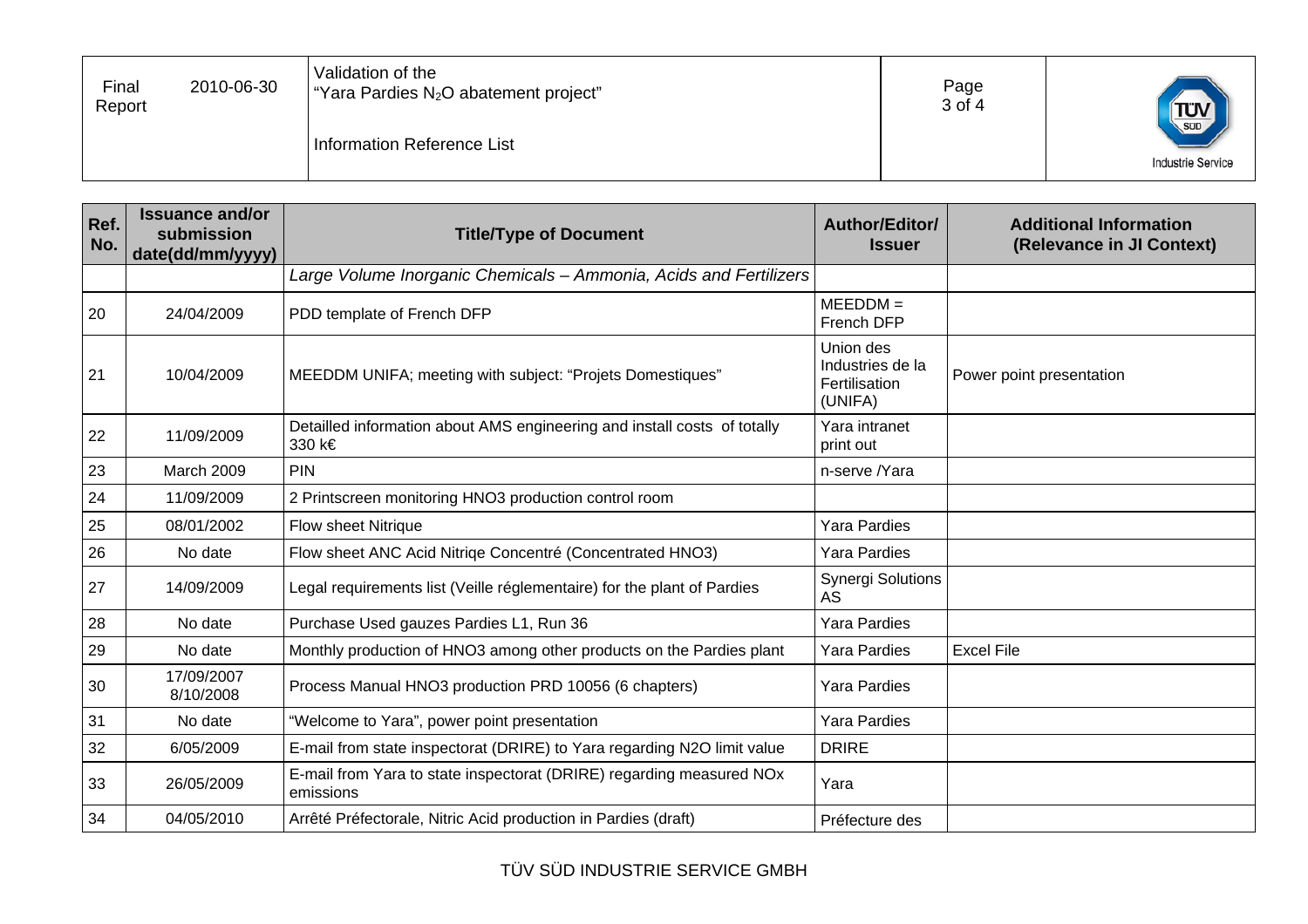| Ref. No. | Issuance and/or submission date(dd/mm/yyyy) | Title/Type of Document | Author/Editor/ Issuer | Additional Information (Relevance in JI Context) |
|---|---|---|---|---|
| | | *Large Volume Inorganic Chemicals – Ammonia, Acids and Fertilizers* | | |
| 20 | 24/04/2009 | PDD template of French DFP | MEEDDM = French DFP | |
| 21 | 10/04/2009 | MEEDDM UNIFA; meeting with subject: “Projets Domestiques” | Union des Industries de la Fertilisation (UNIFA) | Power point presentation |
| 22 | 11/09/2009 | Detailled information about AMS engineering and install costs of totally 330 k€ | Yara intranet print out | |
| 23 | March 2009 | PIN | n-serve /Yara | |
| 24 | 11/09/2009 | 2 Printscreen monitoring HNO3 production control room | | |
| 25 | 08/01/2002 | Flow sheet Nitrique | Yara Pardies | |
| 26 | No date | Flow sheet ANC Acid Nitriqe Concentré (Concentrated HNO3) | Yara Pardies | |
| 27 | 14/09/2009 | Legal requirements list (Veille réglementaire) for the plant of Pardies | Synergi Solutions AS | |
| 28 | No date | Purchase Used gauzes Pardies L1, Run 36 | Yara Pardies | |
| 29 | No date | Monthly production of HNO3 among other products on the Pardies plant | Yara Pardies | Excel File |
| 30 | 17/09/2007 8/10/2008 | Process Manual HNO3 production PRD 10056 (6 chapters) | Yara Pardies | |
| 31 | No date | “Welcome to Yara”, power point presentation | Yara Pardies | |
| 32 | 6/05/2009 | E-mail from state inspectorat (DRIRE) to Yara regarding N2O limit value | DRIRE | |
| 33 | 26/05/2009 | E-mail from Yara to state inspectorat (DRIRE) regarding measured NOx emissions | Yara | |
| 34 | 04/05/2010 | Arrêté Préfectorale, Nitric Acid production in Pardies (draft) | Préfecture des | |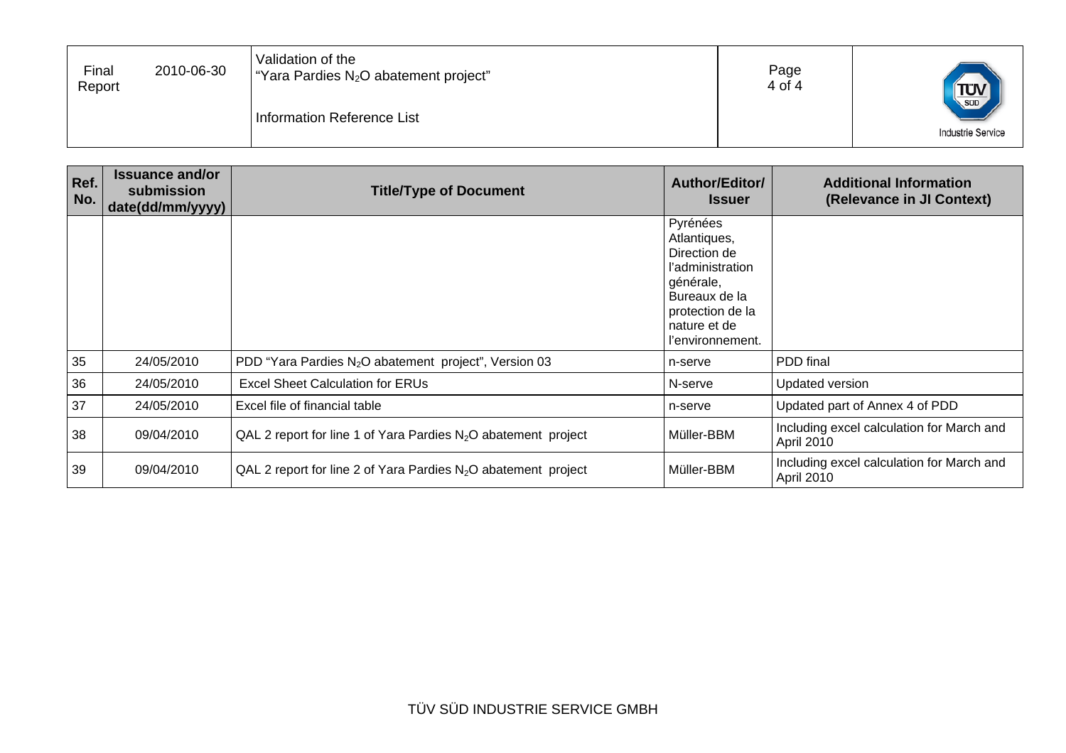| Ref. No. | Issuance and/or submission date(dd/mm/yyyy) | Title/Type of Document | Author/Editor/ Issuer | Additional Information (Relevance in JI Context) |
|---|---|---|---|---|
| | | | Pyrénées Atlantiques, Direction de l'administration générale, Bureaux de la protection de la nature et de l'environnement. | |
| 35 | 24/05/2010 | PDD "Yara Pardies $N_2O$ abatement project", Version 03 | n-serve | PDD final |
| 36 | 24/05/2010 | Excel Sheet Calculation for ERUs | N-serve | Updated version |
| 37 | 24/05/2010 | Excel file of financial table | n-serve | Updated part of Annex 4 of PDD |
| 38 | 09/04/2010 | QAL 2 report for line 1 of Yara Pardies $N_2O$ abatement project | Müller-BBM | Including excel calculation for March and April 2010 |
| 39 | 09/04/2010 | QAL 2 report for line 2 of Yara Pardies $N_2O$ abatement project | Müller-BBM | Including excel calculation for March and April 2010 |